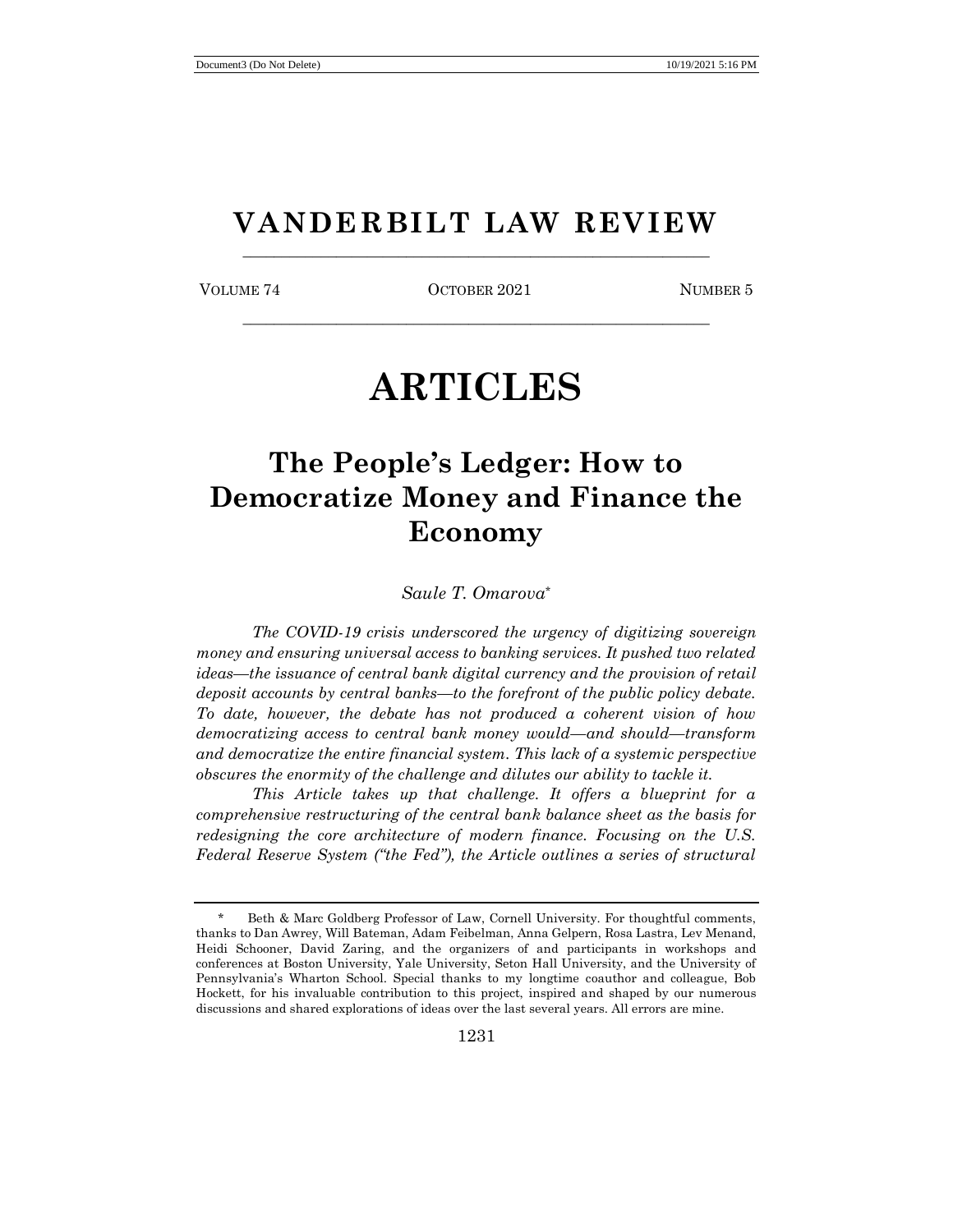# VANDERBILT LAW REVIEW

VOLUME 74 OCTOBER 2021 NUMBER 5

# ARTICLES

## The People's Ledger: How to Democratize Money and Finance the Economy

*Saule T. Omarova*[*]

*The COVID-19 crisis underscored the urgency of digitizing sovereign money and ensuring universal access to banking services. It pushed two related ideas—the issuance of central bank digital currency and the provision of retail deposit accounts by central banks—to the forefront of the public policy debate. To date, however, the debate has not produced a coherent vision of how democratizing access to central bank money would—and should—transform and democratize the entire financial system. This lack of a systemic perspective obscures the enormity of the challenge and dilutes our ability to tackle it.*

*This Article takes up that challenge. It offers a blueprint for a comprehensive restructuring of the central bank balance sheet as the basis for redesigning the core architecture of modern finance. Focusing on the U.S. Federal Reserve System ("the Fed"), the Article outlines a series of structural*

---

[*] Beth & Marc Goldberg Professor of Law, Cornell University. For thoughtful comments, thanks to Dan Awrey, Will Bateman, Adam Feibelman, Anna Gelpern, Rosa Lastra, Lev Menand, Heidi Schooner, David Zaring, and the organizers of and participants in workshops and conferences at Boston University, Yale University, Seton Hall University, and the University of Pennsylvania's Wharton School. Special thanks to my longtime coauthor and colleague, Bob Hockett, for his invaluable contribution to this project, inspired and shaped by our numerous discussions and shared explorations of ideas over the last several years. All errors are mine.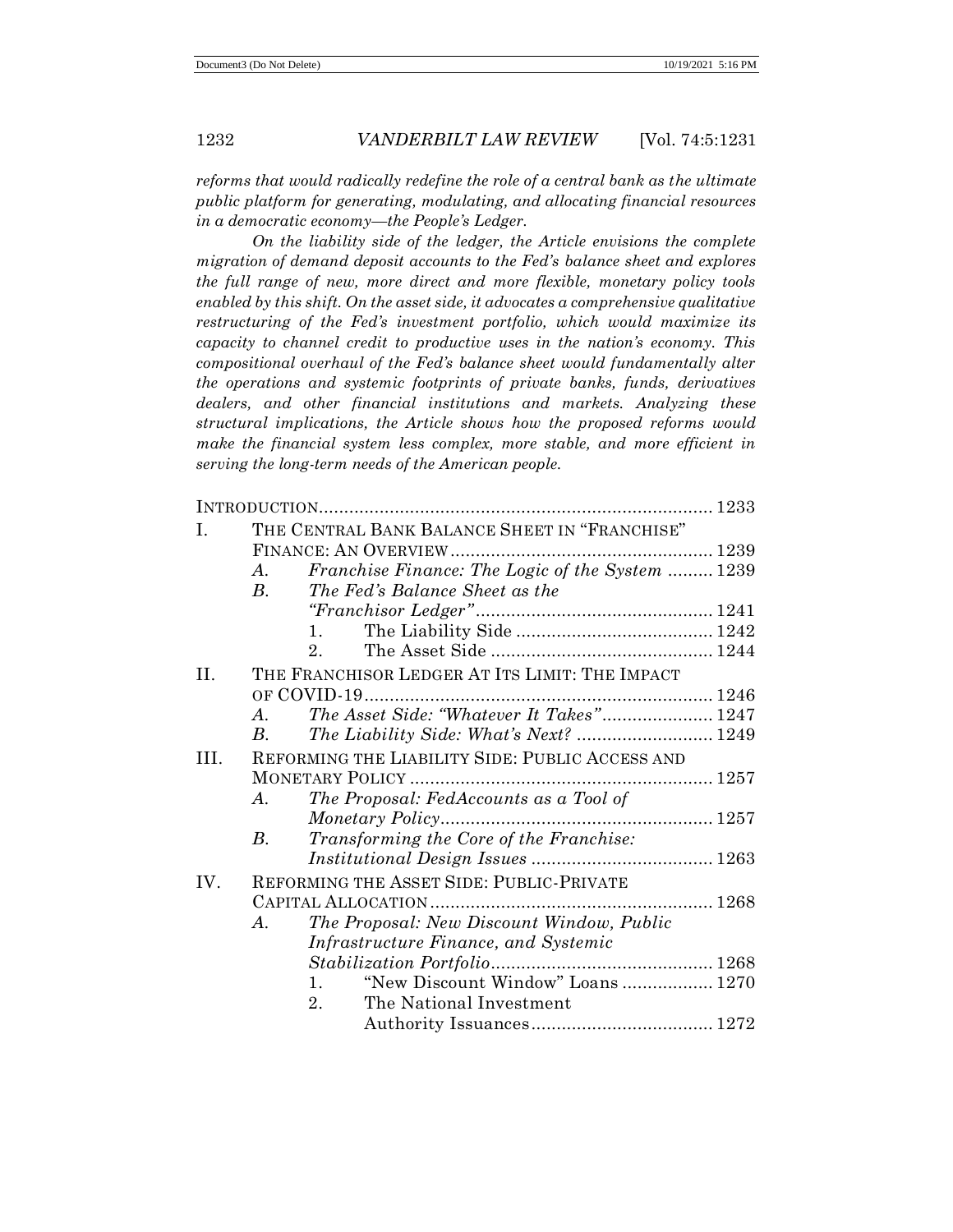*reforms that would radically redefine the role of a central bank as the ultimate public platform for generating, modulating, and allocating financial resources in a democratic economy—the People's Ledger.*

*On the liability side of the ledger, the Article envisions the complete migration of demand deposit accounts to the Fed's balance sheet and explores the full range of new, more direct and more flexible, monetary policy tools enabled by this shift. On the asset side, it advocates a comprehensive qualitative restructuring of the Fed's investment portfolio, which would maximize its capacity to channel credit to productive uses in the nation's economy. This compositional overhaul of the Fed's balance sheet would fundamentally alter the operations and systemic footprints of private banks, funds, derivatives dealers, and other financial institutions and markets. Analyzing these structural implications, the Article shows how the proposed reforms would make the financial system less complex, more stable, and more efficient in serving the long-term needs of the American people.*

INTRODUCTION ..... 1233

I. THE CENTRAL BANK BALANCE SHEET IN "FRANCHISE" FINANCE: AN OVERVIEW ..... 1239
   - A. *Franchise Finance: The Logic of the System* ..... 1239
   - B. *The Fed's Balance Sheet as the "Franchisor Ledger"* ..... 1241
     1. The Liability Side ..... 1242
     2. The Asset Side ..... 1244

II. THE FRANCHISOR LEDGER AT ITS LIMIT: THE IMPACT OF COVID-19 ..... 1246
   - A. *The Asset Side: "Whatever It Takes"* ..... 1247
   - B. *The Liability Side: What's Next?* ..... 1249

III. REFORMING THE LIABILITY SIDE: PUBLIC ACCESS AND MONETARY POLICY ..... 1257
   - A. *The Proposal: FedAccounts as a Tool of Monetary Policy* ..... 1257
   - B. *Transforming the Core of the Franchise: Institutional Design Issues* ..... 1263

IV. REFORMING THE ASSET SIDE: PUBLIC-PRIVATE CAPITAL ALLOCATION ..... 1268
   - A. *The Proposal: New Discount Window, Public Infrastructure Finance, and Systemic Stabilization Portfolio* ..... 1268
     1. "New Discount Window" Loans ..... 1270
     2. The National Investment Authority Issuances ..... 1272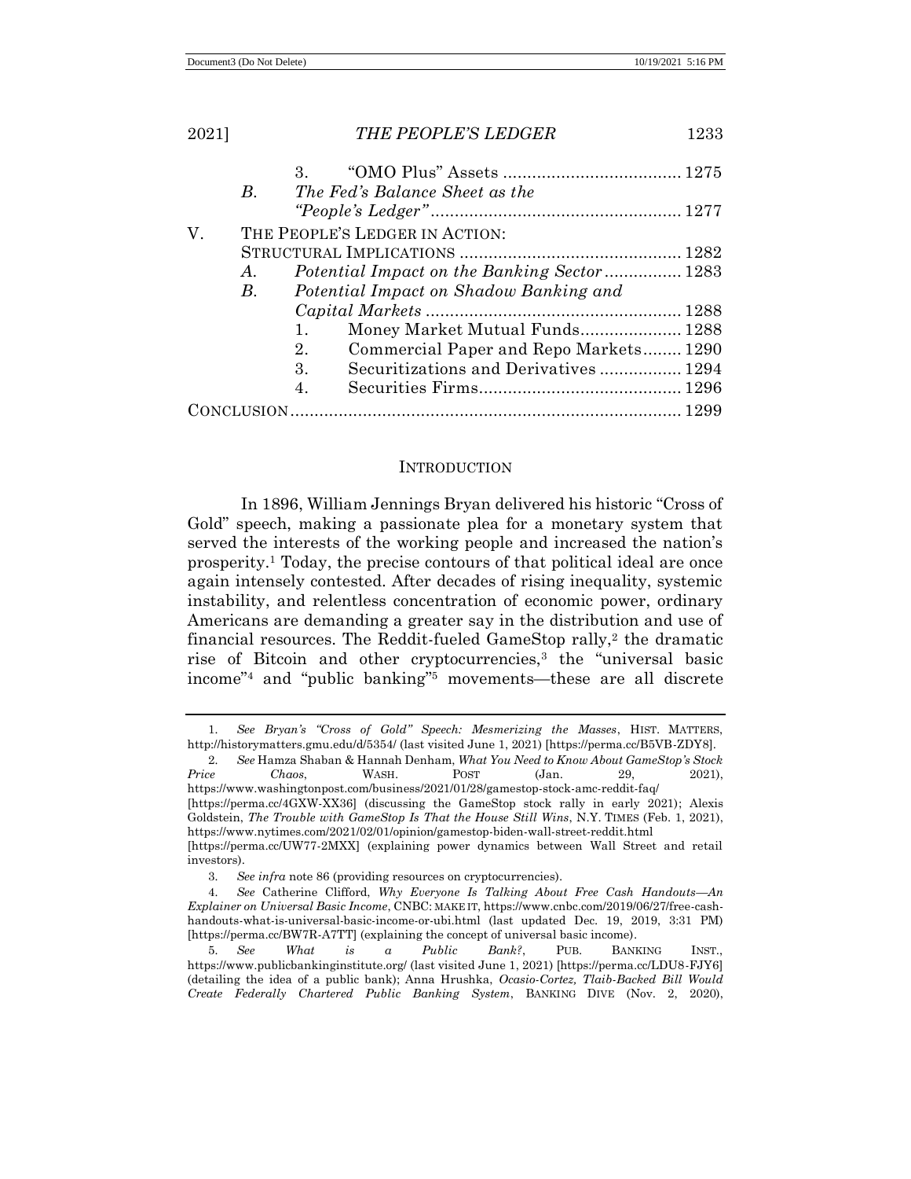| | | | |
|---|---|---|---|
| | | 3. "OMO Plus" Assets | 1275 |
| | B. | *The Fed's Balance Sheet as the "People's Ledger"* | 1277 |
| V. | THE PEOPLE'S LEDGER IN ACTION: STRUCTURAL IMPLICATIONS | | 1282 |
| | A. | *Potential Impact on the Banking Sector* | 1283 |
| | B. | *Potential Impact on Shadow Banking and Capital Markets* | 1288 |
| | | 1. Money Market Mutual Funds | 1288 |
| | | 2. Commercial Paper and Repo Markets | 1290 |
| | | 3. Securitizations and Derivatives | 1294 |
| | | 4. Securities Firms | 1296 |
| CONCLUSION | | | 1299 |

## INTRODUCTION

In 1896, William Jennings Bryan delivered his historic "Cross of Gold" speech, making a passionate plea for a monetary system that served the interests of the working people and increased the nation's prosperity.[1] Today, the precise contours of that political ideal are once again intensely contested. After decades of rising inequality, systemic instability, and relentless concentration of economic power, ordinary Americans are demanding a greater say in the distribution and use of financial resources. The Reddit-fueled GameStop rally,[2] the dramatic rise of Bitcoin and other cryptocurrencies,[3] the "universal basic income"[4] and "public banking"[5] movements—these are all discrete

---

1. *See Bryan's "Cross of Gold" Speech: Mesmerizing the Masses*, HIST. MATTERS, http://historymatters.gmu.edu/d/5354/ (last visited June 1, 2021) [https://perma.cc/B5VB-ZDY8].

2. *See* Hamza Shaban & Hannah Denham, *What You Need to Know About GameStop's Stock Price Chaos*, WASH. POST (Jan. 29, 2021), https://www.washingtonpost.com/business/2021/01/28/gamestop-stock-amc-reddit-faq/ [https://perma.cc/4GXW-XX36] (discussing the GameStop stock rally in early 2021); Alexis Goldstein, *The Trouble with GameStop Is That the House Still Wins*, N.Y. TIMES (Feb. 1, 2021), https://www.nytimes.com/2021/02/01/opinion/gamestop-biden-wall-street-reddit.html [https://perma.cc/UW77-2MXX] (explaining power dynamics between Wall Street and retail investors).

3. *See infra* note 86 (providing resources on cryptocurrencies).

4. *See* Catherine Clifford, *Why Everyone Is Talking About Free Cash Handouts—An Explainer on Universal Basic Income*, CNBC: MAKE IT, https://www.cnbc.com/2019/06/27/free-cash-handouts-what-is-universal-basic-income-or-ubi.html (last updated Dec. 19, 2019, 3:31 PM) [https://perma.cc/BW7R-A7TT] (explaining the concept of universal basic income).

5. *See What is a Public Bank?*, PUB. BANKING INST., https://www.publicbankinginstitute.org/ (last visited June 1, 2021) [https://perma.cc/LDU8-FJY6] (detailing the idea of a public bank); Anna Hrushka, *Ocasio-Cortez, Tlaib-Backed Bill Would Create Federally Chartered Public Banking System*, BANKING DIVE (Nov. 2, 2020),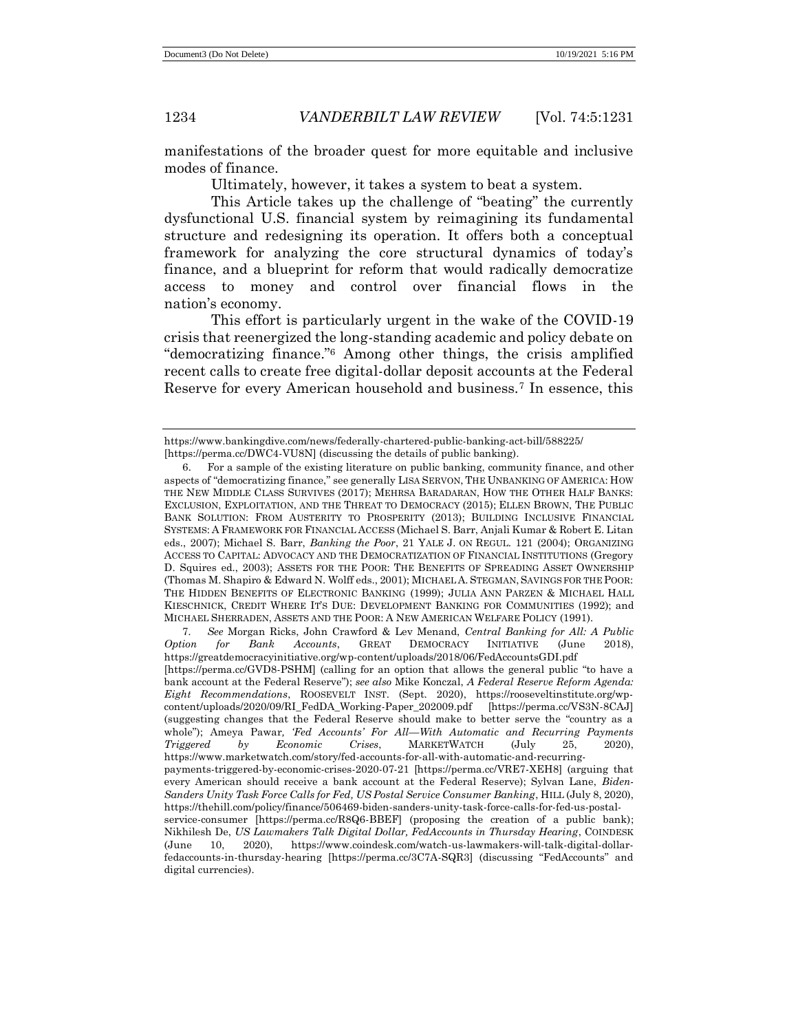manifestations of the broader quest for more equitable and inclusive modes of finance.

Ultimately, however, it takes a system to beat a system.

This Article takes up the challenge of "beating" the currently dysfunctional U.S. financial system by reimagining its fundamental structure and redesigning its operation. It offers both a conceptual framework for analyzing the core structural dynamics of today's finance, and a blueprint for reform that would radically democratize access to money and control over financial flows in the nation's economy.

This effort is particularly urgent in the wake of the COVID-19 crisis that reenergized the long-standing academic and policy debate on "democratizing finance."[6] Among other things, the crisis amplified recent calls to create free digital-dollar deposit accounts at the Federal Reserve for every American household and business.[7] In essence, this

---

https://www.bankingdive.com/news/federally-chartered-public-banking-act-bill/588225/ [https://perma.cc/DWC4-VU8N] (discussing the details of public banking).

6. For a sample of the existing literature on public banking, community finance, and other aspects of "democratizing finance," see generally LISA SERVON, THE UNBANKING OF AMERICA: HOW THE NEW MIDDLE CLASS SURVIVES (2017); MEHRSA BARADARAN, HOW THE OTHER HALF BANKS: EXCLUSION, EXPLOITATION, AND THE THREAT TO DEMOCRACY (2015); ELLEN BROWN, THE PUBLIC BANK SOLUTION: FROM AUSTERITY TO PROSPERITY (2013); BUILDING INCLUSIVE FINANCIAL SYSTEMS: A FRAMEWORK FOR FINANCIAL ACCESS (Michael S. Barr, Anjali Kumar & Robert E. Litan eds., 2007); Michael S. Barr, *Banking the Poor*, 21 YALE J. ON REGUL. 121 (2004); ORGANIZING ACCESS TO CAPITAL: ADVOCACY AND THE DEMOCRATIZATION OF FINANCIAL INSTITUTIONS (Gregory D. Squires ed., 2003); ASSETS FOR THE POOR: THE BENEFITS OF SPREADING ASSET OWNERSHIP (Thomas M. Shapiro & Edward N. Wolff eds., 2001); MICHAEL A. STEGMAN, SAVINGS FOR THE POOR: THE HIDDEN BENEFITS OF ELECTRONIC BANKING (1999); JULIA ANN PARZEN & MICHAEL HALL KIESCHNICK, CREDIT WHERE IT'S DUE: DEVELOPMENT BANKING FOR COMMUNITIES (1992); and MICHAEL SHERRADEN, ASSETS AND THE POOR: A NEW AMERICAN WELFARE POLICY (1991).

7. *See* Morgan Ricks, John Crawford & Lev Menand, *Central Banking for All: A Public Option for Bank Accounts*, GREAT DEMOCRACY INITIATIVE (June 2018), https://greatdemocracyinitiative.org/wp-content/uploads/2018/06/FedAccountsGDI.pdf [https://perma.cc/GVD8-PSHM] (calling for an option that allows the general public "to have a bank account at the Federal Reserve"); *see also* Mike Konczal, *A Federal Reserve Reform Agenda: Eight Recommendations*, ROOSEVELT INST. (Sept. 2020), https://rooseveltinstitute.org/wp-content/uploads/2020/09/RI_FedDA_Working-Paper_202009.pdf [https://perma.cc/VS3N-8CAJ] (suggesting changes that the Federal Reserve should make to better serve the "country as a whole"); Ameya Pawar, *'Fed Accounts' For All—With Automatic and Recurring Payments Triggered by Economic Crises*, MARKETWATCH (July 25, 2020), https://www.marketwatch.com/story/fed-accounts-for-all-with-automatic-and-recurring-payments-triggered-by-economic-crises-2020-07-21 [https://perma.cc/VRE7-XEH8] (arguing that every American should receive a bank account at the Federal Reserve); Sylvan Lane, *Biden-Sanders Unity Task Force Calls for Fed, US Postal Service Consumer Banking*, HILL (July 8, 2020), https://thehill.com/policy/finance/506469-biden-sanders-unity-task-force-calls-for-fed-us-postal-service-consumer [https://perma.cc/R8Q6-BBEF] (proposing the creation of a public bank); Nikhilesh De, *US Lawmakers Talk Digital Dollar, FedAccounts in Thursday Hearing*, COINDESK (June 10, 2020), https://www.coindesk.com/watch-us-lawmakers-will-talk-digital-dollar-fedaccounts-in-thursday-hearing [https://perma.cc/3C7A-SQR3] (discussing "FedAccounts" and digital currencies).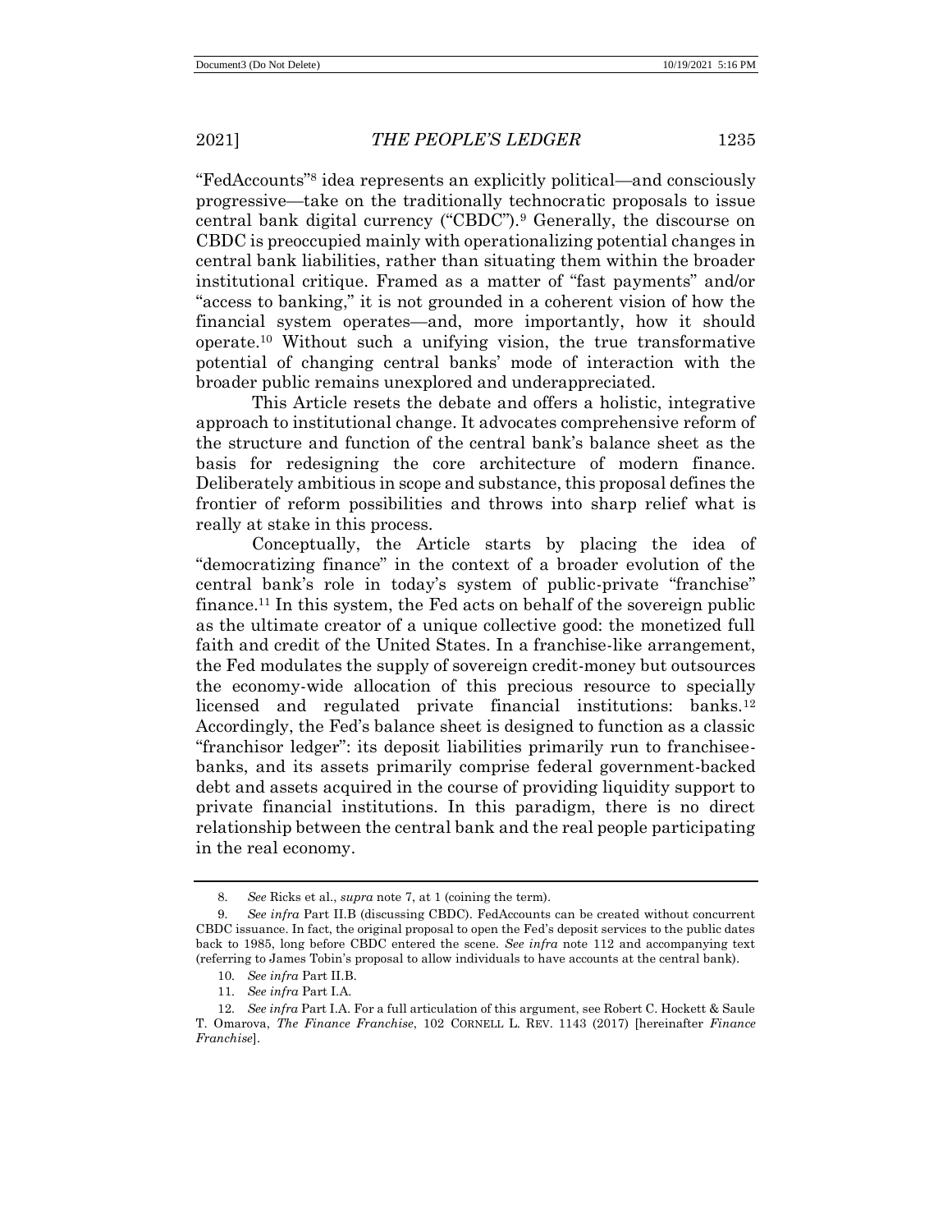"FedAccounts"[8] idea represents an explicitly political—and consciously progressive—take on the traditionally technocratic proposals to issue central bank digital currency ("CBDC").[9] Generally, the discourse on CBDC is preoccupied mainly with operationalizing potential changes in central bank liabilities, rather than situating them within the broader institutional critique. Framed as a matter of "fast payments" and/or "access to banking," it is not grounded in a coherent vision of how the financial system operates—and, more importantly, how it should operate.[10] Without such a unifying vision, the true transformative potential of changing central banks' mode of interaction with the broader public remains unexplored and underappreciated.

This Article resets the debate and offers a holistic, integrative approach to institutional change. It advocates comprehensive reform of the structure and function of the central bank's balance sheet as the basis for redesigning the core architecture of modern finance. Deliberately ambitious in scope and substance, this proposal defines the frontier of reform possibilities and throws into sharp relief what is really at stake in this process.

Conceptually, the Article starts by placing the idea of "democratizing finance" in the context of a broader evolution of the central bank's role in today's system of public-private "franchise" finance.[11] In this system, the Fed acts on behalf of the sovereign public as the ultimate creator of a unique collective good: the monetized full faith and credit of the United States. In a franchise-like arrangement, the Fed modulates the supply of sovereign credit-money but outsources the economy-wide allocation of this precious resource to specially licensed and regulated private financial institutions: banks.[12] Accordingly, the Fed's balance sheet is designed to function as a classic "franchisor ledger": its deposit liabilities primarily run to franchisee-banks, and its assets primarily comprise federal government-backed debt and assets acquired in the course of providing liquidity support to private financial institutions. In this paradigm, there is no direct relationship between the central bank and the real people participating in the real economy.

---

8. *See* Ricks et al., *supra* note 7, at 1 (coining the term).

9. *See infra* Part II.B (discussing CBDC). FedAccounts can be created without concurrent CBDC issuance. In fact, the original proposal to open the Fed's deposit services to the public dates back to 1985, long before CBDC entered the scene. *See infra* note 112 and accompanying text (referring to James Tobin's proposal to allow individuals to have accounts at the central bank).

10. *See infra* Part II.B.

11. *See infra* Part I.A.

12. *See infra* Part I.A. For a full articulation of this argument, see Robert C. Hockett & Saule T. Omarova, *The Finance Franchise*, 102 CORNELL L. REV. 1143 (2017) [hereinafter *Finance Franchise*].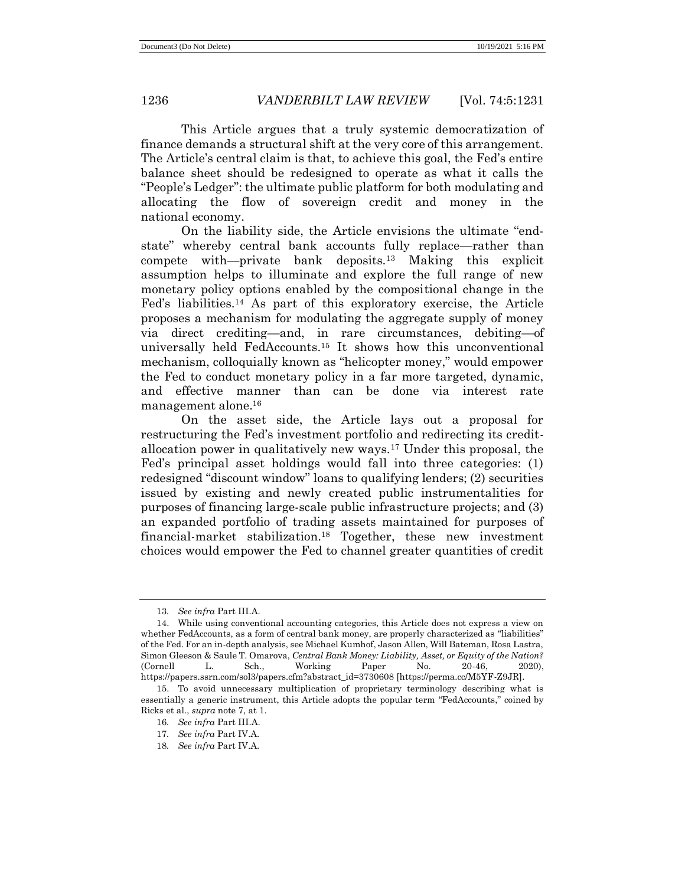This Article argues that a truly systemic democratization of finance demands a structural shift at the very core of this arrangement. The Article's central claim is that, to achieve this goal, the Fed's entire balance sheet should be redesigned to operate as what it calls the "People's Ledger": the ultimate public platform for both modulating and allocating the flow of sovereign credit and money in the national economy.

On the liability side, the Article envisions the ultimate "end-state" whereby central bank accounts fully replace—rather than compete with—private bank deposits.[13] Making this explicit assumption helps to illuminate and explore the full range of new monetary policy options enabled by the compositional change in the Fed's liabilities.[14] As part of this exploratory exercise, the Article proposes a mechanism for modulating the aggregate supply of money via direct crediting—and, in rare circumstances, debiting—of universally held FedAccounts.[15] It shows how this unconventional mechanism, colloquially known as "helicopter money," would empower the Fed to conduct monetary policy in a far more targeted, dynamic, and effective manner than can be done via interest rate management alone.[16]

On the asset side, the Article lays out a proposal for restructuring the Fed's investment portfolio and redirecting its credit-allocation power in qualitatively new ways.[17] Under this proposal, the Fed's principal asset holdings would fall into three categories: (1) redesigned "discount window" loans to qualifying lenders; (2) securities issued by existing and newly created public instrumentalities for purposes of financing large-scale public infrastructure projects; and (3) an expanded portfolio of trading assets maintained for purposes of financial-market stabilization.[18] Together, these new investment choices would empower the Fed to channel greater quantities of credit

---

13. *See infra* Part III.A.

14. While using conventional accounting categories, this Article does not express a view on whether FedAccounts, as a form of central bank money, are properly characterized as "liabilities" of the Fed. For an in-depth analysis, see Michael Kumhof, Jason Allen, Will Bateman, Rosa Lastra, Simon Gleeson & Saule T. Omarova, *Central Bank Money: Liability, Asset, or Equity of the Nation?* (Cornell L. Sch., Working Paper No. 20-46, 2020), https://papers.ssrn.com/sol3/papers.cfm?abstract_id=3730608 [https://perma.cc/M5YF-Z9JR].

15. To avoid unnecessary multiplication of proprietary terminology describing what is essentially a generic instrument, this Article adopts the popular term "FedAccounts," coined by Ricks et al., *supra* note 7, at 1.

16. *See infra* Part III.A.

17. *See infra* Part IV.A.

18. *See infra* Part IV.A.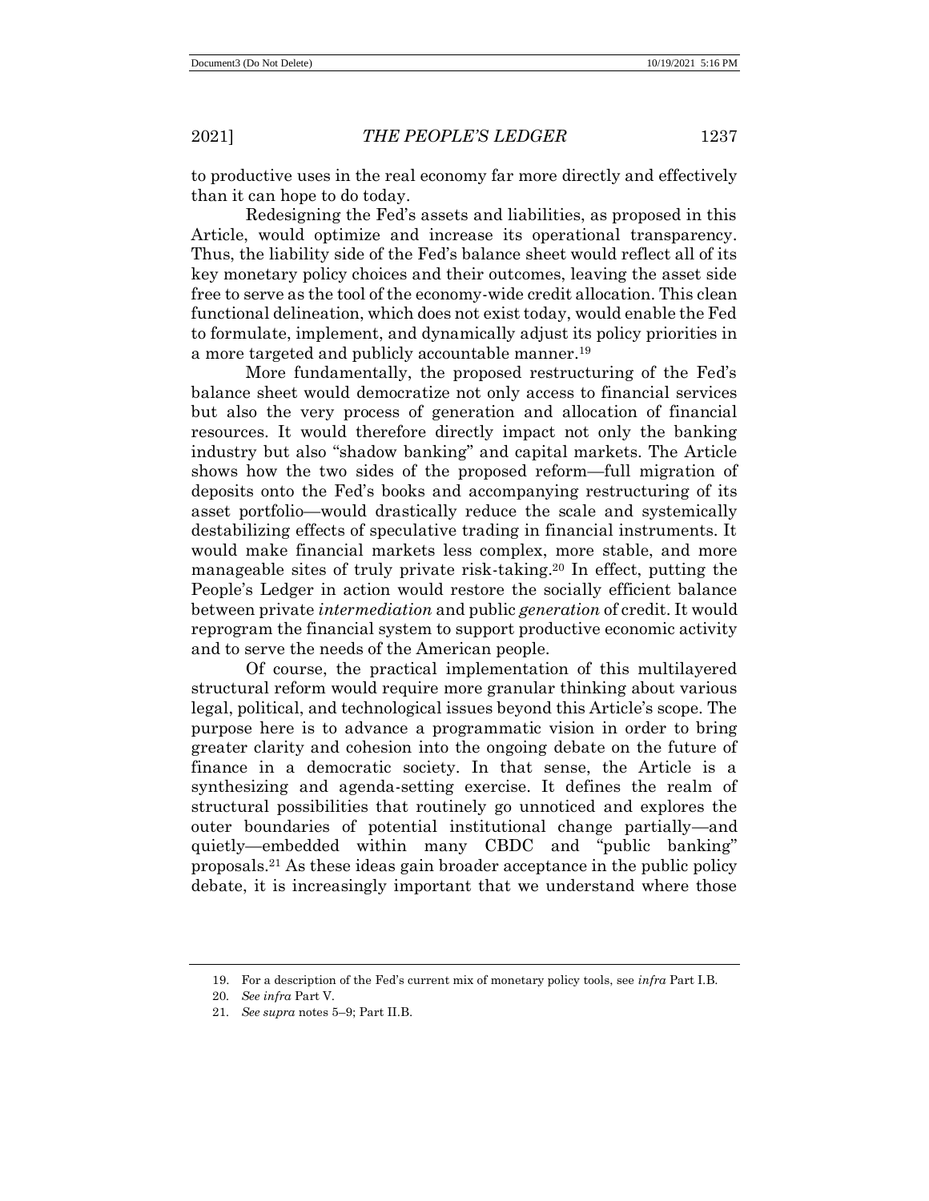to productive uses in the real economy far more directly and effectively than it can hope to do today.

Redesigning the Fed's assets and liabilities, as proposed in this Article, would optimize and increase its operational transparency. Thus, the liability side of the Fed's balance sheet would reflect all of its key monetary policy choices and their outcomes, leaving the asset side free to serve as the tool of the economy-wide credit allocation. This clean functional delineation, which does not exist today, would enable the Fed to formulate, implement, and dynamically adjust its policy priorities in a more targeted and publicly accountable manner.[19]

More fundamentally, the proposed restructuring of the Fed's balance sheet would democratize not only access to financial services but also the very process of generation and allocation of financial resources. It would therefore directly impact not only the banking industry but also "shadow banking" and capital markets. The Article shows how the two sides of the proposed reform—full migration of deposits onto the Fed's books and accompanying restructuring of its asset portfolio—would drastically reduce the scale and systemically destabilizing effects of speculative trading in financial instruments. It would make financial markets less complex, more stable, and more manageable sites of truly private risk-taking.[20] In effect, putting the People's Ledger in action would restore the socially efficient balance between private *intermediation* and public *generation* of credit. It would reprogram the financial system to support productive economic activity and to serve the needs of the American people.

Of course, the practical implementation of this multilayered structural reform would require more granular thinking about various legal, political, and technological issues beyond this Article's scope. The purpose here is to advance a programmatic vision in order to bring greater clarity and cohesion into the ongoing debate on the future of finance in a democratic society. In that sense, the Article is a synthesizing and agenda-setting exercise. It defines the realm of structural possibilities that routinely go unnoticed and explores the outer boundaries of potential institutional change partially—and quietly—embedded within many CBDC and "public banking" proposals.[21] As these ideas gain broader acceptance in the public policy debate, it is increasingly important that we understand where those

---

19. For a description of the Fed's current mix of monetary policy tools, see *infra* Part I.B.

20. *See infra* Part V.

21. *See supra* notes 5–9; Part II.B.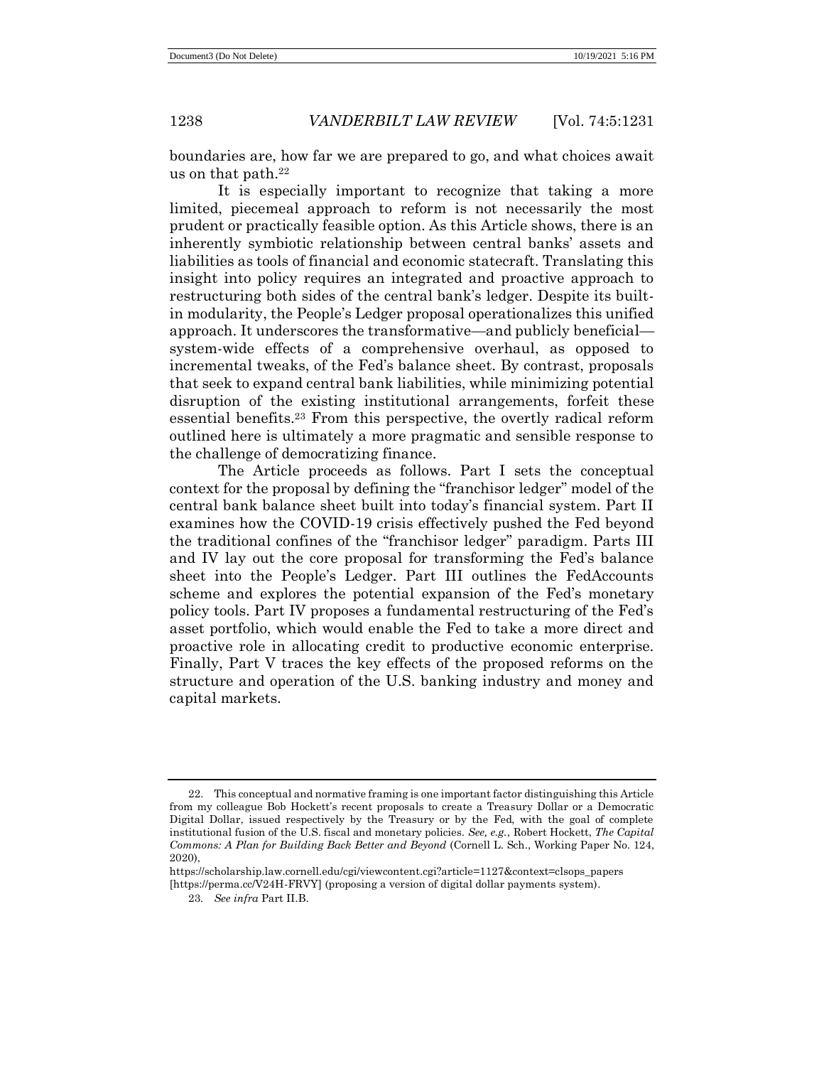boundaries are, how far we are prepared to go, and what choices await us on that path.[22]

It is especially important to recognize that taking a more limited, piecemeal approach to reform is not necessarily the most prudent or practically feasible option. As this Article shows, there is an inherently symbiotic relationship between central banks' assets and liabilities as tools of financial and economic statecraft. Translating this insight into policy requires an integrated and proactive approach to restructuring both sides of the central bank's ledger. Despite its built-in modularity, the People's Ledger proposal operationalizes this unified approach. It underscores the transformative—and publicly beneficial—system-wide effects of a comprehensive overhaul, as opposed to incremental tweaks, of the Fed's balance sheet. By contrast, proposals that seek to expand central bank liabilities, while minimizing potential disruption of the existing institutional arrangements, forfeit these essential benefits.[23] From this perspective, the overtly radical reform outlined here is ultimately a more pragmatic and sensible response to the challenge of democratizing finance.

The Article proceeds as follows. Part I sets the conceptual context for the proposal by defining the "franchisor ledger" model of the central bank balance sheet built into today's financial system. Part II examines how the COVID-19 crisis effectively pushed the Fed beyond the traditional confines of the "franchisor ledger" paradigm. Parts III and IV lay out the core proposal for transforming the Fed's balance sheet into the People's Ledger. Part III outlines the FedAccounts scheme and explores the potential expansion of the Fed's monetary policy tools. Part IV proposes a fundamental restructuring of the Fed's asset portfolio, which would enable the Fed to take a more direct and proactive role in allocating credit to productive economic enterprise. Finally, Part V traces the key effects of the proposed reforms on the structure and operation of the U.S. banking industry and money and capital markets.

---

22. This conceptual and normative framing is one important factor distinguishing this Article from my colleague Bob Hockett's recent proposals to create a Treasury Dollar or a Democratic Digital Dollar, issued respectively by the Treasury or by the Fed, with the goal of complete institutional fusion of the U.S. fiscal and monetary policies. *See, e.g.*, Robert Hockett, *The Capital Commons: A Plan for Building Back Better and Beyond* (Cornell L. Sch., Working Paper No. 124, 2020), https://scholarship.law.cornell.edu/cgi/viewcontent.cgi?article=1127&context=clsops_papers [https://perma.cc/V24H-FRVY] (proposing a version of digital dollar payments system).

23. *See infra* Part II.B.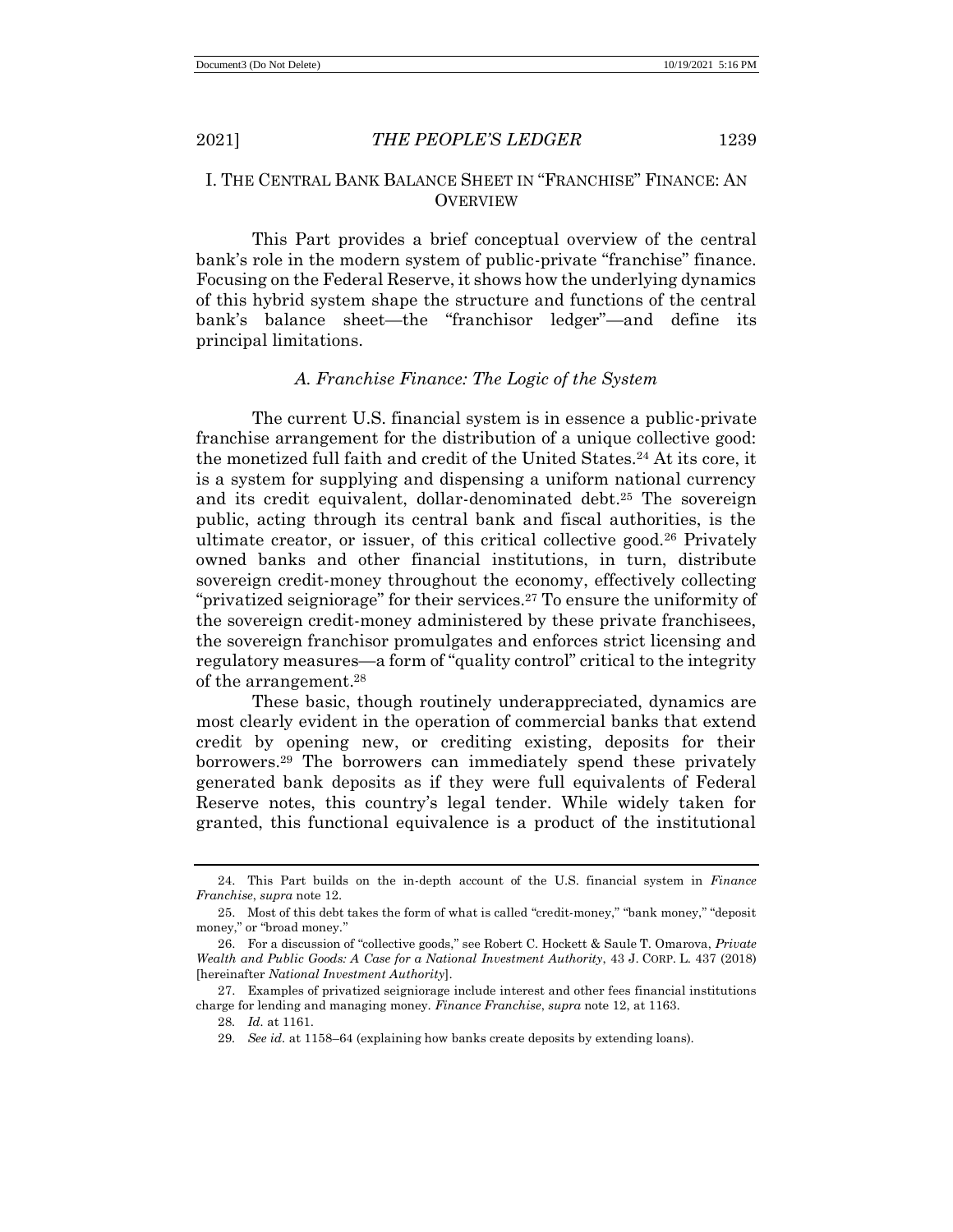## I. THE CENTRAL BANK BALANCE SHEET IN "FRANCHISE" FINANCE: AN OVERVIEW

This Part provides a brief conceptual overview of the central bank's role in the modern system of public-private "franchise" finance. Focusing on the Federal Reserve, it shows how the underlying dynamics of this hybrid system shape the structure and functions of the central bank's balance sheet—the "franchisor ledger"—and define its principal limitations.

### *A. Franchise Finance: The Logic of the System*

The current U.S. financial system is in essence a public-private franchise arrangement for the distribution of a unique collective good: the monetized full faith and credit of the United States.[24] At its core, it is a system for supplying and dispensing a uniform national currency and its credit equivalent, dollar-denominated debt.[25] The sovereign public, acting through its central bank and fiscal authorities, is the ultimate creator, or issuer, of this critical collective good.[26] Privately owned banks and other financial institutions, in turn, distribute sovereign credit-money throughout the economy, effectively collecting "privatized seigniorage" for their services.[27] To ensure the uniformity of the sovereign credit-money administered by these private franchisees, the sovereign franchisor promulgates and enforces strict licensing and regulatory measures—a form of "quality control" critical to the integrity of the arrangement.[28]

These basic, though routinely underappreciated, dynamics are most clearly evident in the operation of commercial banks that extend credit by opening new, or crediting existing, deposits for their borrowers.[29] The borrowers can immediately spend these privately generated bank deposits as if they were full equivalents of Federal Reserve notes, this country's legal tender. While widely taken for granted, this functional equivalence is a product of the institutional

---

24. This Part builds on the in-depth account of the U.S. financial system in *Finance Franchise*, *supra* note 12.

25. Most of this debt takes the form of what is called "credit-money," "bank money," "deposit money," or "broad money."

26. For a discussion of "collective goods," see Robert C. Hockett & Saule T. Omarova, *Private Wealth and Public Goods: A Case for a National Investment Authority*, 43 J. CORP. L. 437 (2018) [hereinafter *National Investment Authority*].

27. Examples of privatized seigniorage include interest and other fees financial institutions charge for lending and managing money. *Finance Franchise*, *supra* note 12, at 1163.

28. *Id.* at 1161.

29. *See id.* at 1158–64 (explaining how banks create deposits by extending loans).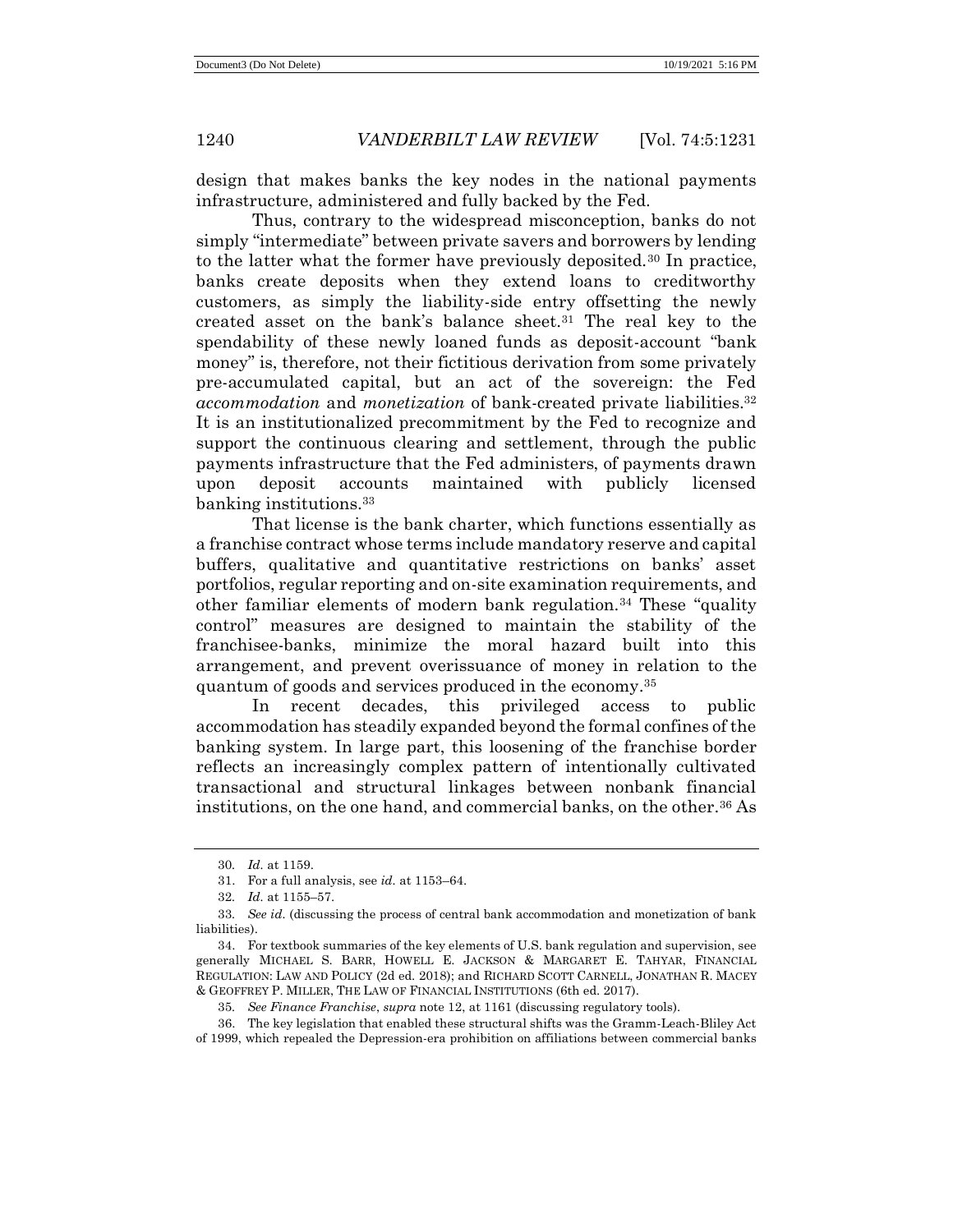design that makes banks the key nodes in the national payments infrastructure, administered and fully backed by the Fed.

Thus, contrary to the widespread misconception, banks do not simply "intermediate" between private savers and borrowers by lending to the latter what the former have previously deposited.[30] In practice, banks create deposits when they extend loans to creditworthy customers, as simply the liability-side entry offsetting the newly created asset on the bank's balance sheet.[31] The real key to the spendability of these newly loaned funds as deposit-account "bank money" is, therefore, not their fictitious derivation from some privately pre-accumulated capital, but an act of the sovereign: the Fed *accommodation* and *monetization* of bank-created private liabilities.[32] It is an institutionalized precommitment by the Fed to recognize and support the continuous clearing and settlement, through the public payments infrastructure that the Fed administers, of payments drawn upon deposit accounts maintained with publicly licensed banking institutions.[33]

That license is the bank charter, which functions essentially as a franchise contract whose terms include mandatory reserve and capital buffers, qualitative and quantitative restrictions on banks' asset portfolios, regular reporting and on-site examination requirements, and other familiar elements of modern bank regulation.[34] These "quality control" measures are designed to maintain the stability of the franchisee-banks, minimize the moral hazard built into this arrangement, and prevent overissuance of money in relation to the quantum of goods and services produced in the economy.[35]

In recent decades, this privileged access to public accommodation has steadily expanded beyond the formal confines of the banking system. In large part, this loosening of the franchise border reflects an increasingly complex pattern of intentionally cultivated transactional and structural linkages between nonbank financial institutions, on the one hand, and commercial banks, on the other.[36] As

---

30. *Id.* at 1159.

31. For a full analysis, see *id.* at 1153–64.

32. *Id.* at 1155–57.

33. *See id.* (discussing the process of central bank accommodation and monetization of bank liabilities).

34. For textbook summaries of the key elements of U.S. bank regulation and supervision, see generally MICHAEL S. BARR, HOWELL E. JACKSON & MARGARET E. TAHYAR, FINANCIAL REGULATION: LAW AND POLICY (2d ed. 2018); and RICHARD SCOTT CARNELL, JONATHAN R. MACEY & GEOFFREY P. MILLER, THE LAW OF FINANCIAL INSTITUTIONS (6th ed. 2017).

35. *See Finance Franchise*, *supra* note 12, at 1161 (discussing regulatory tools).

36. The key legislation that enabled these structural shifts was the Gramm-Leach-Bliley Act of 1999, which repealed the Depression-era prohibition on affiliations between commercial banks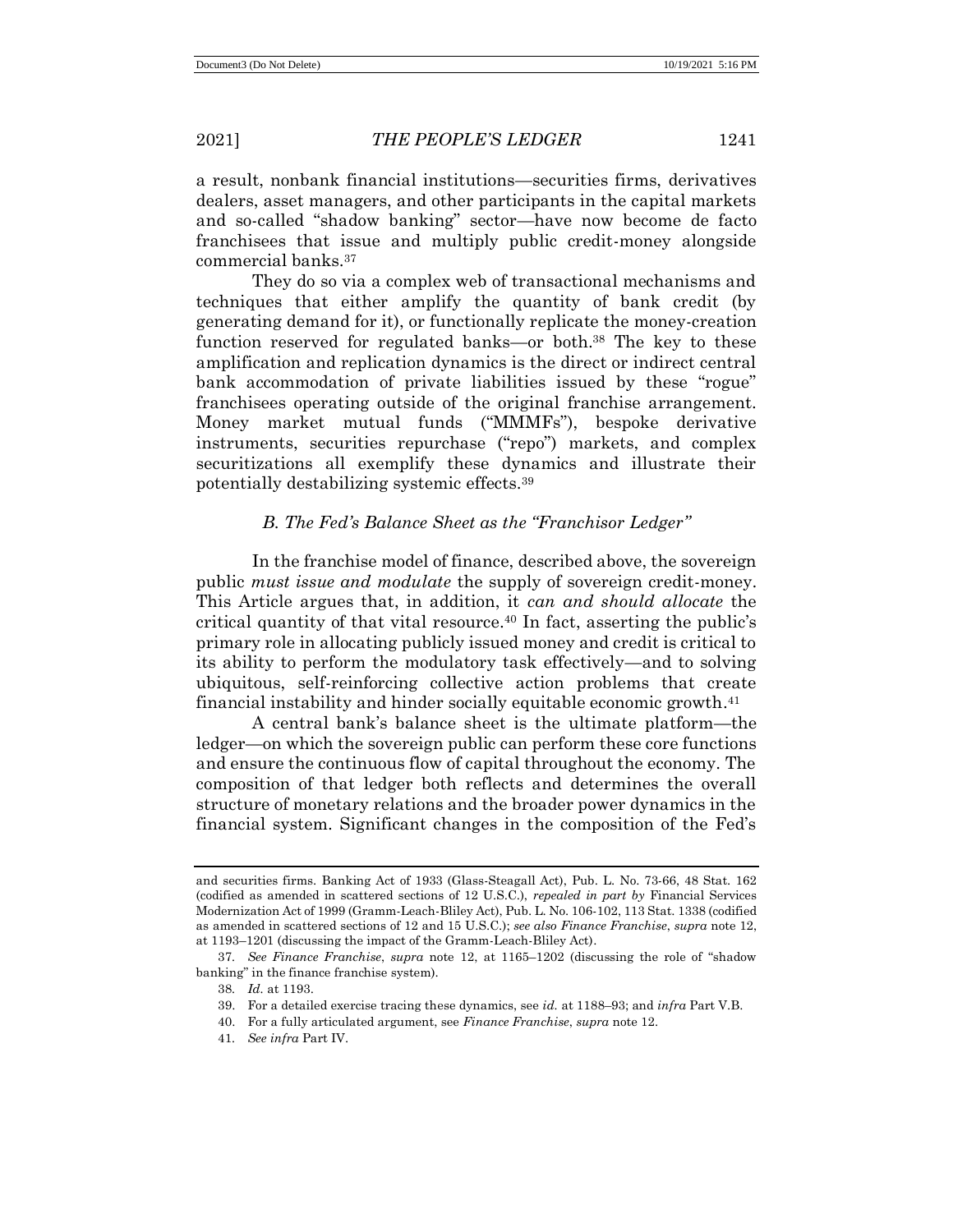a result, nonbank financial institutions—securities firms, derivatives dealers, asset managers, and other participants in the capital markets and so-called "shadow banking" sector—have now become de facto franchisees that issue and multiply public credit-money alongside commercial banks.[37]

They do so via a complex web of transactional mechanisms and techniques that either amplify the quantity of bank credit (by generating demand for it), or functionally replicate the money-creation function reserved for regulated banks—or both.[38] The key to these amplification and replication dynamics is the direct or indirect central bank accommodation of private liabilities issued by these "rogue" franchisees operating outside of the original franchise arrangement. Money market mutual funds ("MMMFs"), bespoke derivative instruments, securities repurchase ("repo") markets, and complex securitizations all exemplify these dynamics and illustrate their potentially destabilizing systemic effects.[39]

### *B. The Fed's Balance Sheet as the "Franchisor Ledger"*

In the franchise model of finance, described above, the sovereign public *must issue and modulate* the supply of sovereign credit-money. This Article argues that, in addition, it *can and should allocate* the critical quantity of that vital resource.[40] In fact, asserting the public's primary role in allocating publicly issued money and credit is critical to its ability to perform the modulatory task effectively—and to solving ubiquitous, self-reinforcing collective action problems that create financial instability and hinder socially equitable economic growth.[41]

A central bank's balance sheet is the ultimate platform—the ledger—on which the sovereign public can perform these core functions and ensure the continuous flow of capital throughout the economy. The composition of that ledger both reflects and determines the overall structure of monetary relations and the broader power dynamics in the financial system. Significant changes in the composition of the Fed's

---

and securities firms. Banking Act of 1933 (Glass-Steagall Act), Pub. L. No. 73-66, 48 Stat. 162 (codified as amended in scattered sections of 12 U.S.C.), *repealed in part by* Financial Services Modernization Act of 1999 (Gramm-Leach-Bliley Act), Pub. L. No. 106-102, 113 Stat. 1338 (codified as amended in scattered sections of 12 and 15 U.S.C.); *see also Finance Franchise*, *supra* note 12, at 1193–1201 (discussing the impact of the Gramm-Leach-Bliley Act).

37. *See Finance Franchise*, *supra* note 12, at 1165–1202 (discussing the role of "shadow banking" in the finance franchise system).

38. *Id.* at 1193.

39. For a detailed exercise tracing these dynamics, see *id.* at 1188–93; and *infra* Part V.B.

40. For a fully articulated argument, see *Finance Franchise*, *supra* note 12.

41. *See infra* Part IV.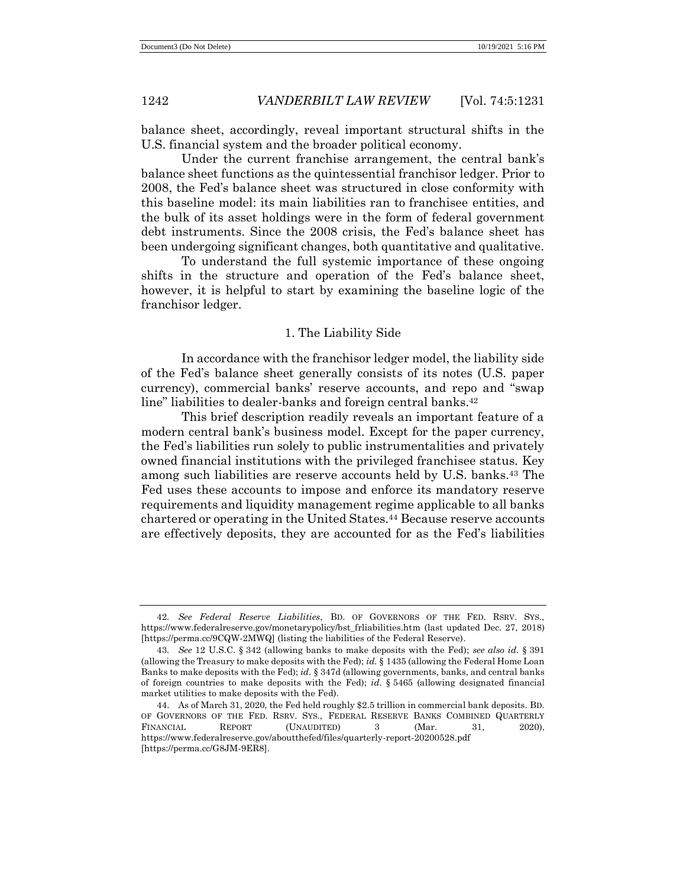balance sheet, accordingly, reveal important structural shifts in the U.S. financial system and the broader political economy.

Under the current franchise arrangement, the central bank's balance sheet functions as the quintessential franchisor ledger. Prior to 2008, the Fed's balance sheet was structured in close conformity with this baseline model: its main liabilities ran to franchisee entities, and the bulk of its asset holdings were in the form of federal government debt instruments. Since the 2008 crisis, the Fed's balance sheet has been undergoing significant changes, both quantitative and qualitative.

To understand the full systemic importance of these ongoing shifts in the structure and operation of the Fed's balance sheet, however, it is helpful to start by examining the baseline logic of the franchisor ledger.

### 1. The Liability Side

In accordance with the franchisor ledger model, the liability side of the Fed's balance sheet generally consists of its notes (U.S. paper currency), commercial banks' reserve accounts, and repo and "swap line" liabilities to dealer-banks and foreign central banks.[42]

This brief description readily reveals an important feature of a modern central bank's business model. Except for the paper currency, the Fed's liabilities run solely to public instrumentalities and privately owned financial institutions with the privileged franchisee status. Key among such liabilities are reserve accounts held by U.S. banks.[43] The Fed uses these accounts to impose and enforce its mandatory reserve requirements and liquidity management regime applicable to all banks chartered or operating in the United States.[44] Because reserve accounts are effectively deposits, they are accounted for as the Fed's liabilities

---

42. *See Federal Reserve Liabilities*, BD. OF GOVERNORS OF THE FED. RSRV. SYS., https://www.federalreserve.gov/monetarypolicy/bst_frliabilities.htm (last updated Dec. 27, 2018) [https://perma.cc/9CQW-2MWQ] (listing the liabilities of the Federal Reserve).

43. *See* 12 U.S.C. § 342 (allowing banks to make deposits with the Fed); *see also id.* § 391 (allowing the Treasury to make deposits with the Fed); *id.* § 1435 (allowing the Federal Home Loan Banks to make deposits with the Fed); *id.* § 347d (allowing governments, banks, and central banks of foreign countries to make deposits with the Fed); *id.* § 5465 (allowing designated financial market utilities to make deposits with the Fed).

44. As of March 31, 2020, the Fed held roughly $2.5 trillion in commercial bank deposits. BD. OF GOVERNORS OF THE FED. RSRV. SYS., FEDERAL RESERVE BANKS COMBINED QUARTERLY FINANCIAL REPORT (UNAUDITED) 3 (Mar. 31, 2020), https://www.federalreserve.gov/aboutthefed/files/quarterly-report-20200528.pdf [https://perma.cc/G8JM-9ER8].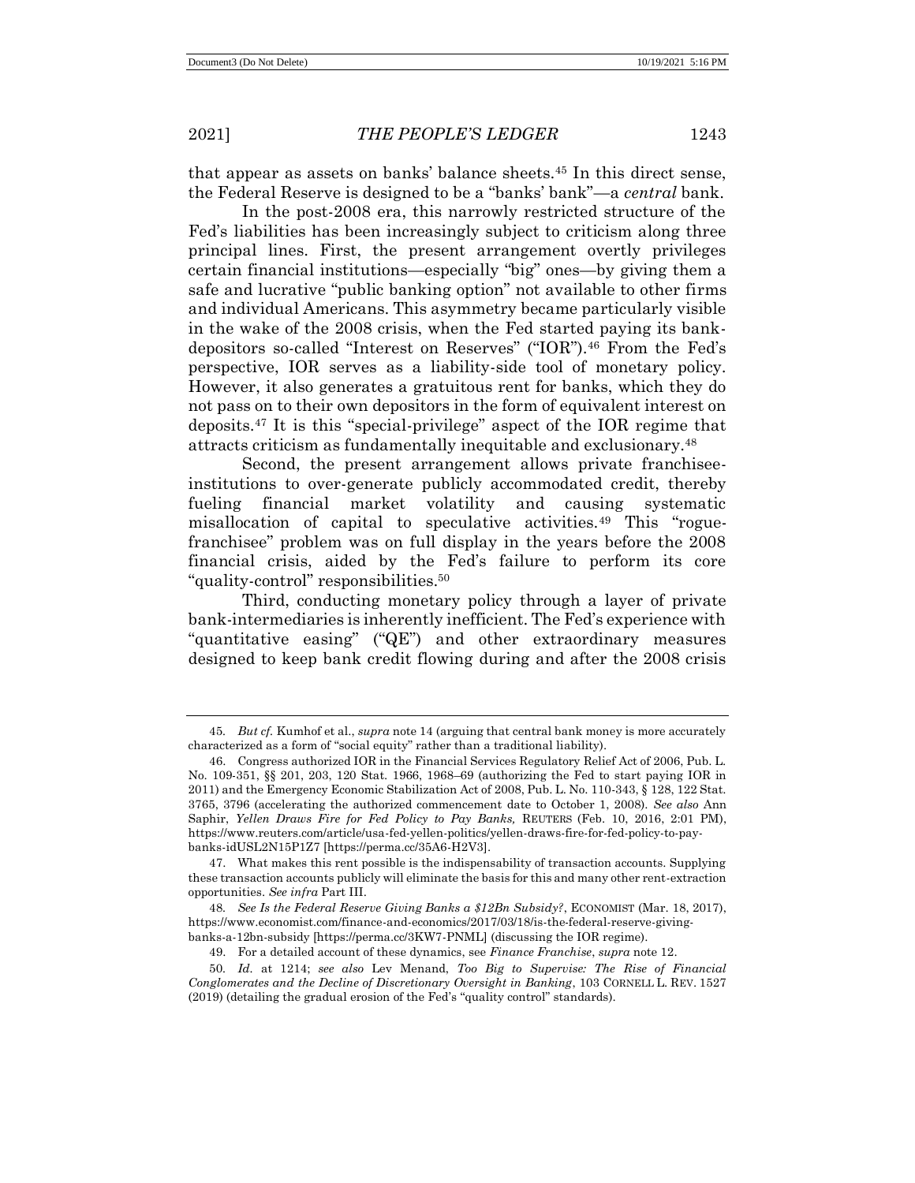that appear as assets on banks' balance sheets.[45] In this direct sense, the Federal Reserve is designed to be a "banks' bank"—a *central* bank.

In the post-2008 era, this narrowly restricted structure of the Fed's liabilities has been increasingly subject to criticism along three principal lines. First, the present arrangement overtly privileges certain financial institutions—especially "big" ones—by giving them a safe and lucrative "public banking option" not available to other firms and individual Americans. This asymmetry became particularly visible in the wake of the 2008 crisis, when the Fed started paying its bank-depositors so-called "Interest on Reserves" ("IOR").[46] From the Fed's perspective, IOR serves as a liability-side tool of monetary policy. However, it also generates a gratuitous rent for banks, which they do not pass on to their own depositors in the form of equivalent interest on deposits.[47] It is this "special-privilege" aspect of the IOR regime that attracts criticism as fundamentally inequitable and exclusionary.[48]

Second, the present arrangement allows private franchisee-institutions to over-generate publicly accommodated credit, thereby fueling financial market volatility and causing systematic misallocation of capital to speculative activities.[49] This "rogue-franchisee" problem was on full display in the years before the 2008 financial crisis, aided by the Fed's failure to perform its core "quality-control" responsibilities.[50]

Third, conducting monetary policy through a layer of private bank-intermediaries is inherently inefficient. The Fed's experience with "quantitative easing" ("QE") and other extraordinary measures designed to keep bank credit flowing during and after the 2008 crisis

---

45. *But cf.* Kumhof et al., *supra* note 14 (arguing that central bank money is more accurately characterized as a form of "social equity" rather than a traditional liability).

46. Congress authorized IOR in the Financial Services Regulatory Relief Act of 2006, Pub. L. No. 109-351, §§ 201, 203, 120 Stat. 1966, 1968–69 (authorizing the Fed to start paying IOR in 2011) and the Emergency Economic Stabilization Act of 2008, Pub. L. No. 110-343, § 128, 122 Stat. 3765, 3796 (accelerating the authorized commencement date to October 1, 2008). *See also* Ann Saphir, *Yellen Draws Fire for Fed Policy to Pay Banks,* REUTERS (Feb. 10, 2016, 2:01 PM), https://www.reuters.com/article/usa-fed-yellen-politics/yellen-draws-fire-for-fed-policy-to-pay-banks-idUSL2N15P1Z7 [https://perma.cc/35A6-H2V3].

47. What makes this rent possible is the indispensability of transaction accounts. Supplying these transaction accounts publicly will eliminate the basis for this and many other rent-extraction opportunities. *See infra* Part III.

48. *See Is the Federal Reserve Giving Banks a $12Bn Subsidy?*, ECONOMIST (Mar. 18, 2017), https://www.economist.com/finance-and-economics/2017/03/18/is-the-federal-reserve-giving-banks-a-12bn-subsidy [https://perma.cc/3KW7-PNML] (discussing the IOR regime).

49. For a detailed account of these dynamics, see *Finance Franchise*, *supra* note 12.

50. *Id.* at 1214; *see also* Lev Menand, *Too Big to Supervise: The Rise of Financial Conglomerates and the Decline of Discretionary Oversight in Banking*, 103 CORNELL L. REV. 1527 (2019) (detailing the gradual erosion of the Fed's "quality control" standards).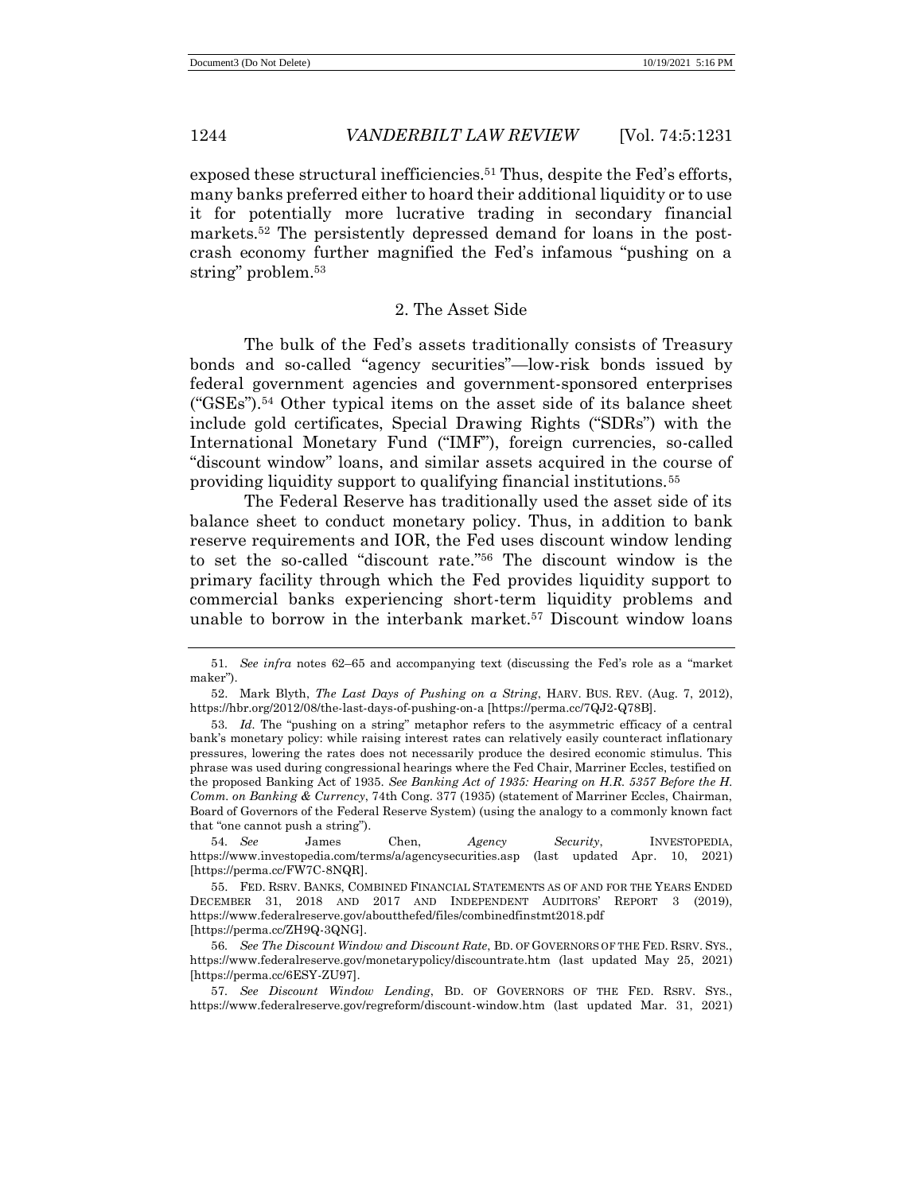exposed these structural inefficiencies.[51] Thus, despite the Fed's efforts, many banks preferred either to hoard their additional liquidity or to use it for potentially more lucrative trading in secondary financial markets.[52] The persistently depressed demand for loans in the post-crash economy further magnified the Fed's infamous "pushing on a string" problem.[53]

### 2. The Asset Side

The bulk of the Fed's assets traditionally consists of Treasury bonds and so-called "agency securities"—low-risk bonds issued by federal government agencies and government-sponsored enterprises ("GSEs").[54] Other typical items on the asset side of its balance sheet include gold certificates, Special Drawing Rights ("SDRs") with the International Monetary Fund ("IMF"), foreign currencies, so-called "discount window" loans, and similar assets acquired in the course of providing liquidity support to qualifying financial institutions.[55]

The Federal Reserve has traditionally used the asset side of its balance sheet to conduct monetary policy. Thus, in addition to bank reserve requirements and IOR, the Fed uses discount window lending to set the so-called "discount rate."[56] The discount window is the primary facility through which the Fed provides liquidity support to commercial banks experiencing short-term liquidity problems and unable to borrow in the interbank market.[57] Discount window loans

---

51. *See infra* notes 62–65 and accompanying text (discussing the Fed's role as a "market maker").

52. Mark Blyth, *The Last Days of Pushing on a String*, HARV. BUS. REV. (Aug. 7, 2012), https://hbr.org/2012/08/the-last-days-of-pushing-on-a [https://perma.cc/7QJ2-Q78B].

53. *Id.* The "pushing on a string" metaphor refers to the asymmetric efficacy of a central bank's monetary policy: while raising interest rates can relatively easily counteract inflationary pressures, lowering the rates does not necessarily produce the desired economic stimulus. This phrase was used during congressional hearings where the Fed Chair, Marriner Eccles, testified on the proposed Banking Act of 1935. *See Banking Act of 1935: Hearing on H.R. 5357 Before the H. Comm. on Banking & Currency*, 74th Cong. 377 (1935) (statement of Marriner Eccles, Chairman, Board of Governors of the Federal Reserve System) (using the analogy to a commonly known fact that "one cannot push a string").

54. *See* James Chen, *Agency Security*, INVESTOPEDIA, https://www.investopedia.com/terms/a/agencysecurities.asp (last updated Apr. 10, 2021) [https://perma.cc/FW7C-8NQR].

55. FED. RSRV. BANKS, COMBINED FINANCIAL STATEMENTS AS OF AND FOR THE YEARS ENDED DECEMBER 31, 2018 AND 2017 AND INDEPENDENT AUDITORS' REPORT 3 (2019), https://www.federalreserve.gov/aboutthefed/files/combinedfinstmt2018.pdf [https://perma.cc/ZH9Q-3QNG].

56. *See The Discount Window and Discount Rate*, BD. OF GOVERNORS OF THE FED. RSRV. SYS., https://www.federalreserve.gov/monetarypolicy/discountrate.htm (last updated May 25, 2021) [https://perma.cc/6ESY-ZU97].

57. *See Discount Window Lending*, BD. OF GOVERNORS OF THE FED. RSRV. SYS., https://www.federalreserve.gov/regreform/discount-window.htm (last updated Mar. 31, 2021)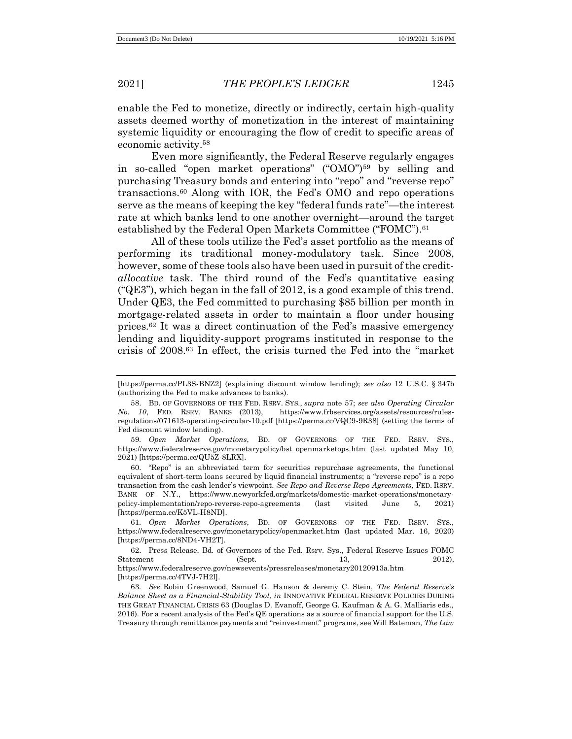enable the Fed to monetize, directly or indirectly, certain high-quality assets deemed worthy of monetization in the interest of maintaining systemic liquidity or encouraging the flow of credit to specific areas of economic activity.[58]

Even more significantly, the Federal Reserve regularly engages in so-called "open market operations" ("OMO")[59] by selling and purchasing Treasury bonds and entering into "repo" and "reverse repo" transactions.[60] Along with IOR, the Fed's OMO and repo operations serve as the means of keeping the key "federal funds rate"—the interest rate at which banks lend to one another overnight—around the target established by the Federal Open Markets Committee ("FOMC").[61]

All of these tools utilize the Fed's asset portfolio as the means of performing its traditional money-modulatory task. Since 2008, however, some of these tools also have been used in pursuit of the credit-*allocative* task. The third round of the Fed's quantitative easing ("QE3"), which began in the fall of 2012, is a good example of this trend. Under QE3, the Fed committed to purchasing $85 billion per month in mortgage-related assets in order to maintain a floor under housing prices.[62] It was a direct continuation of the Fed's massive emergency lending and liquidity-support programs instituted in response to the crisis of 2008.[63] In effect, the crisis turned the Fed into the "market

---

[https://perma.cc/PL3S-BNZ2] (explaining discount window lending); *see also* 12 U.S.C. § 347b (authorizing the Fed to make advances to banks).

58. BD. OF GOVERNORS OF THE FED. RSRV. SYS., *supra* note 57; *see also Operating Circular No. 10*, FED. RSRV. BANKS (2013), https://www.frbservices.org/assets/resources/rules-regulations/071613-operating-circular-10.pdf [https://perma.cc/VQC9-9R38] (setting the terms of Fed discount window lending).

59. *Open Market Operations*, BD. OF GOVERNORS OF THE FED. RSRV. SYS., https://www.federalreserve.gov/monetarypolicy/bst_openmarketops.htm (last updated May 10, 2021) [https://perma.cc/QU5Z-8LRX].

60. "Repo" is an abbreviated term for securities repurchase agreements, the functional equivalent of short-term loans secured by liquid financial instruments; a "reverse repo" is a repo transaction from the cash lender's viewpoint. *See Repo and Reverse Repo Agreements,* FED. RSRV. BANK OF N.Y., https://www.newyorkfed.org/markets/domestic-market-operations/monetary-policy-implementation/repo-reverse-repo-agreements (last visited June 5, 2021) [https://perma.cc/K5VL-H8ND].

61. *Open Market Operations*, BD. OF GOVERNORS OF THE FED. RSRV. SYS., https://www.federalreserve.gov/monetarypolicy/openmarket.htm (last updated Mar. 16, 2020) [https://perma.cc/8ND4-VH2T].

62. Press Release, Bd. of Governors of the Fed. Rsrv. Sys., Federal Reserve Issues FOMC Statement (Sept. 13, 2012), https://www.federalreserve.gov/newsevents/pressreleases/monetary20120913a.htm [https://perma.cc/4TVJ-7H2l].

63. *See* Robin Greenwood, Samuel G. Hanson & Jeremy C. Stein, *The Federal Reserve's Balance Sheet as a Financial-Stability Tool*, *in* INNOVATIVE FEDERAL RESERVE POLICIES DURING THE GREAT FINANCIAL CRISIS 63 (Douglas D. Evanoff, George G. Kaufman & A. G. Malliaris eds., 2016). For a recent analysis of the Fed's QE operations as a source of financial support for the U.S. Treasury through remittance payments and "reinvestment" programs, see Will Bateman, *The Law*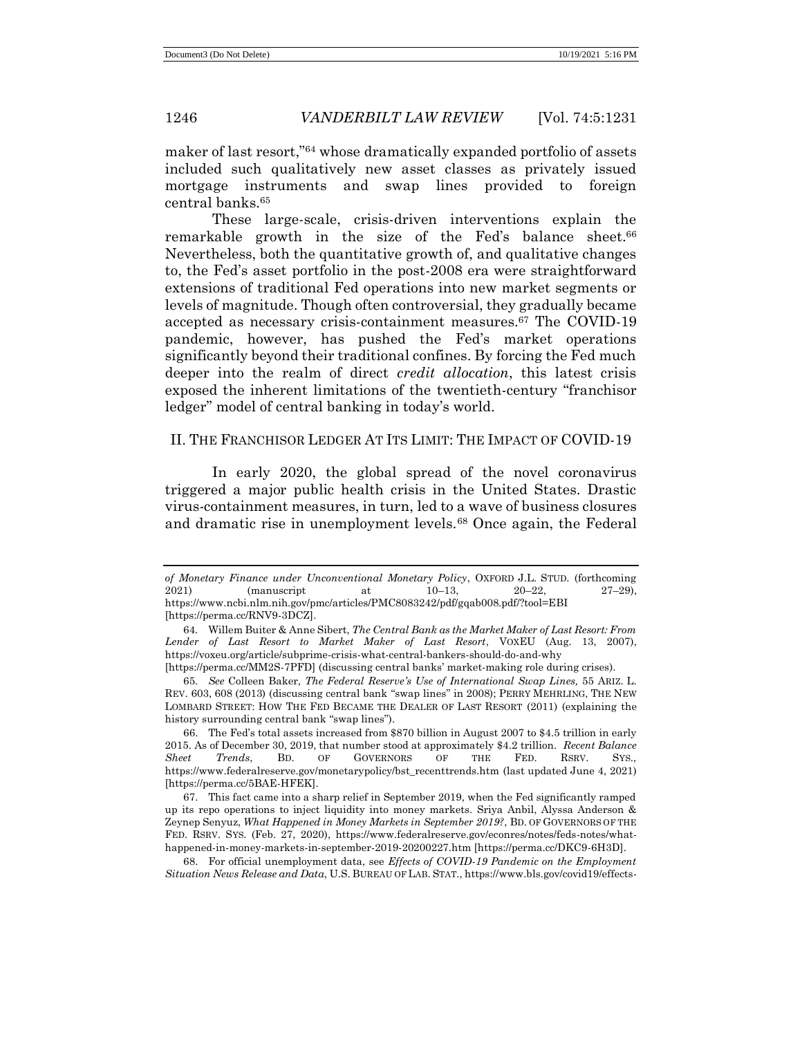maker of last resort,"[64] whose dramatically expanded portfolio of assets included such qualitatively new asset classes as privately issued mortgage instruments and swap lines provided to foreign central banks.[65]

These large-scale, crisis-driven interventions explain the remarkable growth in the size of the Fed's balance sheet.[66] Nevertheless, both the quantitative growth of, and qualitative changes to, the Fed's asset portfolio in the post-2008 era were straightforward extensions of traditional Fed operations into new market segments or levels of magnitude. Though often controversial, they gradually became accepted as necessary crisis-containment measures.[67] The COVID-19 pandemic, however, has pushed the Fed's market operations significantly beyond their traditional confines. By forcing the Fed much deeper into the realm of direct *credit allocation*, this latest crisis exposed the inherent limitations of the twentieth-century "franchisor ledger" model of central banking in today's world.

## II. THE FRANCHISOR LEDGER AT ITS LIMIT: THE IMPACT OF COVID-19

In early 2020, the global spread of the novel coronavirus triggered a major public health crisis in the United States. Drastic virus-containment measures, in turn, led to a wave of business closures and dramatic rise in unemployment levels.[68] Once again, the Federal

---

*of Monetary Finance under Unconventional Monetary Policy*, OXFORD J.L. STUD. (forthcoming 2021) (manuscript at 10–13, 20–22, 27–29), https://www.ncbi.nlm.nih.gov/pmc/articles/PMC8083242/pdf/gqab008.pdf/?tool=EBI [https://perma.cc/RNV9-3DCZ].

64. Willem Buiter & Anne Sibert, *The Central Bank as the Market Maker of Last Resort: From Lender of Last Resort to Market Maker of Last Resort*, VOXEU (Aug. 13, 2007), https://voxeu.org/article/subprime-crisis-what-central-bankers-should-do-and-why [https://perma.cc/MM2S-7PFD] (discussing central banks' market-making role during crises).

65. *See* Colleen Baker, *The Federal Reserve's Use of International Swap Lines,* 55 ARIZ. L. REV. 603, 608 (2013) (discussing central bank "swap lines" in 2008); PERRY MEHRLING, THE NEW LOMBARD STREET: HOW THE FED BECAME THE DEALER OF LAST RESORT (2011) (explaining the history surrounding central bank "swap lines").

66. The Fed's total assets increased from $870 billion in August 2007 to $4.5 trillion in early 2015. As of December 30, 2019, that number stood at approximately $4.2 trillion. *Recent Balance Sheet Trends*, BD. OF GOVERNORS OF THE FED. RSRV. SYS., https://www.federalreserve.gov/monetarypolicy/bst_recenttrends.htm (last updated June 4, 2021) [https://perma.cc/5BAE-HFEK].

67. This fact came into a sharp relief in September 2019, when the Fed significantly ramped up its repo operations to inject liquidity into money markets. Sriya Anbil, Alyssa Anderson & Zeynep Senyuz, *What Happened in Money Markets in September 2019?*, BD. OF GOVERNORS OF THE FED. RSRV. SYS. (Feb. 27, 2020), https://www.federalreserve.gov/econres/notes/feds-notes/what-happened-in-money-markets-in-september-2019-20200227.htm [https://perma.cc/DKC9-6H3D].

68. For official unemployment data, see *Effects of COVID-19 Pandemic on the Employment Situation News Release and Data*, U.S. BUREAU OF LAB. STAT., https://www.bls.gov/covid19/effects-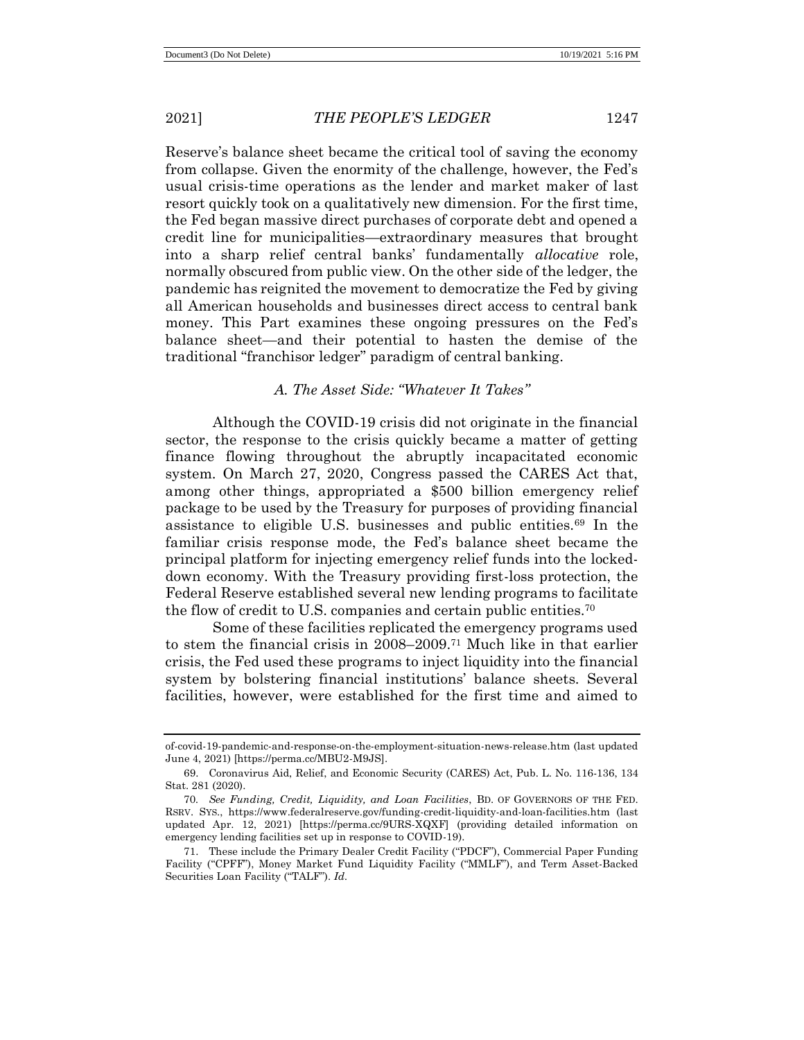Reserve's balance sheet became the critical tool of saving the economy from collapse. Given the enormity of the challenge, however, the Fed's usual crisis-time operations as the lender and market maker of last resort quickly took on a qualitatively new dimension. For the first time, the Fed began massive direct purchases of corporate debt and opened a credit line for municipalities—extraordinary measures that brought into a sharp relief central banks' fundamentally *allocative* role, normally obscured from public view. On the other side of the ledger, the pandemic has reignited the movement to democratize the Fed by giving all American households and businesses direct access to central bank money. This Part examines these ongoing pressures on the Fed's balance sheet—and their potential to hasten the demise of the traditional "franchisor ledger" paradigm of central banking.

### *A. The Asset Side: "Whatever It Takes"*

Although the COVID-19 crisis did not originate in the financial sector, the response to the crisis quickly became a matter of getting finance flowing throughout the abruptly incapacitated economic system. On March 27, 2020, Congress passed the CARES Act that, among other things, appropriated a $500 billion emergency relief package to be used by the Treasury for purposes of providing financial assistance to eligible U.S. businesses and public entities.[69] In the familiar crisis response mode, the Fed's balance sheet became the principal platform for injecting emergency relief funds into the locked-down economy. With the Treasury providing first-loss protection, the Federal Reserve established several new lending programs to facilitate the flow of credit to U.S. companies and certain public entities.[70]

Some of these facilities replicated the emergency programs used to stem the financial crisis in 2008–2009.[71] Much like in that earlier crisis, the Fed used these programs to inject liquidity into the financial system by bolstering financial institutions' balance sheets. Several facilities, however, were established for the first time and aimed to

---

of-covid-19-pandemic-and-response-on-the-employment-situation-news-release.htm (last updated June 4, 2021) [https://perma.cc/MBU2-M9JS].

69. Coronavirus Aid, Relief, and Economic Security (CARES) Act, Pub. L. No. 116-136, 134 Stat. 281 (2020).

70. *See Funding, Credit, Liquidity, and Loan Facilities*, BD. OF GOVERNORS OF THE FED. RSRV. SYS., https://www.federalreserve.gov/funding-credit-liquidity-and-loan-facilities.htm (last updated Apr. 12, 2021) [https://perma.cc/9URS-XQXF] (providing detailed information on emergency lending facilities set up in response to COVID-19).

71. These include the Primary Dealer Credit Facility ("PDCF"), Commercial Paper Funding Facility ("CPFF"), Money Market Fund Liquidity Facility ("MMLF"), and Term Asset-Backed Securities Loan Facility ("TALF"). *Id.*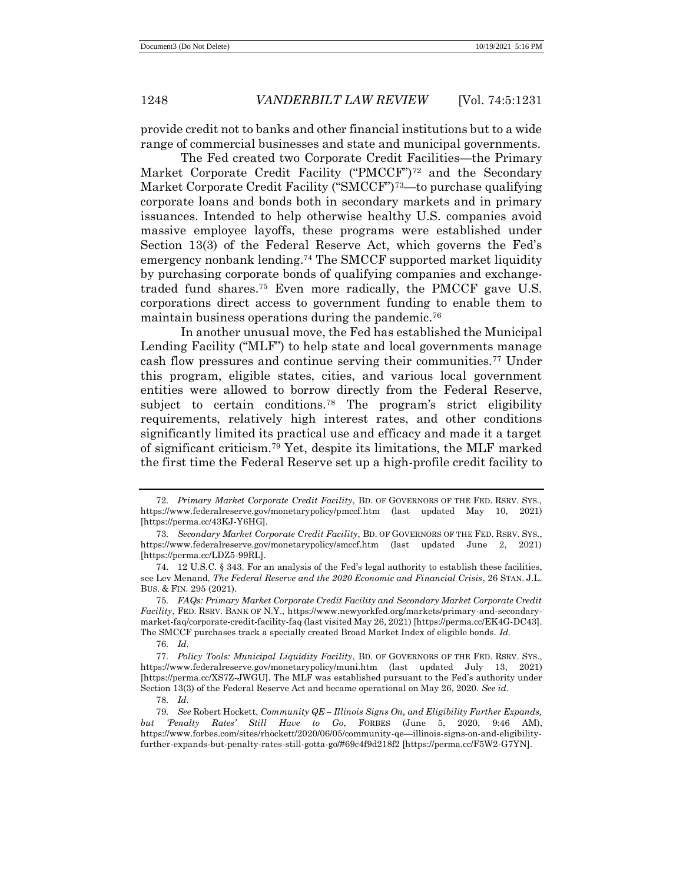provide credit not to banks and other financial institutions but to a wide range of commercial businesses and state and municipal governments.

The Fed created two Corporate Credit Facilities—the Primary Market Corporate Credit Facility ("PMCCF")[72] and the Secondary Market Corporate Credit Facility ("SMCCF")[73]—to purchase qualifying corporate loans and bonds both in secondary markets and in primary issuances. Intended to help otherwise healthy U.S. companies avoid massive employee layoffs, these programs were established under Section 13(3) of the Federal Reserve Act, which governs the Fed's emergency nonbank lending.[74] The SMCCF supported market liquidity by purchasing corporate bonds of qualifying companies and exchange-traded fund shares.[75] Even more radically, the PMCCF gave U.S. corporations direct access to government funding to enable them to maintain business operations during the pandemic.[76]

In another unusual move, the Fed has established the Municipal Lending Facility ("MLF") to help state and local governments manage cash flow pressures and continue serving their communities.[77] Under this program, eligible states, cities, and various local government entities were allowed to borrow directly from the Federal Reserve, subject to certain conditions.[78] The program's strict eligibility requirements, relatively high interest rates, and other conditions significantly limited its practical use and efficacy and made it a target of significant criticism.[79] Yet, despite its limitations, the MLF marked the first time the Federal Reserve set up a high-profile credit facility to

---

72. *Primary Market Corporate Credit Facility*, BD. OF GOVERNORS OF THE FED. RSRV. SYS., https://www.federalreserve.gov/monetarypolicy/pmccf.htm (last updated May 10, 2021) [https://perma.cc/43KJ-Y6HG].

73. *Secondary Market Corporate Credit Facility*, BD. OF GOVERNORS OF THE FED. RSRV. SYS., https://www.federalreserve.gov/monetarypolicy/smccf.htm (last updated June 2, 2021) [https://perma.cc/LDZ5-99RL].

74. 12 U.S.C. § 343. For an analysis of the Fed's legal authority to establish these facilities, see Lev Menand, *The Federal Reserve and the 2020 Economic and Financial Crisis*, 26 STAN. J.L. BUS. & FIN. 295 (2021).

75. *FAQs: Primary Market Corporate Credit Facility and Secondary Market Corporate Credit Facility*, FED. RSRV. BANK OF N.Y., https://www.newyorkfed.org/markets/primary-and-secondary-market-faq/corporate-credit-facility-faq (last visited May 26, 2021) [https://perma.cc/EK4G-DC43]. The SMCCF purchases track a specially created Broad Market Index of eligible bonds. *Id.*

76. *Id.*

77. *Policy Tools: Municipal Liquidity Facility*, BD. OF GOVERNORS OF THE FED. RSRV. SYS., https://www.federalreserve.gov/monetarypolicy/muni.htm (last updated July 13, 2021) [https://perma.cc/XS7Z-JWGU]. The MLF was established pursuant to the Fed's authority under Section 13(3) of the Federal Reserve Act and became operational on May 26, 2020. *See id.*

78. *Id.*

79. *See* Robert Hockett, *Community QE – Illinois Signs On, and Eligibility Further Expands, but 'Penalty Rates' Still Have to Go*, FORBES (June 5, 2020, 9:46 AM), https://www.forbes.com/sites/rhockett/2020/06/05/community-qe—illinois-signs-on-and-eligibility-further-expands-but-penalty-rates-still-gotta-go/#69c4f9d218f2 [https://perma.cc/F5W2-G7YN].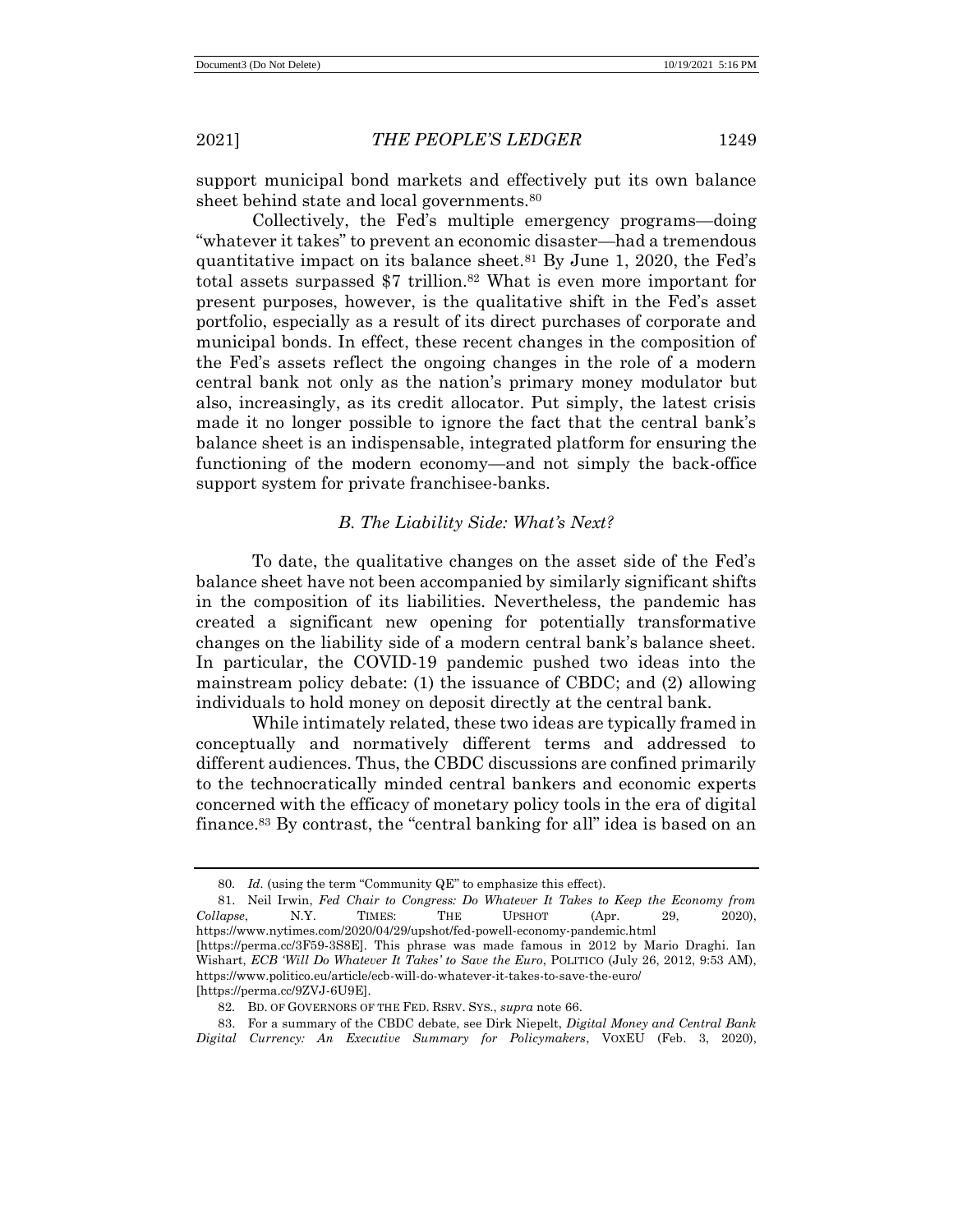support municipal bond markets and effectively put its own balance sheet behind state and local governments.[80]

Collectively, the Fed's multiple emergency programs—doing "whatever it takes" to prevent an economic disaster—had a tremendous quantitative impact on its balance sheet.[81] By June 1, 2020, the Fed's total assets surpassed $7 trillion.[82] What is even more important for present purposes, however, is the qualitative shift in the Fed's asset portfolio, especially as a result of its direct purchases of corporate and municipal bonds. In effect, these recent changes in the composition of the Fed's assets reflect the ongoing changes in the role of a modern central bank not only as the nation's primary money modulator but also, increasingly, as its credit allocator. Put simply, the latest crisis made it no longer possible to ignore the fact that the central bank's balance sheet is an indispensable, integrated platform for ensuring the functioning of the modern economy—and not simply the back-office support system for private franchisee-banks.

### *B. The Liability Side: What's Next?*

To date, the qualitative changes on the asset side of the Fed's balance sheet have not been accompanied by similarly significant shifts in the composition of its liabilities. Nevertheless, the pandemic has created a significant new opening for potentially transformative changes on the liability side of a modern central bank's balance sheet. In particular, the COVID-19 pandemic pushed two ideas into the mainstream policy debate: (1) the issuance of CBDC; and (2) allowing individuals to hold money on deposit directly at the central bank.

While intimately related, these two ideas are typically framed in conceptually and normatively different terms and addressed to different audiences. Thus, the CBDC discussions are confined primarily to the technocratically minded central bankers and economic experts concerned with the efficacy of monetary policy tools in the era of digital finance.[83] By contrast, the "central banking for all" idea is based on an

---

80. *Id.* (using the term "Community QE" to emphasize this effect).

81. Neil Irwin, *Fed Chair to Congress: Do Whatever It Takes to Keep the Economy from Collapse*, N.Y. TIMES: THE UPSHOT (Apr. 29, 2020), https://www.nytimes.com/2020/04/29/upshot/fed-powell-economy-pandemic.html [https://perma.cc/3F59-3S8E]. This phrase was made famous in 2012 by Mario Draghi. Ian Wishart, *ECB 'Will Do Whatever It Takes' to Save the Euro*, POLITICO (July 26, 2012, 9:53 AM), https://www.politico.eu/article/ecb-will-do-whatever-it-takes-to-save-the-euro/ [https://perma.cc/9ZVJ-6U9E].

82. BD. OF GOVERNORS OF THE FED. RSRV. SYS., *supra* note 66.

83. For a summary of the CBDC debate, see Dirk Niepelt, *Digital Money and Central Bank Digital Currency: An Executive Summary for Policymakers*, VOXEU (Feb. 3, 2020),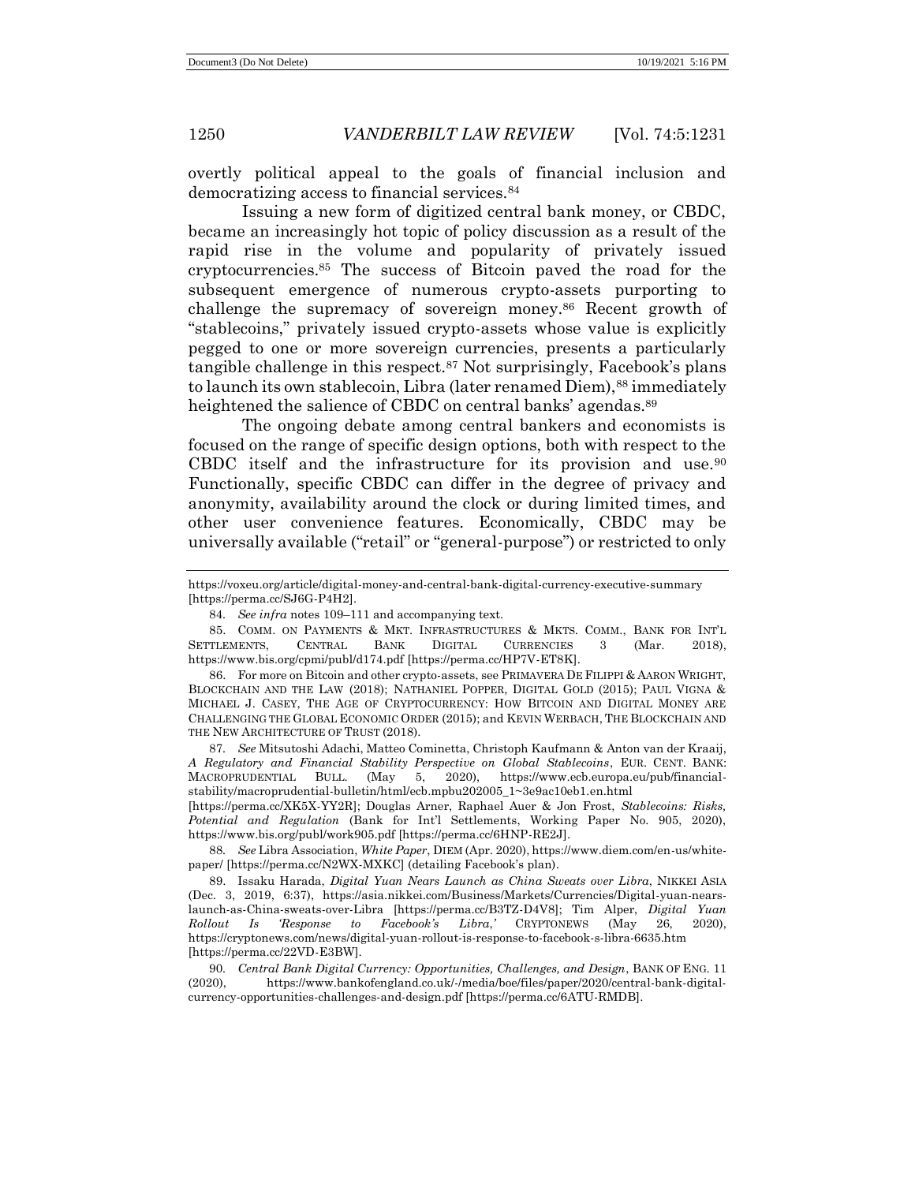overtly political appeal to the goals of financial inclusion and democratizing access to financial services.[84]

Issuing a new form of digitized central bank money, or CBDC, became an increasingly hot topic of policy discussion as a result of the rapid rise in the volume and popularity of privately issued cryptocurrencies.[85] The success of Bitcoin paved the road for the subsequent emergence of numerous crypto-assets purporting to challenge the supremacy of sovereign money.[86] Recent growth of "stablecoins," privately issued crypto-assets whose value is explicitly pegged to one or more sovereign currencies, presents a particularly tangible challenge in this respect.[87] Not surprisingly, Facebook's plans to launch its own stablecoin, Libra (later renamed Diem),[88] immediately heightened the salience of CBDC on central banks' agendas.[89]

The ongoing debate among central bankers and economists is focused on the range of specific design options, both with respect to the CBDC itself and the infrastructure for its provision and use.[90] Functionally, specific CBDC can differ in the degree of privacy and anonymity, availability around the clock or during limited times, and other user convenience features. Economically, CBDC may be universally available ("retail" or "general-purpose") or restricted to only

---

https://voxeu.org/article/digital-money-and-central-bank-digital-currency-executive-summary [https://perma.cc/SJ6G-P4H2].

84. *See infra* notes 109–111 and accompanying text.

85. COMM. ON PAYMENTS & MKT. INFRASTRUCTURES & MKTS. COMM., BANK FOR INT'L SETTLEMENTS, CENTRAL BANK DIGITAL CURRENCIES 3 (Mar. 2018), https://www.bis.org/cpmi/publ/d174.pdf [https://perma.cc/HP7V-ET8K].

86. For more on Bitcoin and other crypto-assets, see PRIMAVERA DE FILIPPI & AARON WRIGHT, BLOCKCHAIN AND THE LAW (2018); NATHANIEL POPPER, DIGITAL GOLD (2015); PAUL VIGNA & MICHAEL J. CASEY, THE AGE OF CRYPTOCURRENCY: HOW BITCOIN AND DIGITAL MONEY ARE CHALLENGING THE GLOBAL ECONOMIC ORDER (2015); and KEVIN WERBACH, THE BLOCKCHAIN AND THE NEW ARCHITECTURE OF TRUST (2018).

87. *See* Mitsutoshi Adachi, Matteo Cominetta, Christoph Kaufmann & Anton van der Kraaij, *A Regulatory and Financial Stability Perspective on Global Stablecoins*, EUR. CENT. BANK: MACROPRUDENTIAL BULL. (May 5, 2020), https://www.ecb.europa.eu/pub/financial-stability/macroprudential-bulletin/html/ecb.mpbu202005_1~3e9ac10eb1.en.html [https://perma.cc/XK5X-YY2R]; Douglas Arner, Raphael Auer & Jon Frost, *Stablecoins: Risks, Potential and Regulation* (Bank for Int'l Settlements, Working Paper No. 905, 2020), https://www.bis.org/publ/work905.pdf [https://perma.cc/6HNP-RE2J].

88. *See* Libra Association, *White Paper*, DIEM (Apr. 2020), https://www.diem.com/en-us/white-paper/ [https://perma.cc/N2WX-MXKC] (detailing Facebook's plan).

89. Issaku Harada, *Digital Yuan Nears Launch as China Sweats over Libra*, NIKKEI ASIA (Dec. 3, 2019, 6:37), https://asia.nikkei.com/Business/Markets/Currencies/Digital-yuan-nears-launch-as-China-sweats-over-Libra [https://perma.cc/B3TZ-D4V8]; Tim Alper, *Digital Yuan Rollout Is 'Response to Facebook's Libra,'* CRYPTONEWS (May 26, 2020), https://cryptonews.com/news/digital-yuan-rollout-is-response-to-facebook-s-libra-6635.htm [https://perma.cc/22VD-E3BW].

90. *Central Bank Digital Currency: Opportunities, Challenges, and Design*, BANK OF ENG. 11 (2020), https://www.bankofengland.co.uk/-/media/boe/files/paper/2020/central-bank-digital-currency-opportunities-challenges-and-design.pdf [https://perma.cc/6ATU-RMDB].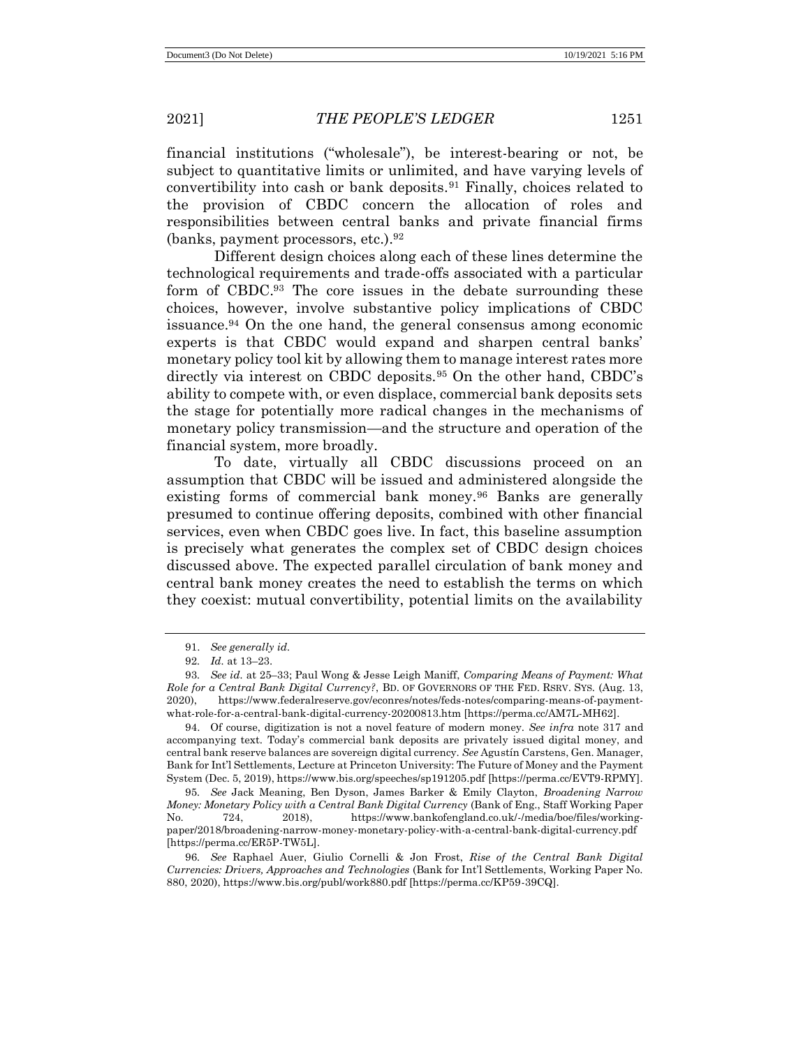financial institutions ("wholesale"), be interest-bearing or not, be subject to quantitative limits or unlimited, and have varying levels of convertibility into cash or bank deposits.[91] Finally, choices related to the provision of CBDC concern the allocation of roles and responsibilities between central banks and private financial firms (banks, payment processors, etc.).[92]

Different design choices along each of these lines determine the technological requirements and trade-offs associated with a particular form of CBDC.[93] The core issues in the debate surrounding these choices, however, involve substantive policy implications of CBDC issuance.[94] On the one hand, the general consensus among economic experts is that CBDC would expand and sharpen central banks' monetary policy tool kit by allowing them to manage interest rates more directly via interest on CBDC deposits.[95] On the other hand, CBDC's ability to compete with, or even displace, commercial bank deposits sets the stage for potentially more radical changes in the mechanisms of monetary policy transmission—and the structure and operation of the financial system, more broadly.

To date, virtually all CBDC discussions proceed on an assumption that CBDC will be issued and administered alongside the existing forms of commercial bank money.[96] Banks are generally presumed to continue offering deposits, combined with other financial services, even when CBDC goes live. In fact, this baseline assumption is precisely what generates the complex set of CBDC design choices discussed above. The expected parallel circulation of bank money and central bank money creates the need to establish the terms on which they coexist: mutual convertibility, potential limits on the availability

---

91. *See generally id.*

92. *Id.* at 13–23.

93. *See id.* at 25–33; Paul Wong & Jesse Leigh Maniff, *Comparing Means of Payment: What Role for a Central Bank Digital Currency?*, BD. OF GOVERNORS OF THE FED. RSRV. SYS. (Aug. 13, 2020), https://www.federalreserve.gov/econres/notes/feds-notes/comparing-means-of-payment-what-role-for-a-central-bank-digital-currency-20200813.htm [https://perma.cc/AM7L-MH62].

94. Of course, digitization is not a novel feature of modern money. *See infra* note 317 and accompanying text. Today's commercial bank deposits are privately issued digital money, and central bank reserve balances are sovereign digital currency. *See* Agustín Carstens, Gen. Manager, Bank for Int'l Settlements, Lecture at Princeton University: The Future of Money and the Payment System (Dec. 5, 2019), https://www.bis.org/speeches/sp191205.pdf [https://perma.cc/EVT9-RPMY].

95. *See* Jack Meaning, Ben Dyson, James Barker & Emily Clayton, *Broadening Narrow Money: Monetary Policy with a Central Bank Digital Currency* (Bank of Eng., Staff Working Paper No. 724, 2018), https://www.bankofengland.co.uk/-/media/boe/files/working-paper/2018/broadening-narrow-money-monetary-policy-with-a-central-bank-digital-currency.pdf [https://perma.cc/ER5P-TW5L].

96. *See* Raphael Auer, Giulio Cornelli & Jon Frost, *Rise of the Central Bank Digital Currencies: Drivers, Approaches and Technologies* (Bank for Int'l Settlements, Working Paper No. 880, 2020), https://www.bis.org/publ/work880.pdf [https://perma.cc/KP59-39CQ].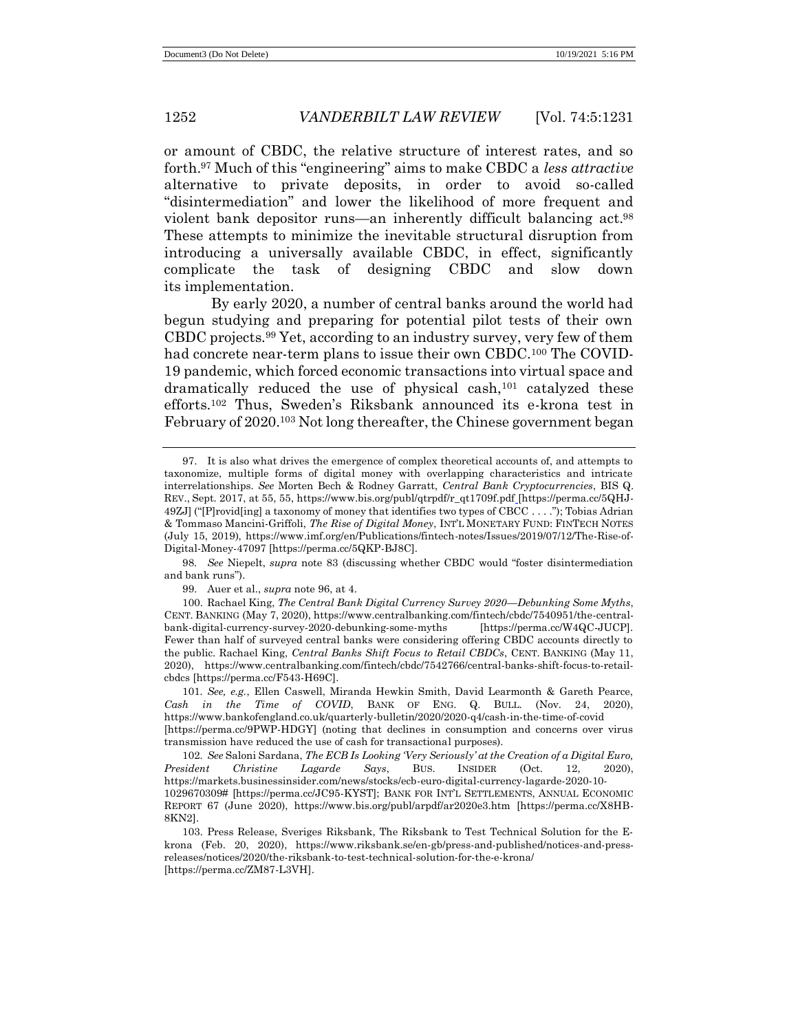or amount of CBDC, the relative structure of interest rates, and so forth.[97] Much of this "engineering" aims to make CBDC a *less attractive* alternative to private deposits, in order to avoid so-called "disintermediation" and lower the likelihood of more frequent and violent bank depositor runs—an inherently difficult balancing act.[98] These attempts to minimize the inevitable structural disruption from introducing a universally available CBDC, in effect, significantly complicate the task of designing CBDC and slow down its implementation.

By early 2020, a number of central banks around the world had begun studying and preparing for potential pilot tests of their own CBDC projects.[99] Yet, according to an industry survey, very few of them had concrete near-term plans to issue their own CBDC.[100] The COVID-19 pandemic, which forced economic transactions into virtual space and dramatically reduced the use of physical cash,[101] catalyzed these efforts.[102] Thus, Sweden's Riksbank announced its e-krona test in February of 2020.[103] Not long thereafter, the Chinese government began

---

97. It is also what drives the emergence of complex theoretical accounts of, and attempts to taxonomize, multiple forms of digital money with overlapping characteristics and intricate interrelationships. *See* Morten Bech & Rodney Garratt, *Central Bank Cryptocurrencies*, BIS Q. REV., Sept. 2017, at 55, 55, https://www.bis.org/publ/qtrpdf/r_qt1709f.pdf [https://perma.cc/5QHJ-49ZJ] ("[P]rovid[ing] a taxonomy of money that identifies two types of CBCC . . . ."); Tobias Adrian & Tommaso Mancini-Griffoli, *The Rise of Digital Money*, INT'L MONETARY FUND: FINTECH NOTES (July 15, 2019), https://www.imf.org/en/Publications/fintech-notes/Issues/2019/07/12/The-Rise-of-Digital-Money-47097 [https://perma.cc/5QKP-BJ8C].

98. *See* Niepelt, *supra* note 83 (discussing whether CBDC would "foster disintermediation and bank runs").

99. Auer et al., *supra* note 96, at 4.

100. Rachael King, *The Central Bank Digital Currency Survey 2020—Debunking Some Myths*, CENT. BANKING (May 7, 2020), https://www.centralbanking.com/fintech/cbdc/7540951/the-central-bank-digital-currency-survey-2020-debunking-some-myths [https://perma.cc/W4QC-JUCP]. Fewer than half of surveyed central banks were considering offering CBDC accounts directly to the public. Rachael King, *Central Banks Shift Focus to Retail CBDCs*, CENT. BANKING (May 11, 2020), https://www.centralbanking.com/fintech/cbdc/7542766/central-banks-shift-focus-to-retail-cbdcs [https://perma.cc/F543-H69C].

101. *See, e.g.*, Ellen Caswell, Miranda Hewkin Smith, David Learmonth & Gareth Pearce, *Cash in the Time of COVID*, BANK OF ENG. Q. BULL. (Nov. 24, 2020), https://www.bankofengland.co.uk/quarterly-bulletin/2020/2020-q4/cash-in-the-time-of-covid [https://perma.cc/9PWP-HDGY] (noting that declines in consumption and concerns over virus transmission have reduced the use of cash for transactional purposes).

102. *See* Saloni Sardana, *The ECB Is Looking 'Very Seriously' at the Creation of a Digital Euro, President Christine Lagarde Says*, BUS. INSIDER (Oct. 12, 2020), https://markets.businessinsider.com/news/stocks/ecb-euro-digital-currency-lagarde-2020-10-1029670309# [https://perma.cc/JC95-KYST]; BANK FOR INT'L SETTLEMENTS, ANNUAL ECONOMIC REPORT 67 (June 2020), https://www.bis.org/publ/arpdf/ar2020e3.htm [https://perma.cc/X8HB-8KN2].

103. Press Release, Sveriges Riksbank, The Riksbank to Test Technical Solution for the E-krona (Feb. 20, 2020), https://www.riksbank.se/en-gb/press-and-published/notices-and-press-releases/notices/2020/the-riksbank-to-test-technical-solution-for-the-e-krona/ [https://perma.cc/ZM87-L3VH].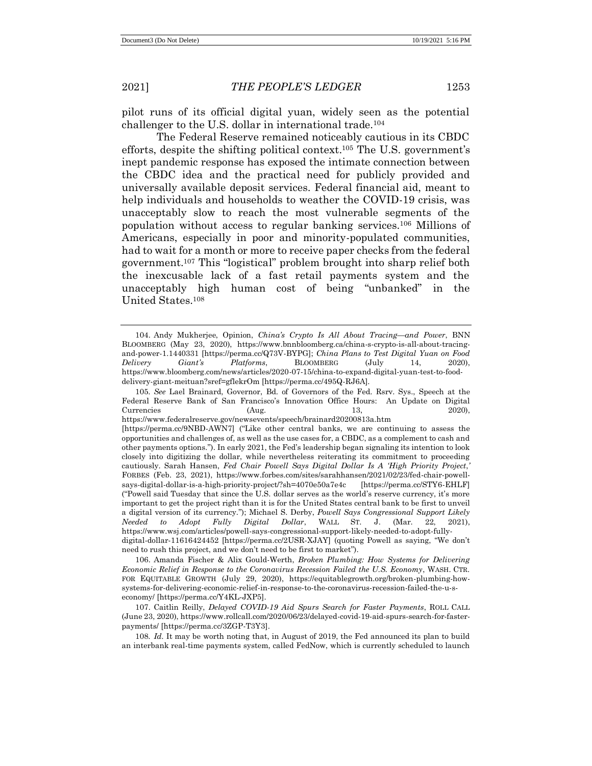pilot runs of its official digital yuan, widely seen as the potential challenger to the U.S. dollar in international trade.[104]

The Federal Reserve remained noticeably cautious in its CBDC efforts, despite the shifting political context.[105] The U.S. government's inept pandemic response has exposed the intimate connection between the CBDC idea and the practical need for publicly provided and universally available deposit services. Federal financial aid, meant to help individuals and households to weather the COVID-19 crisis, was unacceptably slow to reach the most vulnerable segments of the population without access to regular banking services.[106] Millions of Americans, especially in poor and minority-populated communities, had to wait for a month or more to receive paper checks from the federal government.[107] This "logistical" problem brought into sharp relief both the inexcusable lack of a fast retail payments system and the unacceptably high human cost of being "unbanked" in the United States.[108]

---

104. Andy Mukherjee, Opinion, *China's Crypto Is All About Tracing—and Power*, BNN BLOOMBERG (May 23, 2020), https://www.bnnbloomberg.ca/china-s-crypto-is-all-about-tracing-and-power-1.1440331 [https://perma.cc/Q73V-BYPG]; *China Plans to Test Digital Yuan on Food Delivery Giant's Platforms*, BLOOMBERG (July 14, 2020), https://www.bloomberg.com/news/articles/2020-07-15/china-to-expand-digital-yuan-test-to-food-delivery-giant-meituan?sref=gflekrOm [https://perma.cc/495Q-RJ6A].

105. *See* Lael Brainard, Governor, Bd. of Governors of the Fed. Rsrv. Sys., Speech at the Federal Reserve Bank of San Francisco's Innovation Office Hours: An Update on Digital Currencies (Aug. 13, 2020), https://www.federalreserve.gov/newsevents/speech/brainard20200813a.htm [https://perma.cc/9NBD-AWN7] ("Like other central banks, we are continuing to assess the opportunities and challenges of, as well as the use cases for, a CBDC, as a complement to cash and other payments options."). In early 2021, the Fed's leadership began signaling its intention to look closely into digitizing the dollar, while nevertheless reiterating its commitment to proceeding cautiously. Sarah Hansen, *Fed Chair Powell Says Digital Dollar Is A 'High Priority Project*,' FORBES (Feb. 23, 2021), https://www.forbes.com/sites/sarahhansen/2021/02/23/fed-chair-powell-says-digital-dollar-is-a-high-priority-project/?sh=4070e50a7e4c [https://perma.cc/STY6-EHLF] ("Powell said Tuesday that since the U.S. dollar serves as the world's reserve currency, it's more important to get the project right than it is for the United States central bank to be first to unveil a digital version of its currency."); Michael S. Derby, *Powell Says Congressional Support Likely Needed to Adopt Fully Digital Dollar*, WALL ST. J. (Mar. 22, 2021), https://www.wsj.com/articles/powell-says-congressional-support-likely-needed-to-adopt-fully-digital-dollar-11616424452 [https://perma.cc/2USR-XJAY] (quoting Powell as saying, "We don't need to rush this project, and we don't need to be first to market").

106. Amanda Fischer & Alix Gould-Werth, *Broken Plumbing: How Systems for Delivering Economic Relief in Response to the Coronavirus Recession Failed the U.S. Economy*, WASH. CTR. FOR EQUITABLE GROWTH (July 29, 2020), https://equitablegrowth.org/broken-plumbing-how-systems-for-delivering-economic-relief-in-response-to-the-coronavirus-recession-failed-the-u-s-economy/ [https://perma.cc/Y4KL-JXP5].

107. Caitlin Reilly, *Delayed COVID-19 Aid Spurs Search for Faster Payments*, ROLL CALL (June 23, 2020), https://www.rollcall.com/2020/06/23/delayed-covid-19-aid-spurs-search-for-faster-payments/ [https://perma.cc/3ZGP-T3Y3].

108. *Id*. It may be worth noting that, in August of 2019, the Fed announced its plan to build an interbank real-time payments system, called FedNow, which is currently scheduled to launch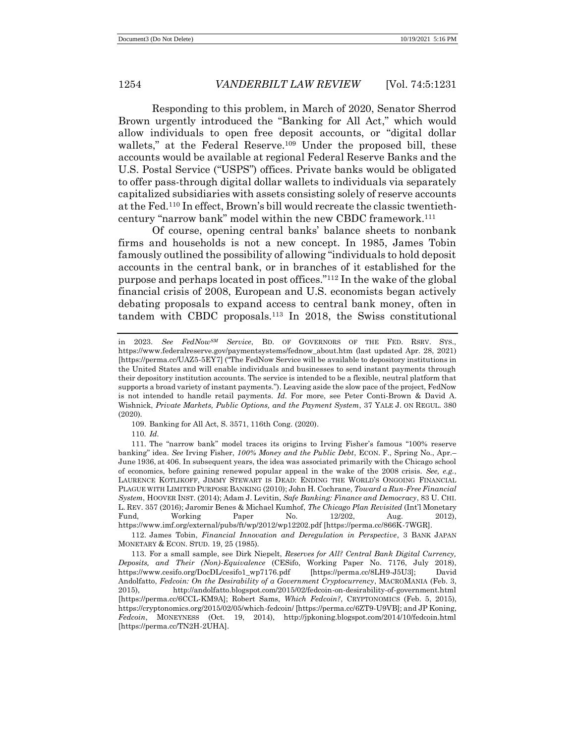Responding to this problem, in March of 2020, Senator Sherrod Brown urgently introduced the "Banking for All Act," which would allow individuals to open free deposit accounts, or "digital dollar wallets," at the Federal Reserve.[109] Under the proposed bill, these accounts would be available at regional Federal Reserve Banks and the U.S. Postal Service ("USPS") offices. Private banks would be obligated to offer pass-through digital dollar wallets to individuals via separately capitalized subsidiaries with assets consisting solely of reserve accounts at the Fed.[110] In effect, Brown's bill would recreate the classic twentieth-century "narrow bank" model within the new CBDC framework.[111]

Of course, opening central banks' balance sheets to nonbank firms and households is not a new concept. In 1985, James Tobin famously outlined the possibility of allowing "individuals to hold deposit accounts in the central bank, or in branches of it established for the purpose and perhaps located in post offices."[112] In the wake of the global financial crisis of 2008, European and U.S. economists began actively debating proposals to expand access to central bank money, often in tandem with CBDC proposals.[113] In 2018, the Swiss constitutional

---

in 2023. *See FedNow*SM *Service*, BD. OF GOVERNORS OF THE FED. RSRV. SYS., https://www.federalreserve.gov/paymentsystems/fednow_about.htm (last updated Apr. 28, 2021) [https://perma.cc/UAZ5-5EY7] ("The FedNow Service will be available to depository institutions in the United States and will enable individuals and businesses to send instant payments through their depository institution accounts. The service is intended to be a flexible, neutral platform that supports a broad variety of instant payments."). Leaving aside the slow pace of the project, FedNow is not intended to handle retail payments. *Id.* For more, see Peter Conti-Brown & David A. Wishnick, *Private Markets, Public Options, and the Payment System*, 37 YALE J. ON REGUL. 380 (2020).

109. Banking for All Act, S. 3571, 116th Cong. (2020).

110. *Id.*

111. The "narrow bank" model traces its origins to Irving Fisher's famous "100% reserve banking" idea. *See* Irving Fisher, *100% Money and the Public Debt*, ECON. F., Spring No., Apr.–June 1936, at 406. In subsequent years, the idea was associated primarily with the Chicago school of economics, before gaining renewed popular appeal in the wake of the 2008 crisis. *See, e.g.*, LAURENCE KOTLIKOFF, JIMMY STEWART IS DEAD: ENDING THE WORLD'S ONGOING FINANCIAL PLAGUE WITH LIMITED PURPOSE BANKING (2010); John H. Cochrane, *Toward a Run-Free Financial System*, HOOVER INST. (2014); Adam J. Levitin, *Safe Banking: Finance and Democracy*, 83 U. CHI. L. REV. 357 (2016); Jaromir Benes & Michael Kumhof, *The Chicago Plan Revisited* (Int'l Monetary Fund, Working Paper No. 12/202, Aug. 2012), https://www.imf.org/external/pubs/ft/wp/2012/wp12202.pdf [https://perma.cc/866K-7WGR].

112. James Tobin, *Financial Innovation and Deregulation in Perspective*, 3 BANK JAPAN MONETARY & ECON. STUD. 19, 25 (1985).

113. For a small sample, see Dirk Niepelt, *Reserves for All? Central Bank Digital Currency, Deposits, and Their (Non)-Equivalence* (CESifo, Working Paper No. 7176, July 2018), https://www.cesifo.org/DocDL/cesifo1_wp7176.pdf [https://perma.cc/8LH9-J5U3]; David Andolfatto, *Fedcoin: On the Desirability of a Government Cryptocurrency*, MACROMANIA (Feb. 3, 2015), http://andolfatto.blogspot.com/2015/02/fedcoin-on-desirability-of-government.html [https://perma.cc/6CCL-KM9A]; Robert Sams, *Which Fedcoin?*, CRYPTONOMICS (Feb. 5, 2015), https://cryptonomics.org/2015/02/05/which-fedcoin/ [https://perma.cc/6ZT9-U9VB]; and JP Koning, *Fedcoin*, MONEYNESS (Oct. 19, 2014), http://jpkoning.blogspot.com/2014/10/fedcoin.html [https://perma.cc/TN2H-2UHA].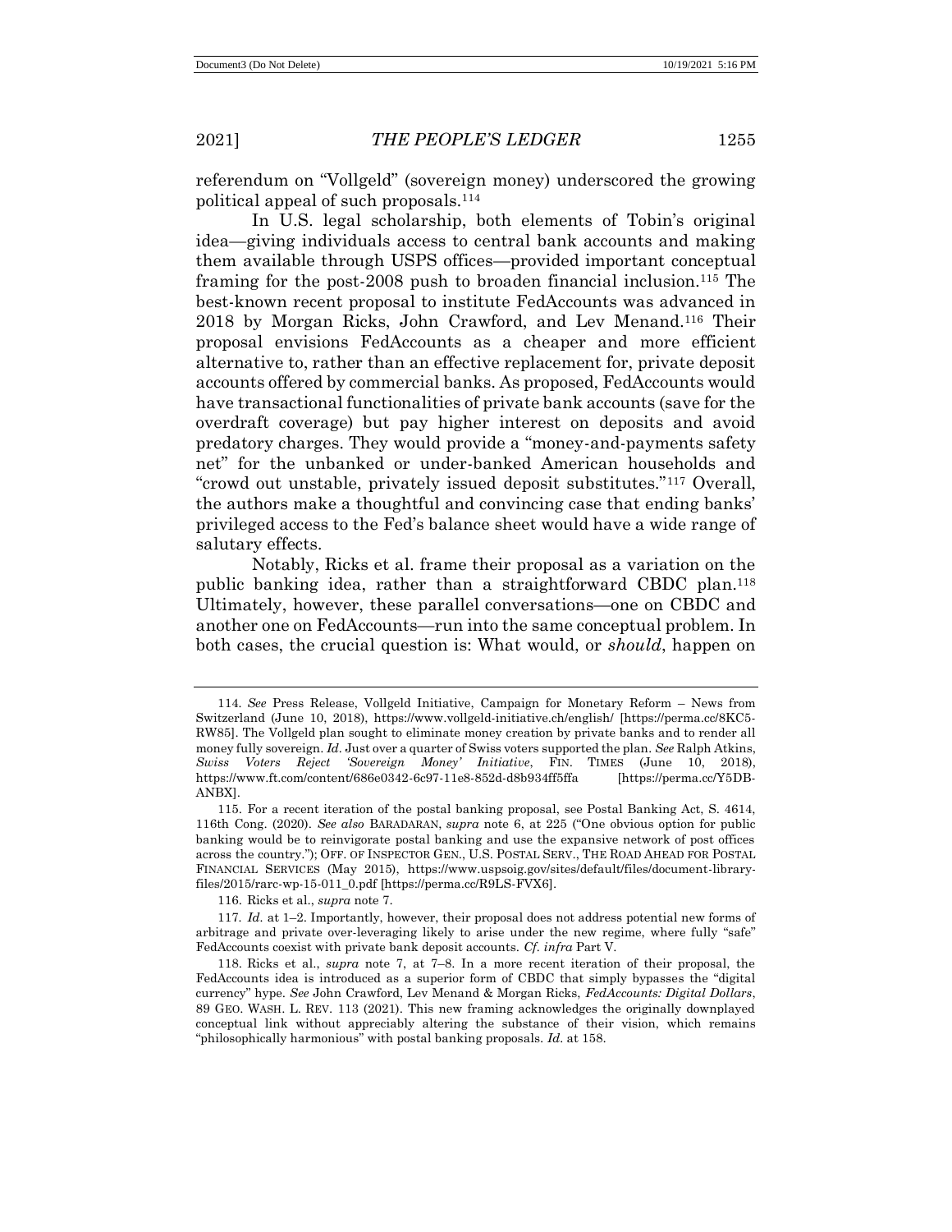referendum on "Vollgeld" (sovereign money) underscored the growing political appeal of such proposals.[114]

In U.S. legal scholarship, both elements of Tobin's original idea—giving individuals access to central bank accounts and making them available through USPS offices—provided important conceptual framing for the post-2008 push to broaden financial inclusion.[115] The best-known recent proposal to institute FedAccounts was advanced in 2018 by Morgan Ricks, John Crawford, and Lev Menand.[116] Their proposal envisions FedAccounts as a cheaper and more efficient alternative to, rather than an effective replacement for, private deposit accounts offered by commercial banks. As proposed, FedAccounts would have transactional functionalities of private bank accounts (save for the overdraft coverage) but pay higher interest on deposits and avoid predatory charges. They would provide a "money-and-payments safety net" for the unbanked or under-banked American households and "crowd out unstable, privately issued deposit substitutes."[117] Overall, the authors make a thoughtful and convincing case that ending banks' privileged access to the Fed's balance sheet would have a wide range of salutary effects.

Notably, Ricks et al. frame their proposal as a variation on the public banking idea, rather than a straightforward CBDC plan.[118] Ultimately, however, these parallel conversations—one on CBDC and another one on FedAccounts—run into the same conceptual problem. In both cases, the crucial question is: What would, or *should*, happen on

---

114. *See* Press Release, Vollgeld Initiative, Campaign for Monetary Reform – News from Switzerland (June 10, 2018), https://www.vollgeld-initiative.ch/english/ [https://perma.cc/8KC5-RW85]. The Vollgeld plan sought to eliminate money creation by private banks and to render all money fully sovereign. *Id.* Just over a quarter of Swiss voters supported the plan. *See* Ralph Atkins, *Swiss Voters Reject 'Sovereign Money' Initiative*, FIN. TIMES (June 10, 2018), https://www.ft.com/content/686e0342-6c97-11e8-852d-d8b934ff5ffa [https://perma.cc/Y5DB-ANBX].

115. For a recent iteration of the postal banking proposal, see Postal Banking Act, S. 4614, 116th Cong. (2020). *See also* BARADARAN, *supra* note 6, at 225 ("One obvious option for public banking would be to reinvigorate postal banking and use the expansive network of post offices across the country."); OFF. OF INSPECTOR GEN., U.S. POSTAL SERV., THE ROAD AHEAD FOR POSTAL FINANCIAL SERVICES (May 2015), https://www.uspsoig.gov/sites/default/files/document-library-files/2015/rarc-wp-15-011_0.pdf [https://perma.cc/R9LS-FVX6].

116. Ricks et al., *supra* note 7.

117. *Id.* at 1–2. Importantly, however, their proposal does not address potential new forms of arbitrage and private over-leveraging likely to arise under the new regime, where fully "safe" FedAccounts coexist with private bank deposit accounts. *Cf. infra* Part V.

118. Ricks et al., *supra* note 7, at 7–8. In a more recent iteration of their proposal, the FedAccounts idea is introduced as a superior form of CBDC that simply bypasses the "digital currency" hype. *See* John Crawford, Lev Menand & Morgan Ricks, *FedAccounts: Digital Dollars*, 89 GEO. WASH. L. REV. 113 (2021). This new framing acknowledges the originally downplayed conceptual link without appreciably altering the substance of their vision, which remains "philosophically harmonious" with postal banking proposals. *Id.* at 158.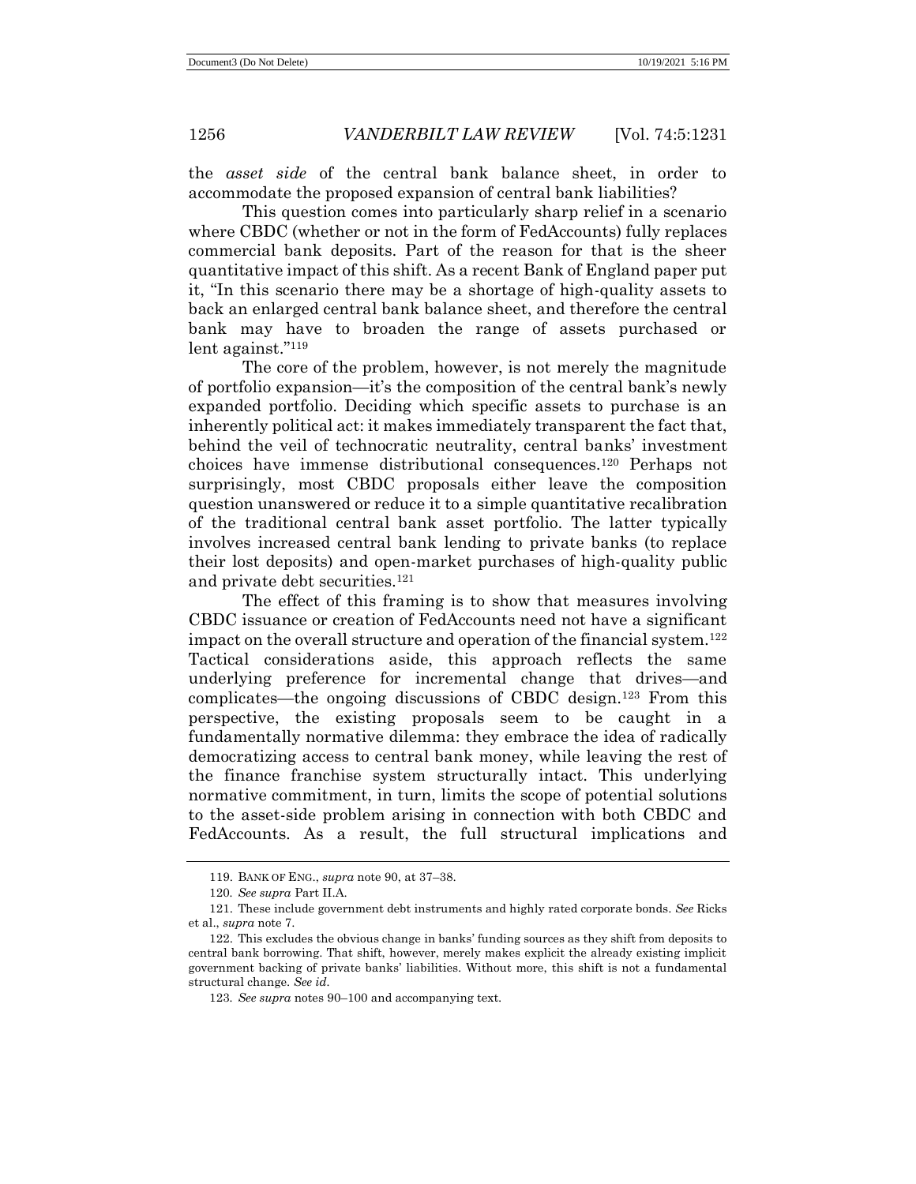the *asset side* of the central bank balance sheet, in order to accommodate the proposed expansion of central bank liabilities?

This question comes into particularly sharp relief in a scenario where CBDC (whether or not in the form of FedAccounts) fully replaces commercial bank deposits. Part of the reason for that is the sheer quantitative impact of this shift. As a recent Bank of England paper put it, "In this scenario there may be a shortage of high-quality assets to back an enlarged central bank balance sheet, and therefore the central bank may have to broaden the range of assets purchased or lent against."[119]

The core of the problem, however, is not merely the magnitude of portfolio expansion—it's the composition of the central bank's newly expanded portfolio. Deciding which specific assets to purchase is an inherently political act: it makes immediately transparent the fact that, behind the veil of technocratic neutrality, central banks' investment choices have immense distributional consequences.[120] Perhaps not surprisingly, most CBDC proposals either leave the composition question unanswered or reduce it to a simple quantitative recalibration of the traditional central bank asset portfolio. The latter typically involves increased central bank lending to private banks (to replace their lost deposits) and open-market purchases of high-quality public and private debt securities.[121]

The effect of this framing is to show that measures involving CBDC issuance or creation of FedAccounts need not have a significant impact on the overall structure and operation of the financial system.[122] Tactical considerations aside, this approach reflects the same underlying preference for incremental change that drives—and complicates—the ongoing discussions of CBDC design.[123] From this perspective, the existing proposals seem to be caught in a fundamentally normative dilemma: they embrace the idea of radically democratizing access to central bank money, while leaving the rest of the finance franchise system structurally intact. This underlying normative commitment, in turn, limits the scope of potential solutions to the asset-side problem arising in connection with both CBDC and FedAccounts. As a result, the full structural implications and

---

119. BANK OF ENG., *supra* note 90, at 37–38.

120. *See supra* Part II.A.

121. These include government debt instruments and highly rated corporate bonds. *See* Ricks et al., *supra* note 7.

122. This excludes the obvious change in banks' funding sources as they shift from deposits to central bank borrowing. That shift, however, merely makes explicit the already existing implicit government backing of private banks' liabilities. Without more, this shift is not a fundamental structural change. *See id.*

123. *See supra* notes 90–100 and accompanying text.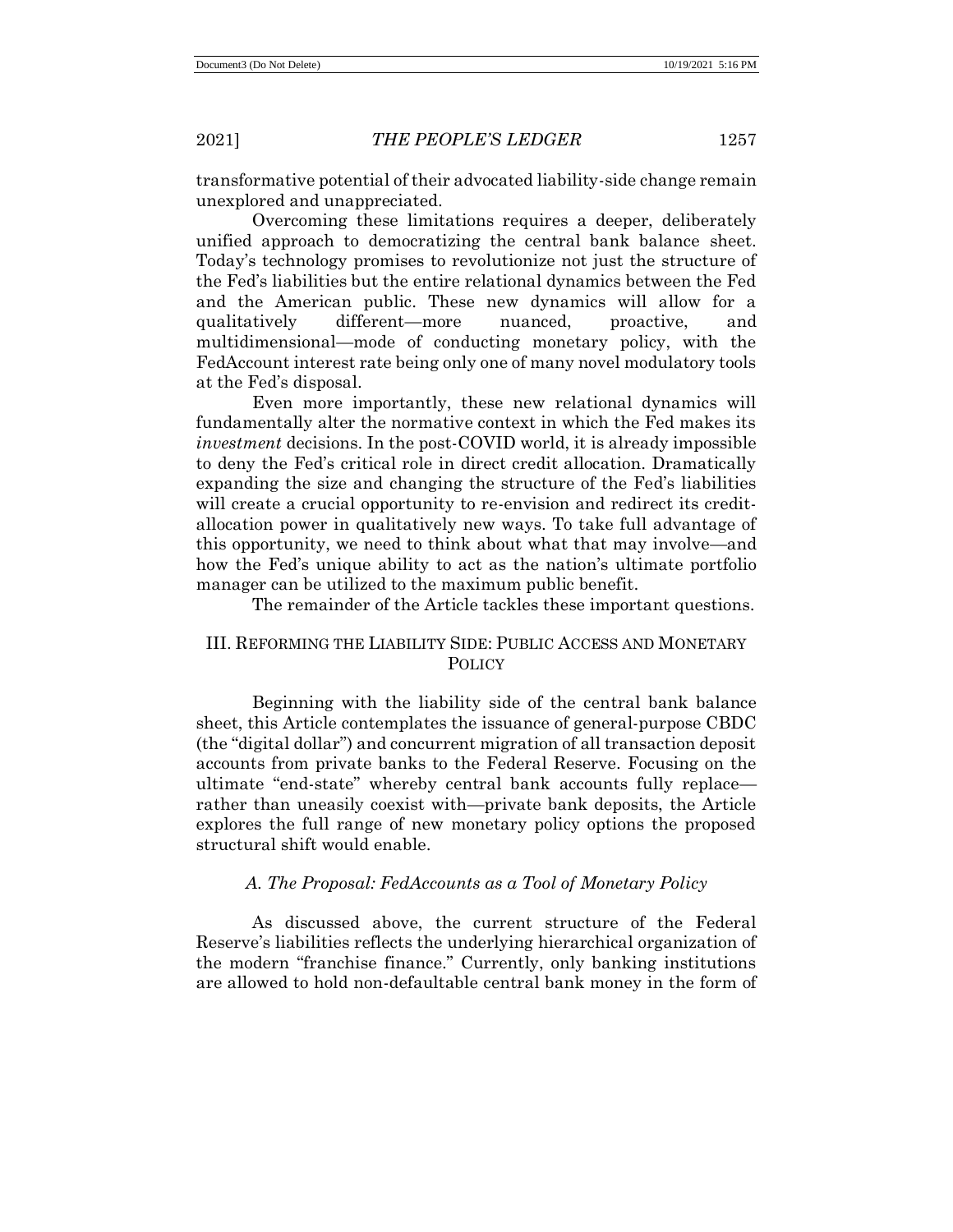transformative potential of their advocated liability-side change remain unexplored and unappreciated.

Overcoming these limitations requires a deeper, deliberately unified approach to democratizing the central bank balance sheet. Today's technology promises to revolutionize not just the structure of the Fed's liabilities but the entire relational dynamics between the Fed and the American public. These new dynamics will allow for a qualitatively different—more nuanced, proactive, and multidimensional—mode of conducting monetary policy, with the FedAccount interest rate being only one of many novel modulatory tools at the Fed's disposal.

Even more importantly, these new relational dynamics will fundamentally alter the normative context in which the Fed makes its *investment* decisions. In the post-COVID world, it is already impossible to deny the Fed's critical role in direct credit allocation. Dramatically expanding the size and changing the structure of the Fed's liabilities will create a crucial opportunity to re-envision and redirect its credit-allocation power in qualitatively new ways. To take full advantage of this opportunity, we need to think about what that may involve—and how the Fed's unique ability to act as the nation's ultimate portfolio manager can be utilized to the maximum public benefit.

The remainder of the Article tackles these important questions.

## III. Reforming the Liability Side: Public Access and Monetary Policy

Beginning with the liability side of the central bank balance sheet, this Article contemplates the issuance of general-purpose CBDC (the "digital dollar") and concurrent migration of all transaction deposit accounts from private banks to the Federal Reserve. Focusing on the ultimate "end-state" whereby central bank accounts fully replace—rather than uneasily coexist with—private bank deposits, the Article explores the full range of new monetary policy options the proposed structural shift would enable.

### *A. The Proposal: FedAccounts as a Tool of Monetary Policy*

As discussed above, the current structure of the Federal Reserve's liabilities reflects the underlying hierarchical organization of the modern "franchise finance." Currently, only banking institutions are allowed to hold non-defaultable central bank money in the form of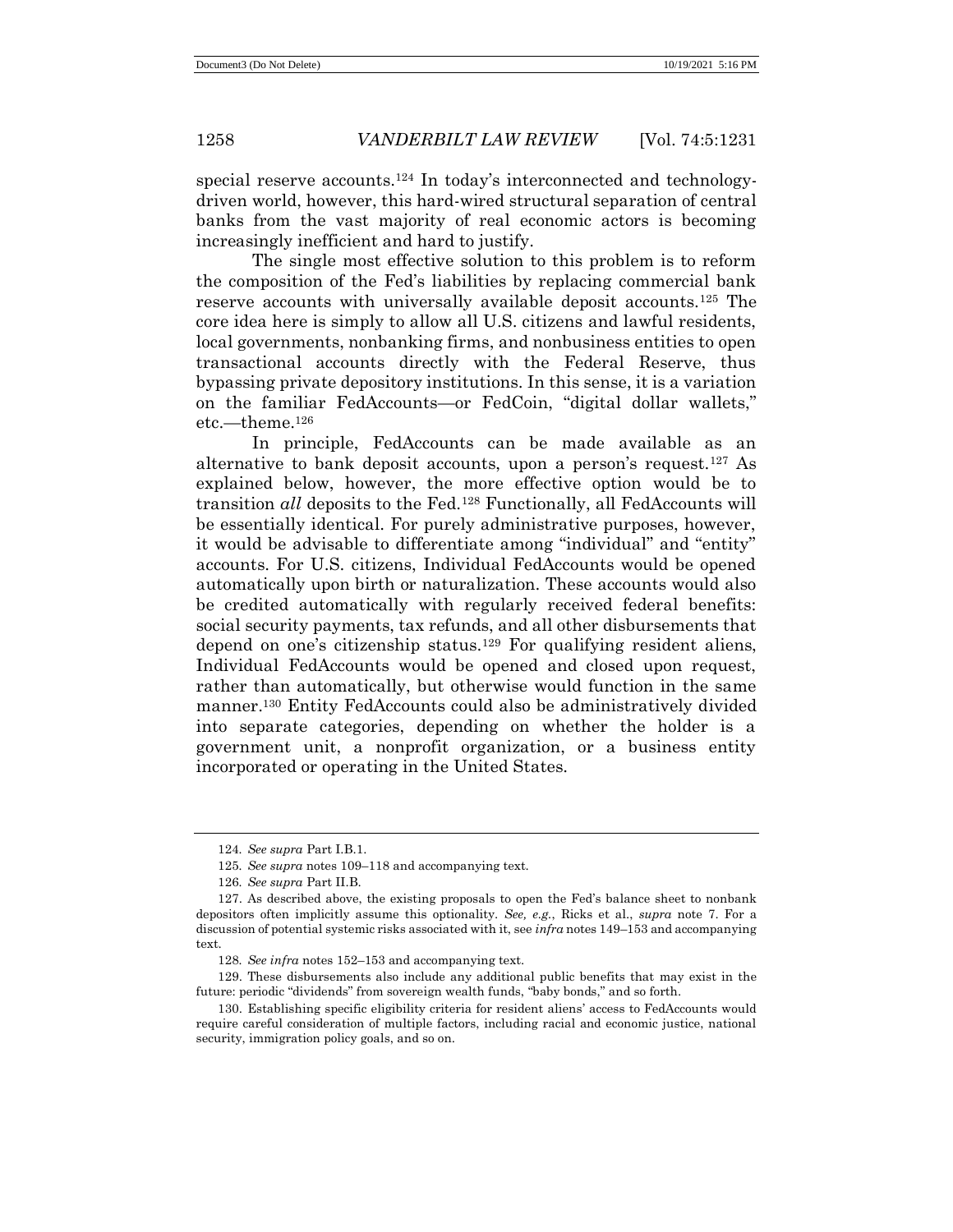special reserve accounts.[124] In today's interconnected and technology-driven world, however, this hard-wired structural separation of central banks from the vast majority of real economic actors is becoming increasingly inefficient and hard to justify.

The single most effective solution to this problem is to reform the composition of the Fed's liabilities by replacing commercial bank reserve accounts with universally available deposit accounts.[125] The core idea here is simply to allow all U.S. citizens and lawful residents, local governments, nonbanking firms, and nonbusiness entities to open transactional accounts directly with the Federal Reserve, thus bypassing private depository institutions. In this sense, it is a variation on the familiar FedAccounts—or FedCoin, "digital dollar wallets," etc.—theme.[126]

In principle, FedAccounts can be made available as an alternative to bank deposit accounts, upon a person's request.[127] As explained below, however, the more effective option would be to transition *all* deposits to the Fed.[128] Functionally, all FedAccounts will be essentially identical. For purely administrative purposes, however, it would be advisable to differentiate among "individual" and "entity" accounts. For U.S. citizens, Individual FedAccounts would be opened automatically upon birth or naturalization. These accounts would also be credited automatically with regularly received federal benefits: social security payments, tax refunds, and all other disbursements that depend on one's citizenship status.[129] For qualifying resident aliens, Individual FedAccounts would be opened and closed upon request, rather than automatically, but otherwise would function in the same manner.[130] Entity FedAccounts could also be administratively divided into separate categories, depending on whether the holder is a government unit, a nonprofit organization, or a business entity incorporated or operating in the United States.

---

124. *See supra* Part I.B.1.

125. *See supra* notes 109–118 and accompanying text.

126. *See supra* Part II.B.

127. As described above, the existing proposals to open the Fed's balance sheet to nonbank depositors often implicitly assume this optionality. *See, e.g.*, Ricks et al., *supra* note 7. For a discussion of potential systemic risks associated with it, see *infra* notes 149–153 and accompanying text.

128. *See infra* notes 152–153 and accompanying text.

129. These disbursements also include any additional public benefits that may exist in the future: periodic "dividends" from sovereign wealth funds, "baby bonds," and so forth.

130. Establishing specific eligibility criteria for resident aliens' access to FedAccounts would require careful consideration of multiple factors, including racial and economic justice, national security, immigration policy goals, and so on.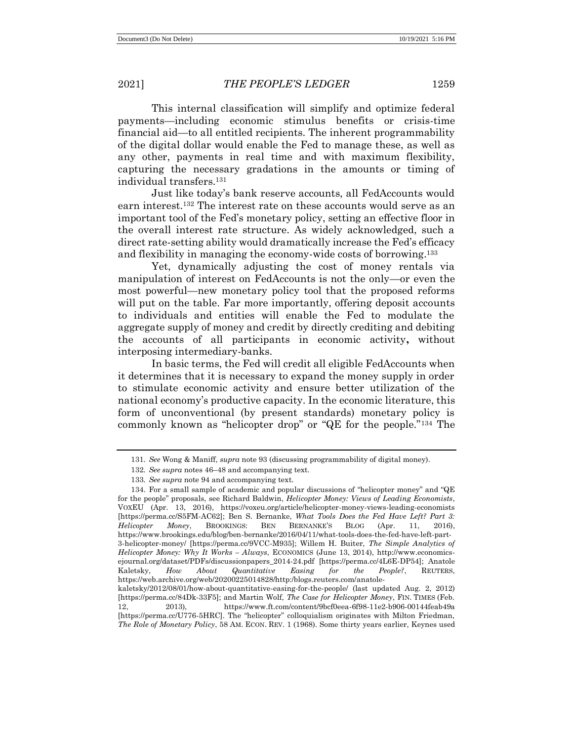This internal classification will simplify and optimize federal payments—including economic stimulus benefits or crisis-time financial aid—to all entitled recipients. The inherent programmability of the digital dollar would enable the Fed to manage these, as well as any other, payments in real time and with maximum flexibility, capturing the necessary gradations in the amounts or timing of individual transfers.[131]

Just like today's bank reserve accounts, all FedAccounts would earn interest.[132] The interest rate on these accounts would serve as an important tool of the Fed's monetary policy, setting an effective floor in the overall interest rate structure. As widely acknowledged, such a direct rate-setting ability would dramatically increase the Fed's efficacy and flexibility in managing the economy-wide costs of borrowing.[133]

Yet, dynamically adjusting the cost of money rentals via manipulation of interest on FedAccounts is not the only—or even the most powerful—new monetary policy tool that the proposed reforms will put on the table. Far more importantly, offering deposit accounts to individuals and entities will enable the Fed to modulate the aggregate supply of money and credit by directly crediting and debiting the accounts of all participants in economic activity**,** without interposing intermediary-banks.

In basic terms, the Fed will credit all eligible FedAccounts when it determines that it is necessary to expand the money supply in order to stimulate economic activity and ensure better utilization of the national economy's productive capacity. In the economic literature, this form of unconventional (by present standards) monetary policy is commonly known as "helicopter drop" or "QE for the people."[134] The

---

131. *See* Wong & Maniff, *supra* note 93 (discussing programmability of digital money).

132. *See supra* notes 46–48 and accompanying text.

133. *See supra* note 94 and accompanying text.

134. For a small sample of academic and popular discussions of "helicopter money" and "QE for the people" proposals, see Richard Baldwin, *Helicopter Money: Views of Leading Economists*, VOXEU (Apr. 13, 2016), https://voxeu.org/article/helicopter-money-views-leading-economists [https://perma.cc/S5FM-AC62]; Ben S. Bernanke, *What Tools Does the Fed Have Left? Part 3: Helicopter Money*, BROOKINGS: BEN BERNANKE'S BLOG (Apr. 11, 2016), https://www.brookings.edu/blog/ben-bernanke/2016/04/11/what-tools-does-the-fed-have-left-part-3-helicopter-money/ [https://perma.cc/9VCC-M935]; Willem H. Buiter, *The Simple Analytics of Helicopter Money: Why It Works – Always*, ECONOMICS (June 13, 2014), http://www.economics-ejournal.org/dataset/PDFs/discussionpapers_2014-24.pdf [https://perma.cc/4L6E-DP54]; Anatole Kaletsky, *How About Quantitative Easing for the People?*, REUTERS, https://web.archive.org/web/20200225014828/http:/blogs.reuters.com/anatole-kaletsky/2012/08/01/how-about-quantitative-easing-for-the-people/ (last updated Aug. 2, 2012) [https://perma.cc/84Dk-33F5]; and Martin Wolf, *The Case for Helicopter Money*, FIN. TIMES (Feb. 12, 2013), https://www.ft.com/content/9bcf0eea-6f98-11e2-b906-00144feab49a [https://perma.cc/U776-5HRC]. The "helicopter" colloquialism originates with Milton Friedman, *The Role of Monetary Policy*, 58 AM. ECON. REV. 1 (1968). Some thirty years earlier, Keynes used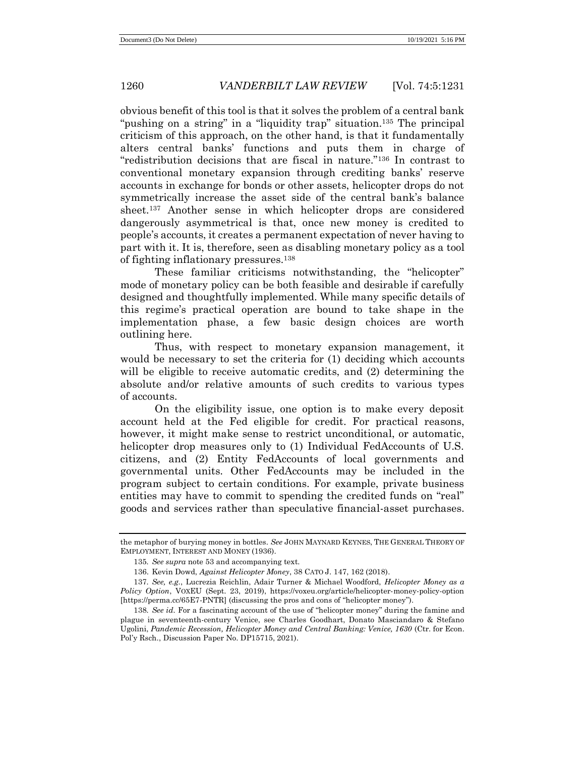obvious benefit of this tool is that it solves the problem of a central bank "pushing on a string" in a "liquidity trap" situation.[135] The principal criticism of this approach, on the other hand, is that it fundamentally alters central banks' functions and puts them in charge of "redistribution decisions that are fiscal in nature."[136] In contrast to conventional monetary expansion through crediting banks' reserve accounts in exchange for bonds or other assets, helicopter drops do not symmetrically increase the asset side of the central bank's balance sheet.[137] Another sense in which helicopter drops are considered dangerously asymmetrical is that, once new money is credited to people's accounts, it creates a permanent expectation of never having to part with it. It is, therefore, seen as disabling monetary policy as a tool of fighting inflationary pressures.[138]

These familiar criticisms notwithstanding, the "helicopter" mode of monetary policy can be both feasible and desirable if carefully designed and thoughtfully implemented. While many specific details of this regime's practical operation are bound to take shape in the implementation phase, a few basic design choices are worth outlining here.

Thus, with respect to monetary expansion management, it would be necessary to set the criteria for (1) deciding which accounts will be eligible to receive automatic credits, and (2) determining the absolute and/or relative amounts of such credits to various types of accounts.

On the eligibility issue, one option is to make every deposit account held at the Fed eligible for credit. For practical reasons, however, it might make sense to restrict unconditional, or automatic, helicopter drop measures only to (1) Individual FedAccounts of U.S. citizens, and (2) Entity FedAccounts of local governments and governmental units. Other FedAccounts may be included in the program subject to certain conditions. For example, private business entities may have to commit to spending the credited funds on "real" goods and services rather than speculative financial-asset purchases.

---

the metaphor of burying money in bottles. *See* JOHN MAYNARD KEYNES, THE GENERAL THEORY OF EMPLOYMENT, INTEREST AND MONEY (1936).

135. *See supra* note 53 and accompanying text.

136. Kevin Dowd, *Against Helicopter Money*, 38 CATO J. 147, 162 (2018).

137. *See, e.g.*, Lucrezia Reichlin, Adair Turner & Michael Woodford, *Helicopter Money as a Policy Option*, VOXEU (Sept. 23, 2019), https://voxeu.org/article/helicopter-money-policy-option [https://perma.cc/65E7-PNTR] (discussing the pros and cons of "helicopter money").

138. *See id.* For a fascinating account of the use of "helicopter money" during the famine and plague in seventeenth-century Venice, see Charles Goodhart, Donato Masciandaro & Stefano Ugolini, *Pandemic Recession, Helicopter Money and Central Banking: Venice, 1630* (Ctr. for Econ. Pol'y Rsch., Discussion Paper No. DP15715, 2021).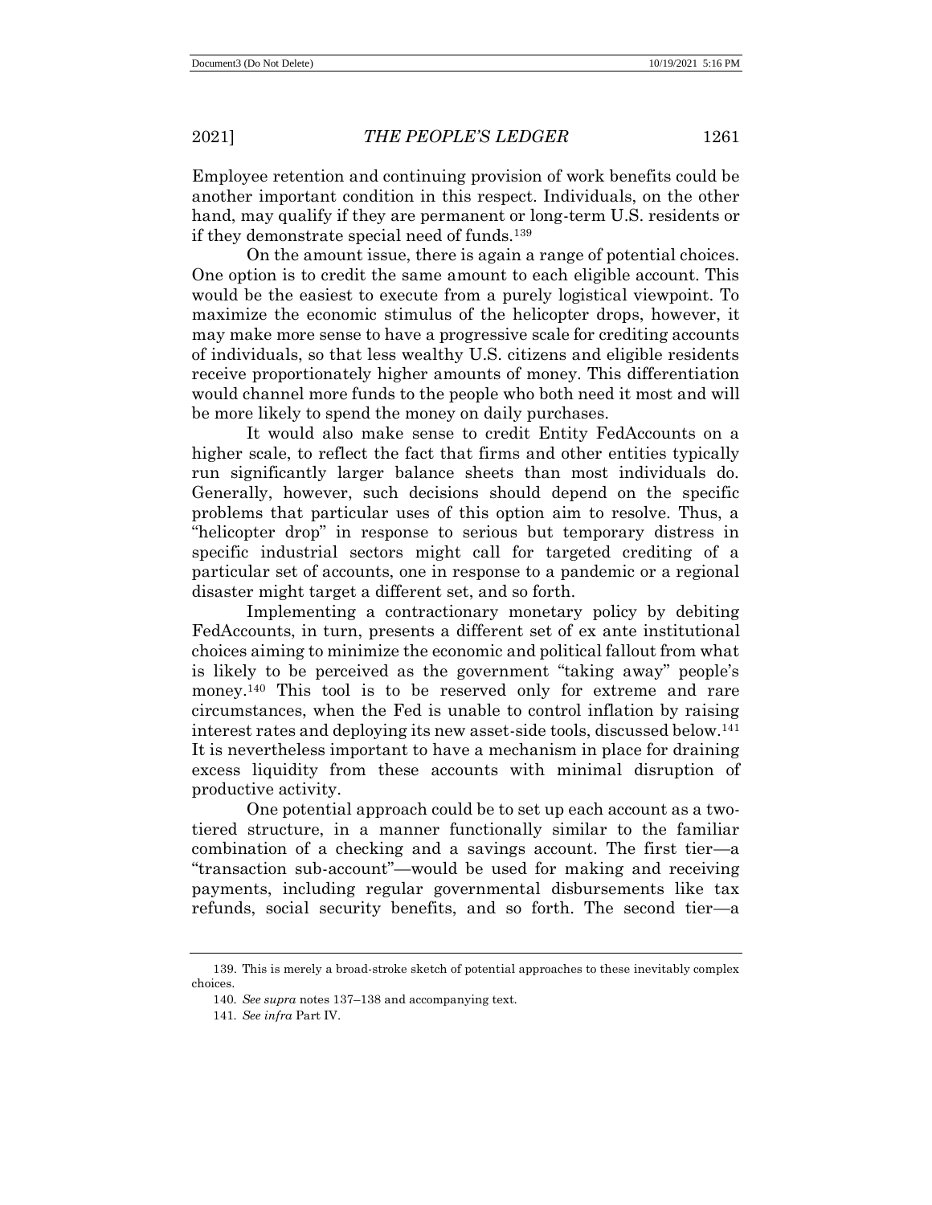Employee retention and continuing provision of work benefits could be another important condition in this respect. Individuals, on the other hand, may qualify if they are permanent or long-term U.S. residents or if they demonstrate special need of funds.[139]

On the amount issue, there is again a range of potential choices. One option is to credit the same amount to each eligible account. This would be the easiest to execute from a purely logistical viewpoint. To maximize the economic stimulus of the helicopter drops, however, it may make more sense to have a progressive scale for crediting accounts of individuals, so that less wealthy U.S. citizens and eligible residents receive proportionately higher amounts of money. This differentiation would channel more funds to the people who both need it most and will be more likely to spend the money on daily purchases.

It would also make sense to credit Entity FedAccounts on a higher scale, to reflect the fact that firms and other entities typically run significantly larger balance sheets than most individuals do. Generally, however, such decisions should depend on the specific problems that particular uses of this option aim to resolve. Thus, a "helicopter drop" in response to serious but temporary distress in specific industrial sectors might call for targeted crediting of a particular set of accounts, one in response to a pandemic or a regional disaster might target a different set, and so forth.

Implementing a contractionary monetary policy by debiting FedAccounts, in turn, presents a different set of ex ante institutional choices aiming to minimize the economic and political fallout from what is likely to be perceived as the government "taking away" people's money.[140] This tool is to be reserved only for extreme and rare circumstances, when the Fed is unable to control inflation by raising interest rates and deploying its new asset-side tools, discussed below.[141] It is nevertheless important to have a mechanism in place for draining excess liquidity from these accounts with minimal disruption of productive activity.

One potential approach could be to set up each account as a two-tiered structure, in a manner functionally similar to the familiar combination of a checking and a savings account. The first tier—a "transaction sub-account"—would be used for making and receiving payments, including regular governmental disbursements like tax refunds, social security benefits, and so forth. The second tier—a

---

139. This is merely a broad-stroke sketch of potential approaches to these inevitably complex choices.

140. *See supra* notes 137–138 and accompanying text.

141. *See infra* Part IV.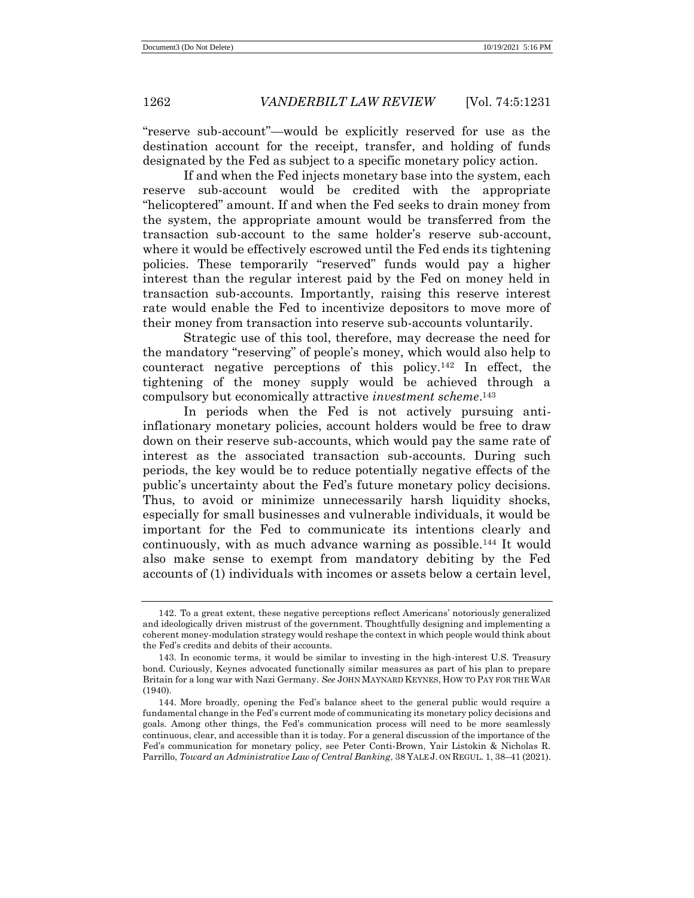"reserve sub-account"—would be explicitly reserved for use as the destination account for the receipt, transfer, and holding of funds designated by the Fed as subject to a specific monetary policy action.

If and when the Fed injects monetary base into the system, each reserve sub-account would be credited with the appropriate "helicoptered" amount. If and when the Fed seeks to drain money from the system, the appropriate amount would be transferred from the transaction sub-account to the same holder's reserve sub-account, where it would be effectively escrowed until the Fed ends its tightening policies. These temporarily "reserved" funds would pay a higher interest than the regular interest paid by the Fed on money held in transaction sub-accounts. Importantly, raising this reserve interest rate would enable the Fed to incentivize depositors to move more of their money from transaction into reserve sub-accounts voluntarily.

Strategic use of this tool, therefore, may decrease the need for the mandatory "reserving" of people's money, which would also help to counteract negative perceptions of this policy.[142] In effect, the tightening of the money supply would be achieved through a compulsory but economically attractive *investment scheme*.[143]

In periods when the Fed is not actively pursuing anti-inflationary monetary policies, account holders would be free to draw down on their reserve sub-accounts, which would pay the same rate of interest as the associated transaction sub-accounts. During such periods, the key would be to reduce potentially negative effects of the public's uncertainty about the Fed's future monetary policy decisions. Thus, to avoid or minimize unnecessarily harsh liquidity shocks, especially for small businesses and vulnerable individuals, it would be important for the Fed to communicate its intentions clearly and continuously, with as much advance warning as possible.[144] It would also make sense to exempt from mandatory debiting by the Fed accounts of (1) individuals with incomes or assets below a certain level,

---

142. To a great extent, these negative perceptions reflect Americans' notoriously generalized and ideologically driven mistrust of the government. Thoughtfully designing and implementing a coherent money-modulation strategy would reshape the context in which people would think about the Fed's credits and debits of their accounts.

143. In economic terms, it would be similar to investing in the high-interest U.S. Treasury bond. Curiously, Keynes advocated functionally similar measures as part of his plan to prepare Britain for a long war with Nazi Germany. *See* JOHN MAYNARD KEYNES, HOW TO PAY FOR THE WAR (1940).

144. More broadly, opening the Fed's balance sheet to the general public would require a fundamental change in the Fed's current mode of communicating its monetary policy decisions and goals. Among other things, the Fed's communication process will need to be more seamlessly continuous, clear, and accessible than it is today. For a general discussion of the importance of the Fed's communication for monetary policy, see Peter Conti-Brown, Yair Listokin & Nicholas R. Parrillo, *Toward an Administrative Law of Central Banking*, 38 YALE J. ON REGUL. 1, 38–41 (2021).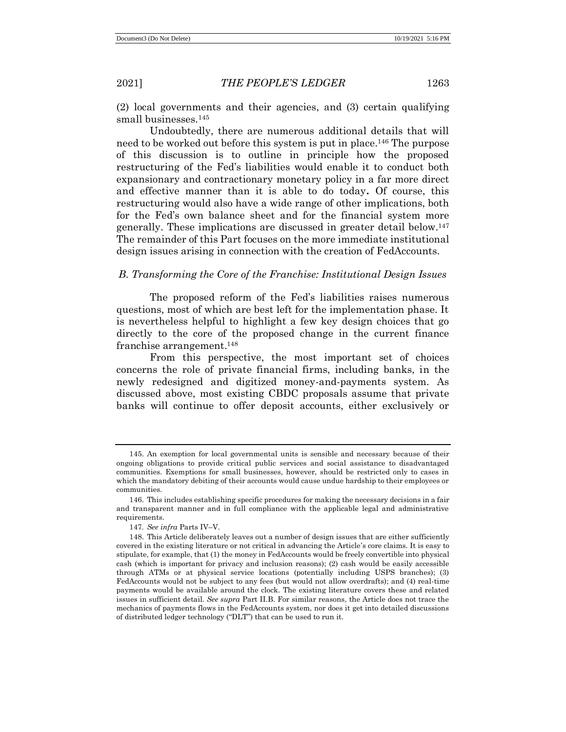(2) local governments and their agencies, and (3) certain qualifying small businesses.[145]

Undoubtedly, there are numerous additional details that will need to be worked out before this system is put in place.[146] The purpose of this discussion is to outline in principle how the proposed restructuring of the Fed's liabilities would enable it to conduct both expansionary and contractionary monetary policy in a far more direct and effective manner than it is able to do today**.** Of course, this restructuring would also have a wide range of other implications, both for the Fed's own balance sheet and for the financial system more generally. These implications are discussed in greater detail below.[147] The remainder of this Part focuses on the more immediate institutional design issues arising in connection with the creation of FedAccounts.

### *B. Transforming the Core of the Franchise: Institutional Design Issues*

The proposed reform of the Fed's liabilities raises numerous questions, most of which are best left for the implementation phase. It is nevertheless helpful to highlight a few key design choices that go directly to the core of the proposed change in the current finance franchise arrangement.[148]

From this perspective, the most important set of choices concerns the role of private financial firms, including banks, in the newly redesigned and digitized money-and-payments system. As discussed above, most existing CBDC proposals assume that private banks will continue to offer deposit accounts, either exclusively or

---

145. An exemption for local governmental units is sensible and necessary because of their ongoing obligations to provide critical public services and social assistance to disadvantaged communities. Exemptions for small businesses, however, should be restricted only to cases in which the mandatory debiting of their accounts would cause undue hardship to their employees or communities.

146. This includes establishing specific procedures for making the necessary decisions in a fair and transparent manner and in full compliance with the applicable legal and administrative requirements.

147. *See infra* Parts IV–V.

148. This Article deliberately leaves out a number of design issues that are either sufficiently covered in the existing literature or not critical in advancing the Article's core claims. It is easy to stipulate, for example, that (1) the money in FedAccounts would be freely convertible into physical cash (which is important for privacy and inclusion reasons); (2) cash would be easily accessible through ATMs or at physical service locations (potentially including USPS branches); (3) FedAccounts would not be subject to any fees (but would not allow overdrafts); and (4) real-time payments would be available around the clock. The existing literature covers these and related issues in sufficient detail. *See supra* Part II.B. For similar reasons, the Article does not trace the mechanics of payments flows in the FedAccounts system, nor does it get into detailed discussions of distributed ledger technology ("DLT") that can be used to run it.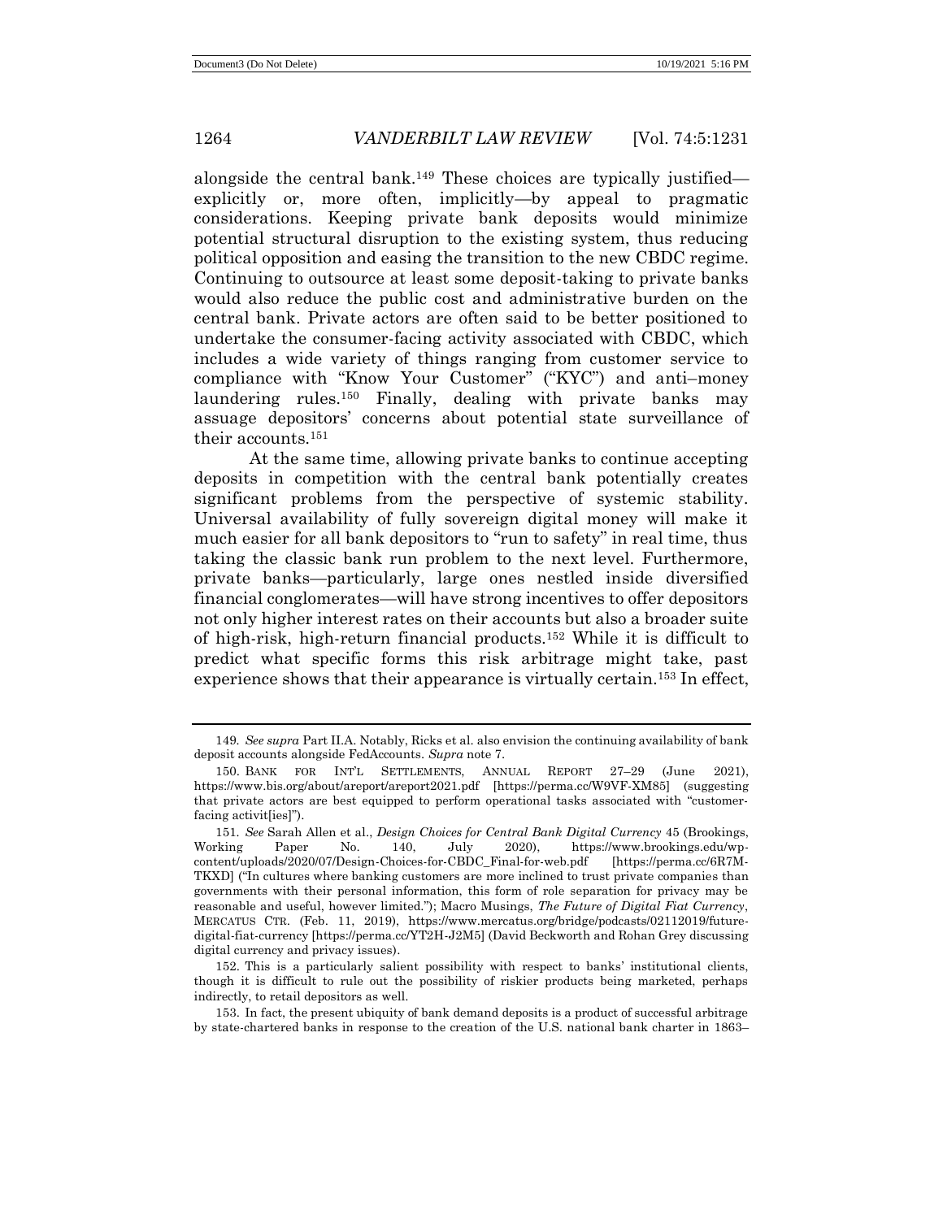alongside the central bank.[149] These choices are typically justified—explicitly or, more often, implicitly—by appeal to pragmatic considerations. Keeping private bank deposits would minimize potential structural disruption to the existing system, thus reducing political opposition and easing the transition to the new CBDC regime. Continuing to outsource at least some deposit-taking to private banks would also reduce the public cost and administrative burden on the central bank. Private actors are often said to be better positioned to undertake the consumer-facing activity associated with CBDC, which includes a wide variety of things ranging from customer service to compliance with "Know Your Customer" ("KYC") and anti–money laundering rules.[150] Finally, dealing with private banks may assuage depositors' concerns about potential state surveillance of their accounts.[151]

At the same time, allowing private banks to continue accepting deposits in competition with the central bank potentially creates significant problems from the perspective of systemic stability. Universal availability of fully sovereign digital money will make it much easier for all bank depositors to "run to safety" in real time, thus taking the classic bank run problem to the next level. Furthermore, private banks—particularly, large ones nestled inside diversified financial conglomerates—will have strong incentives to offer depositors not only higher interest rates on their accounts but also a broader suite of high-risk, high-return financial products.[152] While it is difficult to predict what specific forms this risk arbitrage might take, past experience shows that their appearance is virtually certain.[153] In effect,

---

149. *See supra* Part II.A. Notably, Ricks et al. also envision the continuing availability of bank deposit accounts alongside FedAccounts. *Supra* note 7.

150. BANK FOR INT'L SETTLEMENTS, ANNUAL REPORT 27–29 (June 2021), https://www.bis.org/about/areport/areport2021.pdf [https://perma.cc/W9VF-XM85] (suggesting that private actors are best equipped to perform operational tasks associated with "customer-facing activit[ies]").

151. *See* Sarah Allen et al., *Design Choices for Central Bank Digital Currency* 45 (Brookings, Working Paper No. 140, July 2020), https://www.brookings.edu/wp-content/uploads/2020/07/Design-Choices-for-CBDC_Final-for-web.pdf [https://perma.cc/6R7M-TKXD] ("In cultures where banking customers are more inclined to trust private companies than governments with their personal information, this form of role separation for privacy may be reasonable and useful, however limited."); Macro Musings, *The Future of Digital Fiat Currency*, MERCATUS CTR. (Feb. 11, 2019), https://www.mercatus.org/bridge/podcasts/02112019/future-digital-fiat-currency [https://perma.cc/YT2H-J2M5] (David Beckworth and Rohan Grey discussing digital currency and privacy issues).

152. This is a particularly salient possibility with respect to banks' institutional clients, though it is difficult to rule out the possibility of riskier products being marketed, perhaps indirectly, to retail depositors as well.

153. In fact, the present ubiquity of bank demand deposits is a product of successful arbitrage by state-chartered banks in response to the creation of the U.S. national bank charter in 1863–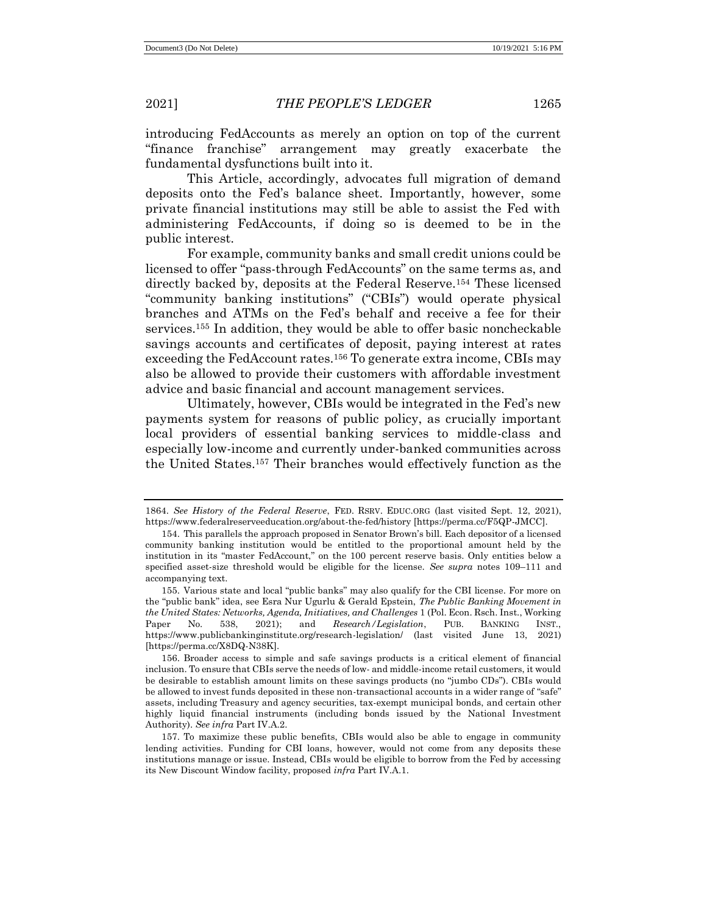introducing FedAccounts as merely an option on top of the current "finance franchise" arrangement may greatly exacerbate the fundamental dysfunctions built into it.

This Article, accordingly, advocates full migration of demand deposits onto the Fed's balance sheet. Importantly, however, some private financial institutions may still be able to assist the Fed with administering FedAccounts, if doing so is deemed to be in the public interest.

For example, community banks and small credit unions could be licensed to offer "pass-through FedAccounts" on the same terms as, and directly backed by, deposits at the Federal Reserve.[154] These licensed "community banking institutions" ("CBIs") would operate physical branches and ATMs on the Fed's behalf and receive a fee for their services.[155] In addition, they would be able to offer basic noncheckable savings accounts and certificates of deposit, paying interest at rates exceeding the FedAccount rates.[156] To generate extra income, CBIs may also be allowed to provide their customers with affordable investment advice and basic financial and account management services.

Ultimately, however, CBIs would be integrated in the Fed's new payments system for reasons of public policy, as crucially important local providers of essential banking services to middle-class and especially low-income and currently under-banked communities across the United States.[157] Their branches would effectively function as the

---

1864. *See History of the Federal Reserve*, FED. RSRV. EDUC.ORG (last visited Sept. 12, 2021), https://www.federalreserveeducation.org/about-the-fed/history [https://perma.cc/F5QP-JMCC].

154. This parallels the approach proposed in Senator Brown's bill. Each depositor of a licensed community banking institution would be entitled to the proportional amount held by the institution in its "master FedAccount," on the 100 percent reserve basis. Only entities below a specified asset-size threshold would be eligible for the license. *See supra* notes 109–111 and accompanying text.

155. Various state and local "public banks" may also qualify for the CBI license. For more on the "public bank" idea, see Esra Nur Ugurlu & Gerald Epstein, *The Public Banking Movement in the United States: Networks, Agenda, Initiatives, and Challenges* 1 (Pol. Econ. Rsch. Inst., Working Paper No. 538, 2021); and *Research/Legislation*, PUB. BANKING INST., https://www.publicbankinginstitute.org/research-legislation/ (last visited June 13, 2021) [https://perma.cc/X8DQ-N38K].

156. Broader access to simple and safe savings products is a critical element of financial inclusion. To ensure that CBIs serve the needs of low- and middle-income retail customers, it would be desirable to establish amount limits on these savings products (no "jumbo CDs"). CBIs would be allowed to invest funds deposited in these non-transactional accounts in a wider range of "safe" assets, including Treasury and agency securities, tax-exempt municipal bonds, and certain other highly liquid financial instruments (including bonds issued by the National Investment Authority). *See infra* Part IV.A.2.

157. To maximize these public benefits, CBIs would also be able to engage in community lending activities. Funding for CBI loans, however, would not come from any deposits these institutions manage or issue. Instead, CBIs would be eligible to borrow from the Fed by accessing its New Discount Window facility, proposed *infra* Part IV.A.1.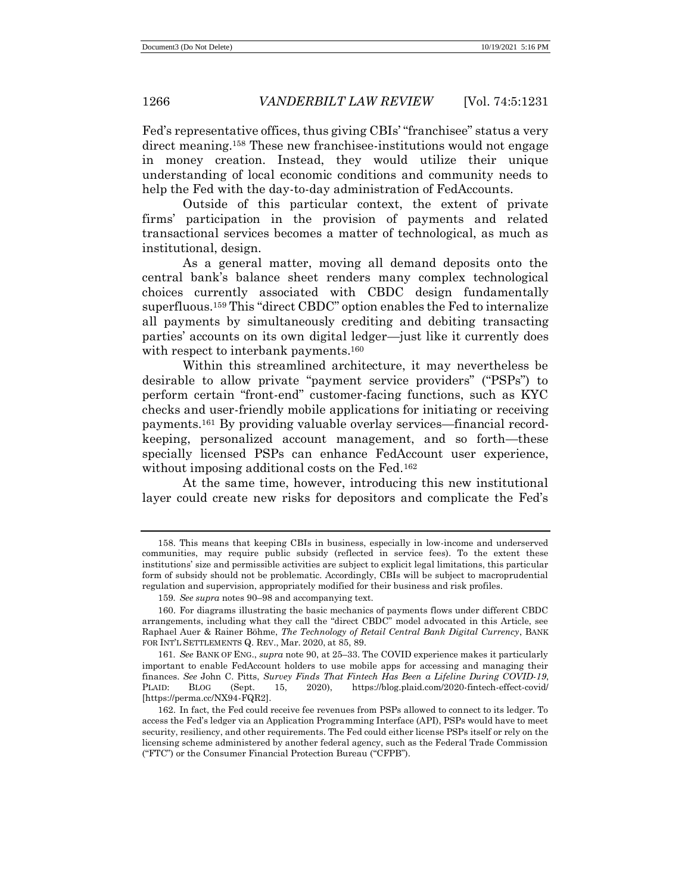Fed's representative offices, thus giving CBIs' "franchisee" status a very direct meaning.[158] These new franchisee-institutions would not engage in money creation. Instead, they would utilize their unique understanding of local economic conditions and community needs to help the Fed with the day-to-day administration of FedAccounts.

Outside of this particular context, the extent of private firms' participation in the provision of payments and related transactional services becomes a matter of technological, as much as institutional, design.

As a general matter, moving all demand deposits onto the central bank's balance sheet renders many complex technological choices currently associated with CBDC design fundamentally superfluous.[159] This "direct CBDC" option enables the Fed to internalize all payments by simultaneously crediting and debiting transacting parties' accounts on its own digital ledger—just like it currently does with respect to interbank payments.[160]

Within this streamlined architecture, it may nevertheless be desirable to allow private "payment service providers" ("PSPs") to perform certain "front-end" customer-facing functions, such as KYC checks and user-friendly mobile applications for initiating or receiving payments.[161] By providing valuable overlay services—financial record-keeping, personalized account management, and so forth—these specially licensed PSPs can enhance FedAccount user experience, without imposing additional costs on the Fed.[162]

At the same time, however, introducing this new institutional layer could create new risks for depositors and complicate the Fed's

---

158. This means that keeping CBIs in business, especially in low-income and underserved communities, may require public subsidy (reflected in service fees). To the extent these institutions' size and permissible activities are subject to explicit legal limitations, this particular form of subsidy should not be problematic. Accordingly, CBIs will be subject to macroprudential regulation and supervision, appropriately modified for their business and risk profiles.

159. *See supra* notes 90–98 and accompanying text.

160. For diagrams illustrating the basic mechanics of payments flows under different CBDC arrangements, including what they call the "direct CBDC" model advocated in this Article, see Raphael Auer & Rainer Böhme, *The Technology of Retail Central Bank Digital Currency*, BANK FOR INT'L SETTLEMENTS Q. REV., Mar. 2020, at 85, 89.

161. *See* BANK OF ENG., *supra* note 90, at 25–33. The COVID experience makes it particularly important to enable FedAccount holders to use mobile apps for accessing and managing their finances. *See* John C. Pitts, *Survey Finds That Fintech Has Been a Lifeline During COVID-19*, PLAID: BLOG (Sept. 15, 2020), https://blog.plaid.com/2020-fintech-effect-covid/ [https://perma.cc/NX94-FQR2].

162. In fact, the Fed could receive fee revenues from PSPs allowed to connect to its ledger. To access the Fed's ledger via an Application Programming Interface (API), PSPs would have to meet security, resiliency, and other requirements. The Fed could either license PSPs itself or rely on the licensing scheme administered by another federal agency, such as the Federal Trade Commission ("FTC") or the Consumer Financial Protection Bureau ("CFPB").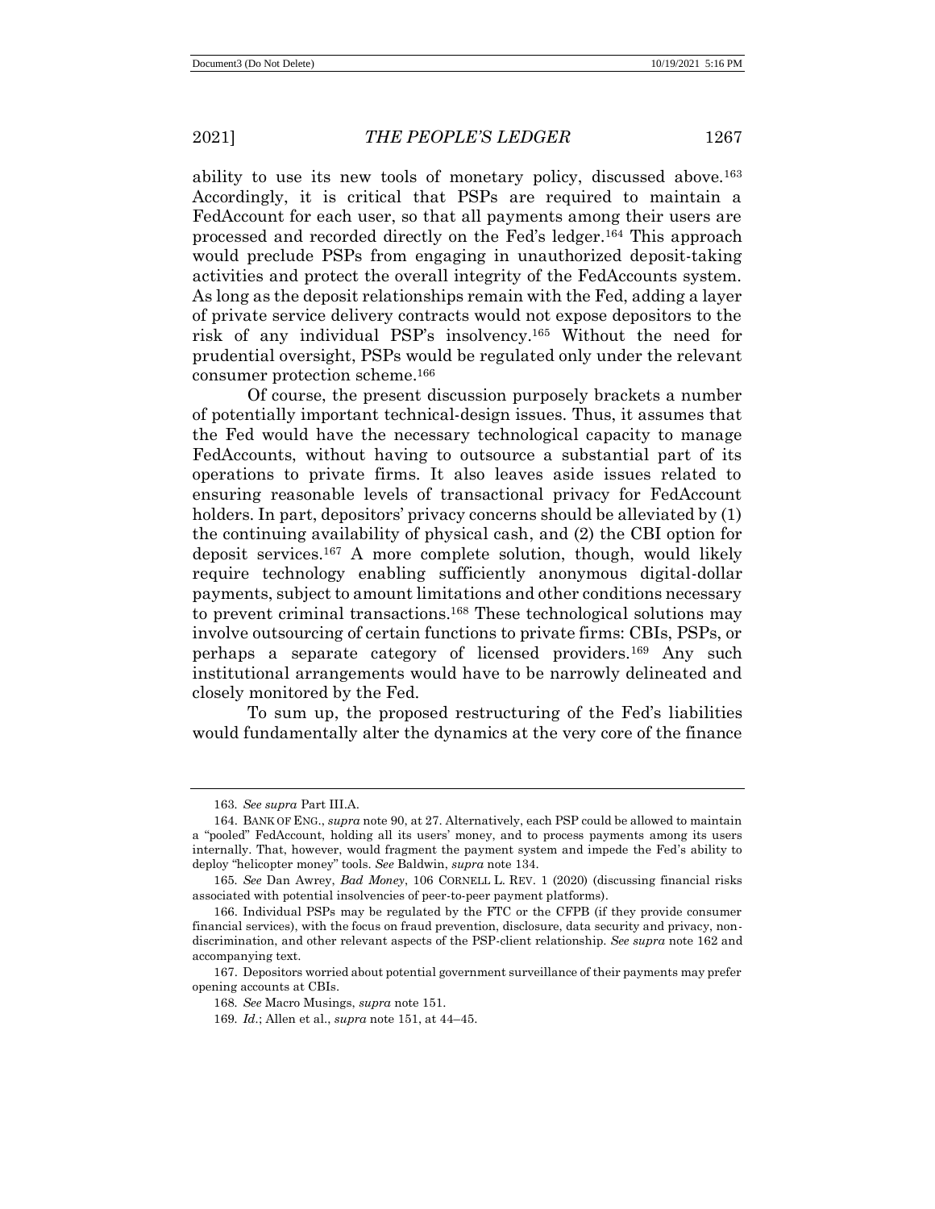ability to use its new tools of monetary policy, discussed above.[163] Accordingly, it is critical that PSPs are required to maintain a FedAccount for each user, so that all payments among their users are processed and recorded directly on the Fed's ledger.[164] This approach would preclude PSPs from engaging in unauthorized deposit-taking activities and protect the overall integrity of the FedAccounts system. As long as the deposit relationships remain with the Fed, adding a layer of private service delivery contracts would not expose depositors to the risk of any individual PSP's insolvency.[165] Without the need for prudential oversight, PSPs would be regulated only under the relevant consumer protection scheme.[166]

Of course, the present discussion purposely brackets a number of potentially important technical-design issues. Thus, it assumes that the Fed would have the necessary technological capacity to manage FedAccounts, without having to outsource a substantial part of its operations to private firms. It also leaves aside issues related to ensuring reasonable levels of transactional privacy for FedAccount holders. In part, depositors' privacy concerns should be alleviated by (1) the continuing availability of physical cash, and (2) the CBI option for deposit services.[167] A more complete solution, though, would likely require technology enabling sufficiently anonymous digital-dollar payments, subject to amount limitations and other conditions necessary to prevent criminal transactions.[168] These technological solutions may involve outsourcing of certain functions to private firms: CBIs, PSPs, or perhaps a separate category of licensed providers.[169] Any such institutional arrangements would have to be narrowly delineated and closely monitored by the Fed.

To sum up, the proposed restructuring of the Fed's liabilities would fundamentally alter the dynamics at the very core of the finance

---

163. *See supra* Part III.A.

164. BANK OF ENG., *supra* note 90, at 27. Alternatively, each PSP could be allowed to maintain a "pooled" FedAccount, holding all its users' money, and to process payments among its users internally. That, however, would fragment the payment system and impede the Fed's ability to deploy "helicopter money" tools. *See* Baldwin, *supra* note 134.

165. *See* Dan Awrey, *Bad Money*, 106 CORNELL L. REV. 1 (2020) (discussing financial risks associated with potential insolvencies of peer-to-peer payment platforms).

166. Individual PSPs may be regulated by the FTC or the CFPB (if they provide consumer financial services), with the focus on fraud prevention, disclosure, data security and privacy, non-discrimination, and other relevant aspects of the PSP-client relationship. *See supra* note 162 and accompanying text.

167. Depositors worried about potential government surveillance of their payments may prefer opening accounts at CBIs.

168. *See* Macro Musings, *supra* note 151.

169. *Id.*; Allen et al., *supra* note 151, at 44–45.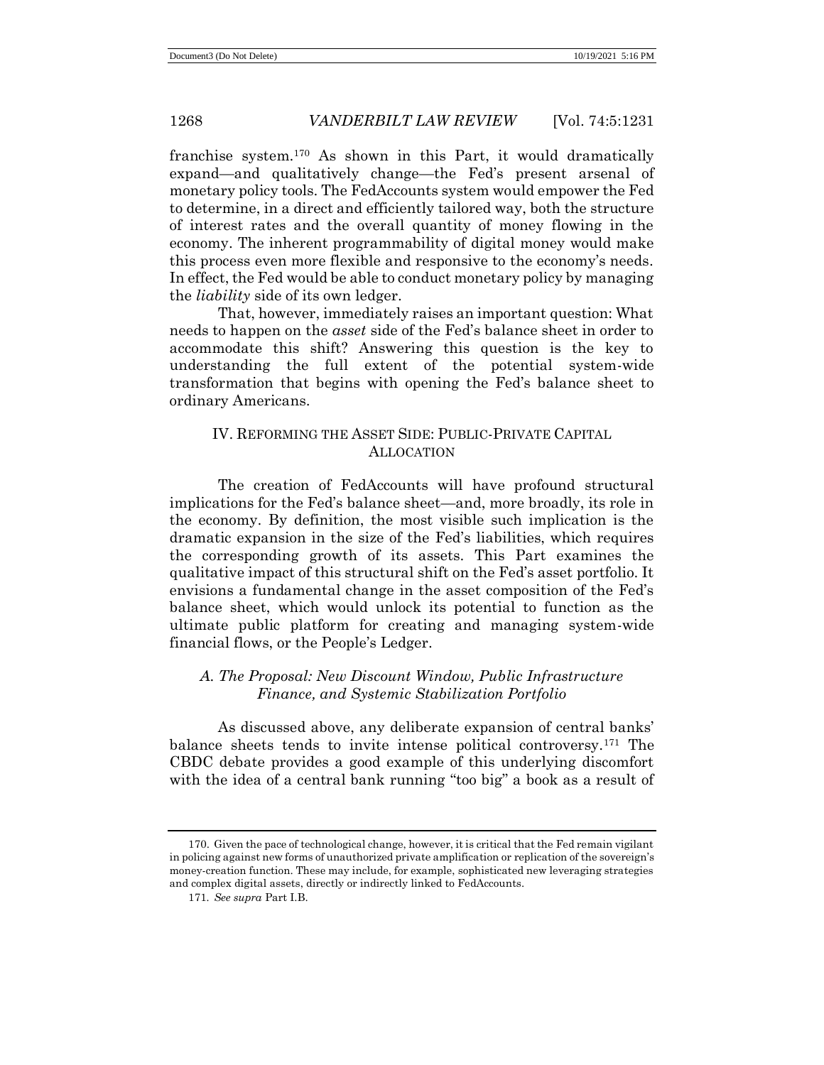franchise system.[170] As shown in this Part, it would dramatically expand—and qualitatively change—the Fed's present arsenal of monetary policy tools. The FedAccounts system would empower the Fed to determine, in a direct and efficiently tailored way, both the structure of interest rates and the overall quantity of money flowing in the economy. The inherent programmability of digital money would make this process even more flexible and responsive to the economy's needs. In effect, the Fed would be able to conduct monetary policy by managing the *liability* side of its own ledger.

That, however, immediately raises an important question: What needs to happen on the *asset* side of the Fed's balance sheet in order to accommodate this shift? Answering this question is the key to understanding the full extent of the potential system-wide transformation that begins with opening the Fed's balance sheet to ordinary Americans.

## IV. REFORMING THE ASSET SIDE: PUBLIC-PRIVATE CAPITAL ALLOCATION

The creation of FedAccounts will have profound structural implications for the Fed's balance sheet—and, more broadly, its role in the economy. By definition, the most visible such implication is the dramatic expansion in the size of the Fed's liabilities, which requires the corresponding growth of its assets. This Part examines the qualitative impact of this structural shift on the Fed's asset portfolio. It envisions a fundamental change in the asset composition of the Fed's balance sheet, which would unlock its potential to function as the ultimate public platform for creating and managing system-wide financial flows, or the People's Ledger.

### *A. The Proposal: New Discount Window, Public Infrastructure Finance, and Systemic Stabilization Portfolio*

As discussed above, any deliberate expansion of central banks' balance sheets tends to invite intense political controversy.[171] The CBDC debate provides a good example of this underlying discomfort with the idea of a central bank running "too big" a book as a result of

---

170. Given the pace of technological change, however, it is critical that the Fed remain vigilant in policing against new forms of unauthorized private amplification or replication of the sovereign's money-creation function. These may include, for example, sophisticated new leveraging strategies and complex digital assets, directly or indirectly linked to FedAccounts.

171. *See supra* Part I.B.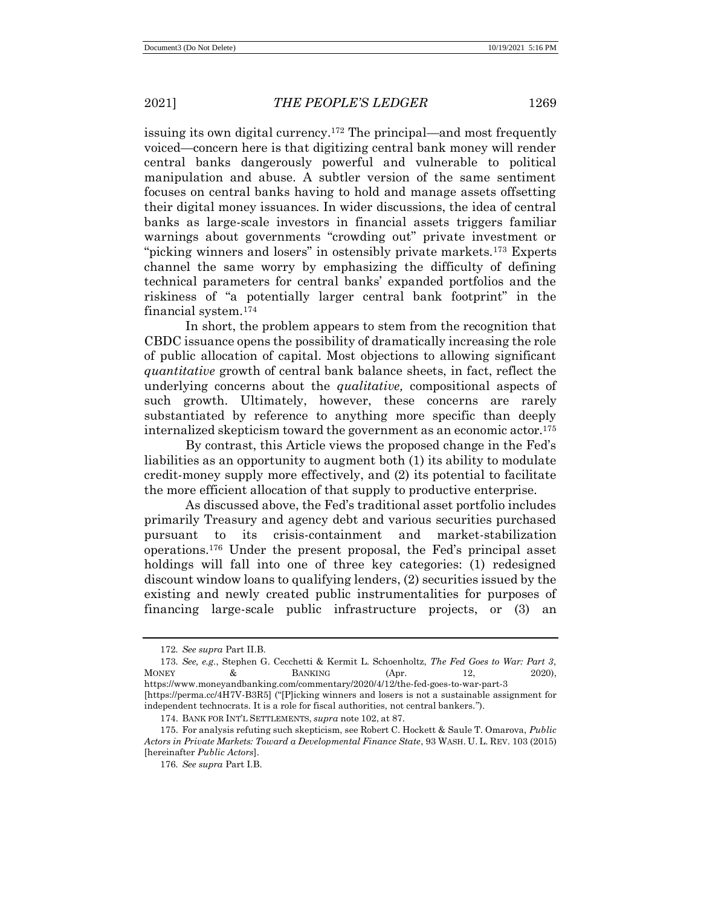issuing its own digital currency.[172] The principal—and most frequently voiced—concern here is that digitizing central bank money will render central banks dangerously powerful and vulnerable to political manipulation and abuse. A subtler version of the same sentiment focuses on central banks having to hold and manage assets offsetting their digital money issuances. In wider discussions, the idea of central banks as large-scale investors in financial assets triggers familiar warnings about governments "crowding out" private investment or "picking winners and losers" in ostensibly private markets.[173] Experts channel the same worry by emphasizing the difficulty of defining technical parameters for central banks' expanded portfolios and the riskiness of "a potentially larger central bank footprint" in the financial system.[174]

In short, the problem appears to stem from the recognition that CBDC issuance opens the possibility of dramatically increasing the role of public allocation of capital. Most objections to allowing significant *quantitative* growth of central bank balance sheets, in fact, reflect the underlying concerns about the *qualitative,* compositional aspects of such growth. Ultimately, however, these concerns are rarely substantiated by reference to anything more specific than deeply internalized skepticism toward the government as an economic actor.[175]

By contrast, this Article views the proposed change in the Fed's liabilities as an opportunity to augment both (1) its ability to modulate credit-money supply more effectively, and (2) its potential to facilitate the more efficient allocation of that supply to productive enterprise.

As discussed above, the Fed's traditional asset portfolio includes primarily Treasury and agency debt and various securities purchased pursuant to its crisis-containment and market-stabilization operations.[176] Under the present proposal, the Fed's principal asset holdings will fall into one of three key categories: (1) redesigned discount window loans to qualifying lenders, (2) securities issued by the existing and newly created public instrumentalities for purposes of financing large-scale public infrastructure projects, or (3) an

---

172. *See supra* Part II.B.

173. *See, e.g.*, Stephen G. Cecchetti & Kermit L. Schoenholtz, *The Fed Goes to War: Part 3*, MONEY & BANKING (Apr. 12, 2020), https://www.moneyandbanking.com/commentary/2020/4/12/the-fed-goes-to-war-part-3 [https://perma.cc/4H7V-B3R5] ("[P]icking winners and losers is not a sustainable assignment for independent technocrats. It is a role for fiscal authorities, not central bankers.").

174. BANK FOR INT'L SETTLEMENTS, *supra* note 102, at 87.

175. For analysis refuting such skepticism, see Robert C. Hockett & Saule T. Omarova, *Public Actors in Private Markets: Toward a Developmental Finance State*, 93 WASH. U. L. REV. 103 (2015) [hereinafter *Public Actors*].

176. *See supra* Part I.B.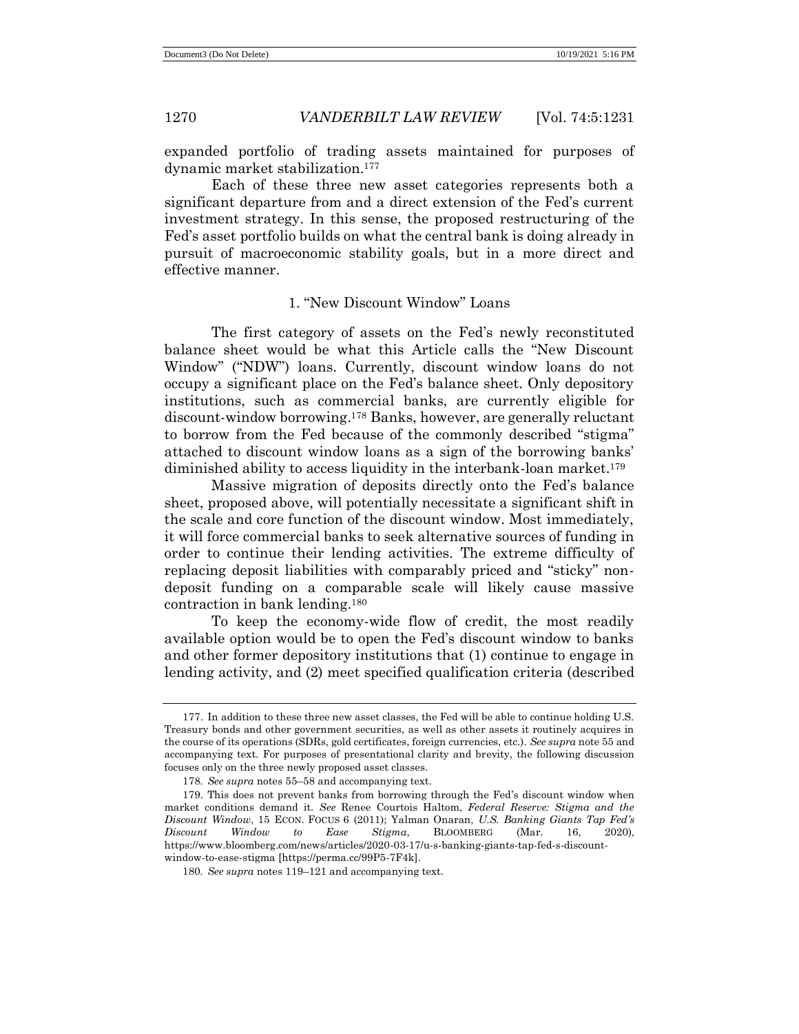expanded portfolio of trading assets maintained for purposes of dynamic market stabilization.[177]

Each of these three new asset categories represents both a significant departure from and a direct extension of the Fed's current investment strategy. In this sense, the proposed restructuring of the Fed's asset portfolio builds on what the central bank is doing already in pursuit of macroeconomic stability goals, but in a more direct and effective manner.

### 1. "New Discount Window" Loans

The first category of assets on the Fed's newly reconstituted balance sheet would be what this Article calls the "New Discount Window" ("NDW") loans. Currently, discount window loans do not occupy a significant place on the Fed's balance sheet. Only depository institutions, such as commercial banks, are currently eligible for discount-window borrowing.[178] Banks, however, are generally reluctant to borrow from the Fed because of the commonly described "stigma" attached to discount window loans as a sign of the borrowing banks' diminished ability to access liquidity in the interbank-loan market.[179]

Massive migration of deposits directly onto the Fed's balance sheet, proposed above, will potentially necessitate a significant shift in the scale and core function of the discount window. Most immediately, it will force commercial banks to seek alternative sources of funding in order to continue their lending activities. The extreme difficulty of replacing deposit liabilities with comparably priced and "sticky" non-deposit funding on a comparable scale will likely cause massive contraction in bank lending.[180]

To keep the economy-wide flow of credit, the most readily available option would be to open the Fed's discount window to banks and other former depository institutions that (1) continue to engage in lending activity, and (2) meet specified qualification criteria (described

---

177. In addition to these three new asset classes, the Fed will be able to continue holding U.S. Treasury bonds and other government securities, as well as other assets it routinely acquires in the course of its operations (SDRs, gold certificates, foreign currencies, etc.). *See supra* note 55 and accompanying text. For purposes of presentational clarity and brevity, the following discussion focuses only on the three newly proposed asset classes.

178. *See supra* notes 55–58 and accompanying text.

179. This does not prevent banks from borrowing through the Fed's discount window when market conditions demand it. *See* Renee Courtois Haltom, *Federal Reserve: Stigma and the Discount Window*, 15 ECON. FOCUS 6 (2011); Yalman Onaran, *U.S. Banking Giants Tap Fed's Discount Window to Ease Stigma*, BLOOMBERG (Mar. 16, 2020), https://www.bloomberg.com/news/articles/2020-03-17/u-s-banking-giants-tap-fed-s-discount-window-to-ease-stigma [https://perma.cc/99P5-7F4k].

180. *See supra* notes 119–121 and accompanying text.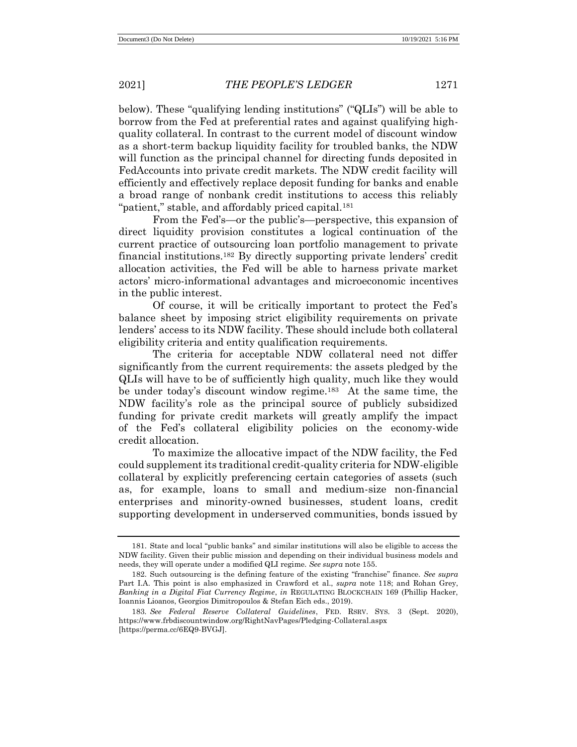below). These "qualifying lending institutions" ("QLIs") will be able to borrow from the Fed at preferential rates and against qualifying high-quality collateral. In contrast to the current model of discount window as a short-term backup liquidity facility for troubled banks, the NDW will function as the principal channel for directing funds deposited in FedAccounts into private credit markets. The NDW credit facility will efficiently and effectively replace deposit funding for banks and enable a broad range of nonbank credit institutions to access this reliably "patient," stable, and affordably priced capital.[181]

From the Fed's—or the public's—perspective, this expansion of direct liquidity provision constitutes a logical continuation of the current practice of outsourcing loan portfolio management to private financial institutions.[182] By directly supporting private lenders' credit allocation activities, the Fed will be able to harness private market actors' micro-informational advantages and microeconomic incentives in the public interest.

Of course, it will be critically important to protect the Fed's balance sheet by imposing strict eligibility requirements on private lenders' access to its NDW facility. These should include both collateral eligibility criteria and entity qualification requirements.

The criteria for acceptable NDW collateral need not differ significantly from the current requirements: the assets pledged by the QLIs will have to be of sufficiently high quality, much like they would be under today's discount window regime.[183] At the same time, the NDW facility's role as the principal source of publicly subsidized funding for private credit markets will greatly amplify the impact of the Fed's collateral eligibility policies on the economy-wide credit allocation.

To maximize the allocative impact of the NDW facility, the Fed could supplement its traditional credit-quality criteria for NDW-eligible collateral by explicitly preferencing certain categories of assets (such as, for example, loans to small and medium-size non-financial enterprises and minority-owned businesses, student loans, credit supporting development in underserved communities, bonds issued by

---

181. State and local "public banks" and similar institutions will also be eligible to access the NDW facility. Given their public mission and depending on their individual business models and needs, they will operate under a modified QLI regime. *See supra* note 155.

182. Such outsourcing is the defining feature of the existing "franchise" finance. *See supra* Part I.A. This point is also emphasized in Crawford et al., *supra* note 118; and Rohan Grey, *Banking in a Digital Fiat Currency Regime*, *in* REGULATING BLOCKCHAIN 169 (Phillip Hacker, Ioannis Lioanos, Georgios Dimitropoulos & Stefan Eich eds., 2019).

183. *See Federal Reserve Collateral Guidelines*, FED. RSRV. SYS. 3 (Sept. 2020), https://www.frbdiscountwindow.org/RightNavPages/Pledging-Collateral.aspx [https://perma.cc/6EQ9-BVGJ].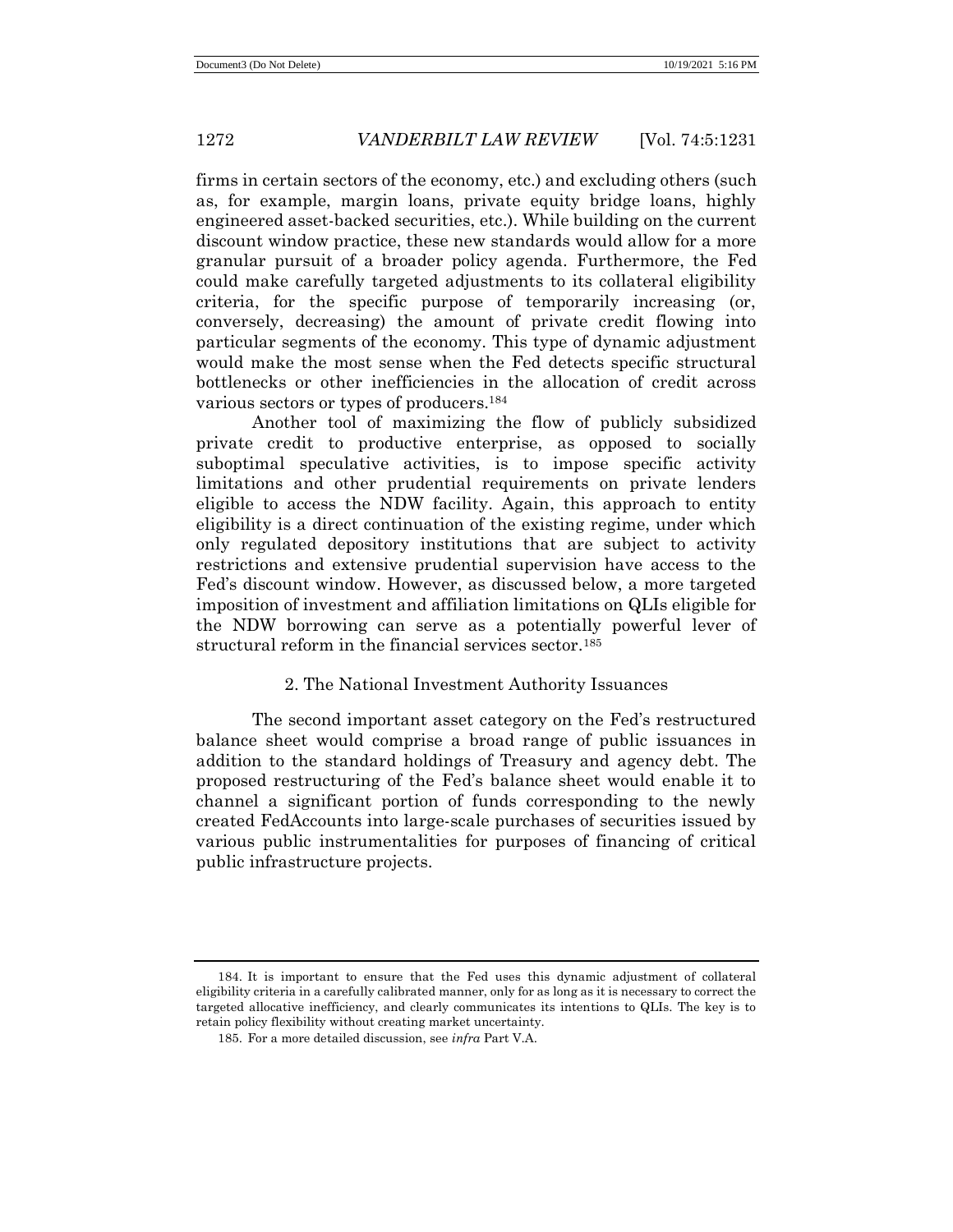firms in certain sectors of the economy, etc.) and excluding others (such as, for example, margin loans, private equity bridge loans, highly engineered asset-backed securities, etc.). While building on the current discount window practice, these new standards would allow for a more granular pursuit of a broader policy agenda. Furthermore, the Fed could make carefully targeted adjustments to its collateral eligibility criteria, for the specific purpose of temporarily increasing (or, conversely, decreasing) the amount of private credit flowing into particular segments of the economy. This type of dynamic adjustment would make the most sense when the Fed detects specific structural bottlenecks or other inefficiencies in the allocation of credit across various sectors or types of producers.[184]

Another tool of maximizing the flow of publicly subsidized private credit to productive enterprise, as opposed to socially suboptimal speculative activities, is to impose specific activity limitations and other prudential requirements on private lenders eligible to access the NDW facility. Again, this approach to entity eligibility is a direct continuation of the existing regime, under which only regulated depository institutions that are subject to activity restrictions and extensive prudential supervision have access to the Fed's discount window. However, as discussed below, a more targeted imposition of investment and affiliation limitations on QLIs eligible for the NDW borrowing can serve as a potentially powerful lever of structural reform in the financial services sector.[185]

### 2. The National Investment Authority Issuances

The second important asset category on the Fed's restructured balance sheet would comprise a broad range of public issuances in addition to the standard holdings of Treasury and agency debt. The proposed restructuring of the Fed's balance sheet would enable it to channel a significant portion of funds corresponding to the newly created FedAccounts into large-scale purchases of securities issued by various public instrumentalities for purposes of financing of critical public infrastructure projects.

---

184. It is important to ensure that the Fed uses this dynamic adjustment of collateral eligibility criteria in a carefully calibrated manner, only for as long as it is necessary to correct the targeted allocative inefficiency, and clearly communicates its intentions to QLIs. The key is to retain policy flexibility without creating market uncertainty.

185. For a more detailed discussion, see *infra* Part V.A.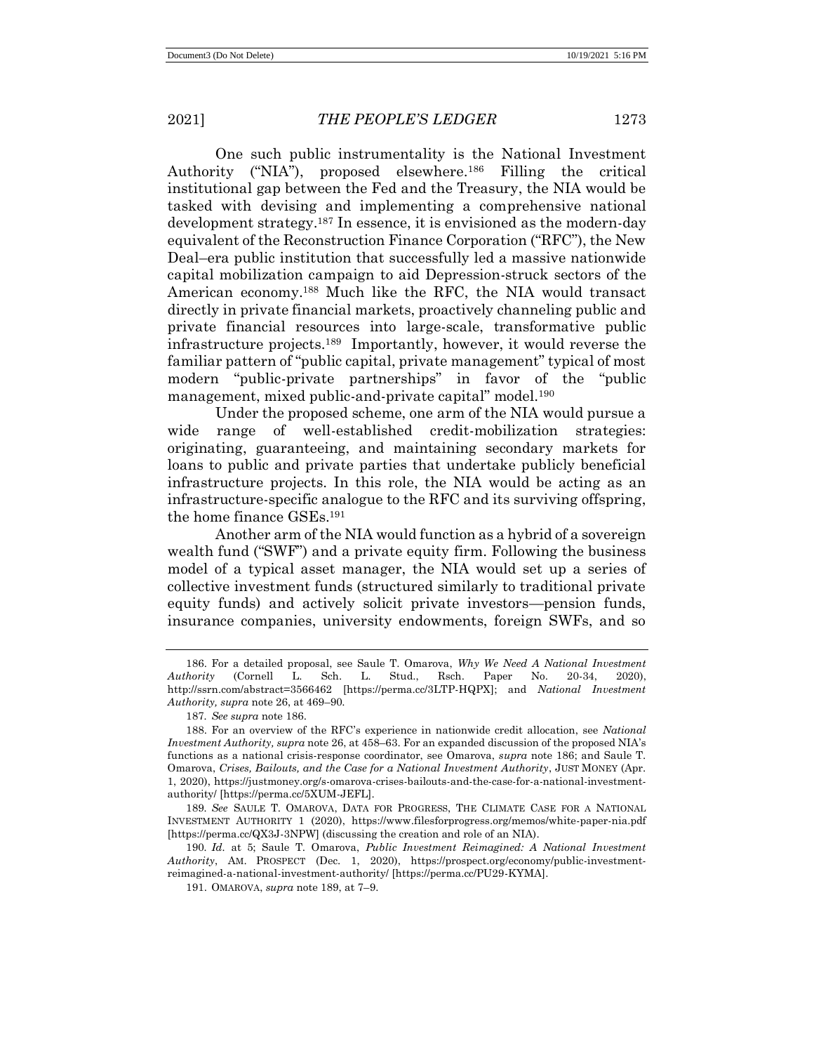One such public instrumentality is the National Investment Authority ("NIA"), proposed elsewhere.[186] Filling the critical institutional gap between the Fed and the Treasury, the NIA would be tasked with devising and implementing a comprehensive national development strategy.[187] In essence, it is envisioned as the modern-day equivalent of the Reconstruction Finance Corporation ("RFC"), the New Deal–era public institution that successfully led a massive nationwide capital mobilization campaign to aid Depression-struck sectors of the American economy.[188] Much like the RFC, the NIA would transact directly in private financial markets, proactively channeling public and private financial resources into large-scale, transformative public infrastructure projects.[189] Importantly, however, it would reverse the familiar pattern of "public capital, private management" typical of most modern "public-private partnerships" in favor of the "public management, mixed public-and-private capital" model.[190]

Under the proposed scheme, one arm of the NIA would pursue a wide range of well-established credit-mobilization strategies: originating, guaranteeing, and maintaining secondary markets for loans to public and private parties that undertake publicly beneficial infrastructure projects. In this role, the NIA would be acting as an infrastructure-specific analogue to the RFC and its surviving offspring, the home finance GSEs.[191]

Another arm of the NIA would function as a hybrid of a sovereign wealth fund ("SWF") and a private equity firm. Following the business model of a typical asset manager, the NIA would set up a series of collective investment funds (structured similarly to traditional private equity funds) and actively solicit private investors—pension funds, insurance companies, university endowments, foreign SWFs, and so

---

186. For a detailed proposal, see Saule T. Omarova, *Why We Need A National Investment Authority* (Cornell L. Sch. L. Stud., Rsch. Paper No. 20-34, 2020), http://ssrn.com/abstract=3566462 [https://perma.cc/3LTP-HQPX]; and *National Investment Authority, supra* note 26, at 469–90.

187. *See supra* note 186.

188. For an overview of the RFC's experience in nationwide credit allocation, see *National Investment Authority, supra* note 26, at 458–63. For an expanded discussion of the proposed NIA's functions as a national crisis-response coordinator, see Omarova, *supra* note 186; and Saule T. Omarova, *Crises, Bailouts, and the Case for a National Investment Authority*, JUST MONEY (Apr. 1, 2020), https://justmoney.org/s-omarova-crises-bailouts-and-the-case-for-a-national-investment-authority/ [https://perma.cc/5XUM-JEFL].

189. *See* SAULE T. OMAROVA, DATA FOR PROGRESS, THE CLIMATE CASE FOR A NATIONAL INVESTMENT AUTHORITY 1 (2020), https://www.filesforprogress.org/memos/white-paper-nia.pdf [https://perma.cc/QX3J-3NPW] (discussing the creation and role of an NIA).

190. *Id.* at 5; Saule T. Omarova, *Public Investment Reimagined: A National Investment Authority*, AM. PROSPECT (Dec. 1, 2020), https://prospect.org/economy/public-investment-reimagined-a-national-investment-authority/ [https://perma.cc/PU29-KYMA].

191. OMAROVA, *supra* note 189, at 7–9.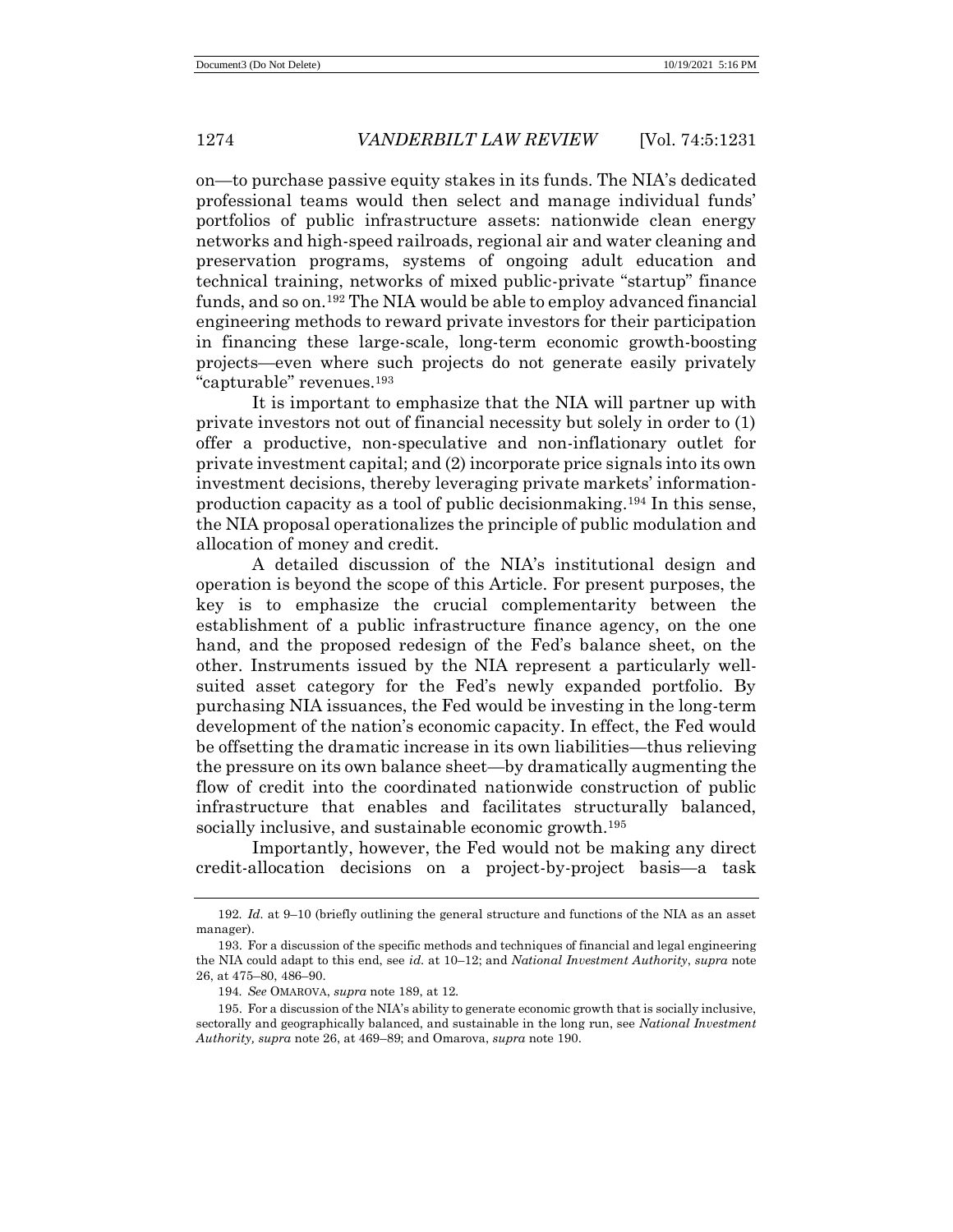on—to purchase passive equity stakes in its funds. The NIA's dedicated professional teams would then select and manage individual funds' portfolios of public infrastructure assets: nationwide clean energy networks and high-speed railroads, regional air and water cleaning and preservation programs, systems of ongoing adult education and technical training, networks of mixed public-private "startup" finance funds, and so on.[192] The NIA would be able to employ advanced financial engineering methods to reward private investors for their participation in financing these large-scale, long-term economic growth-boosting projects—even where such projects do not generate easily privately "capturable" revenues.[193]

It is important to emphasize that the NIA will partner up with private investors not out of financial necessity but solely in order to (1) offer a productive, non-speculative and non-inflationary outlet for private investment capital; and (2) incorporate price signals into its own investment decisions, thereby leveraging private markets' information-production capacity as a tool of public decisionmaking.[194] In this sense, the NIA proposal operationalizes the principle of public modulation and allocation of money and credit.

A detailed discussion of the NIA's institutional design and operation is beyond the scope of this Article. For present purposes, the key is to emphasize the crucial complementarity between the establishment of a public infrastructure finance agency, on the one hand, and the proposed redesign of the Fed's balance sheet, on the other. Instruments issued by the NIA represent a particularly well-suited asset category for the Fed's newly expanded portfolio. By purchasing NIA issuances, the Fed would be investing in the long-term development of the nation's economic capacity. In effect, the Fed would be offsetting the dramatic increase in its own liabilities—thus relieving the pressure on its own balance sheet—by dramatically augmenting the flow of credit into the coordinated nationwide construction of public infrastructure that enables and facilitates structurally balanced, socially inclusive, and sustainable economic growth.[195]

Importantly, however, the Fed would not be making any direct credit-allocation decisions on a project-by-project basis—a task

192. *Id.* at 9–10 (briefly outlining the general structure and functions of the NIA as an asset manager).

193. For a discussion of the specific methods and techniques of financial and legal engineering the NIA could adapt to this end, see *id.* at 10–12; and *National Investment Authority*, *supra* note 26, at 475–80, 486–90.

194. *See* OMAROVA, *supra* note 189, at 12.

195. For a discussion of the NIA's ability to generate economic growth that is socially inclusive, sectorally and geographically balanced, and sustainable in the long run, see *National Investment Authority, supra* note 26, at 469–89; and Omarova, *supra* note 190.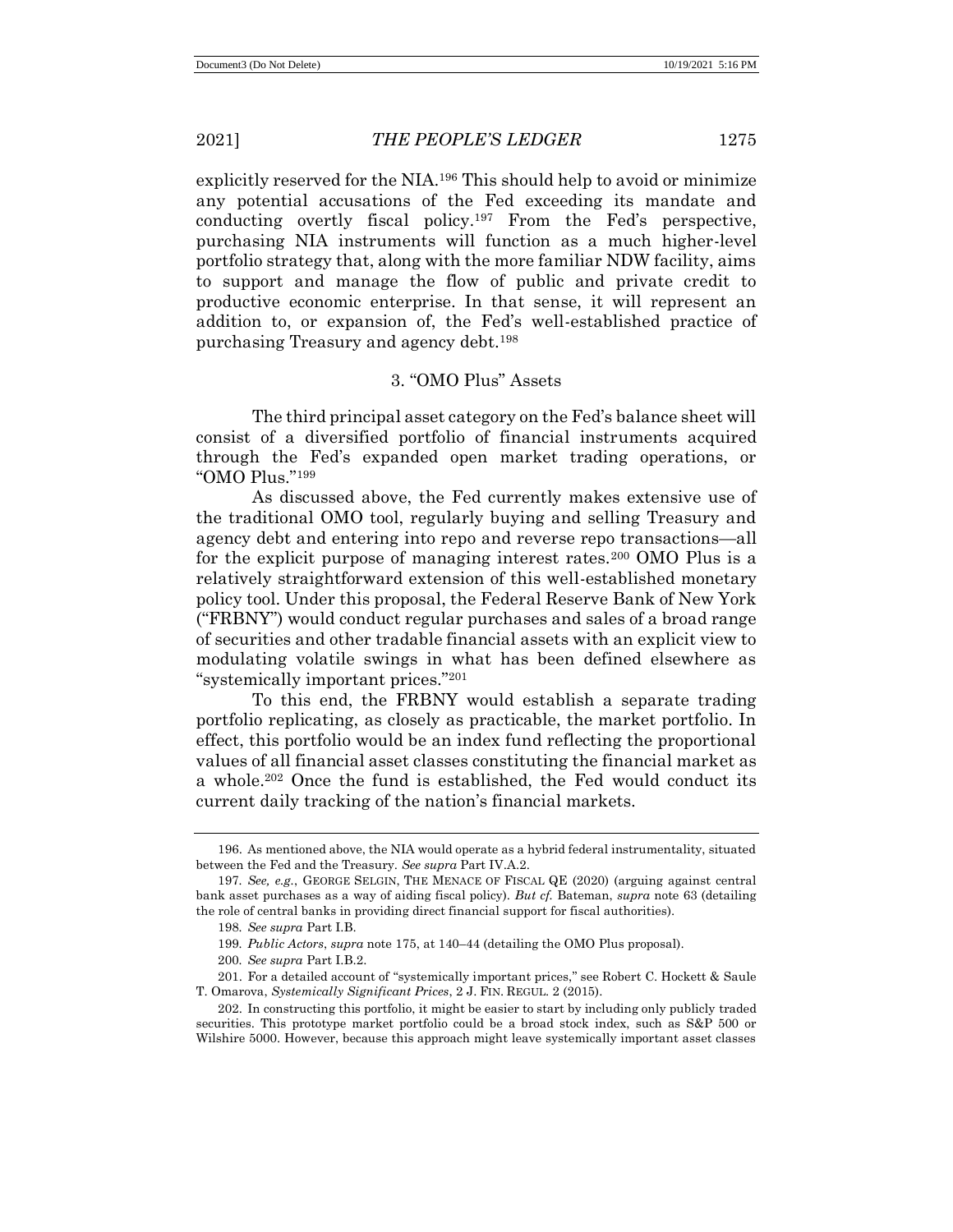explicitly reserved for the NIA.[196] This should help to avoid or minimize any potential accusations of the Fed exceeding its mandate and conducting overtly fiscal policy.[197] From the Fed's perspective, purchasing NIA instruments will function as a much higher-level portfolio strategy that, along with the more familiar NDW facility, aims to support and manage the flow of public and private credit to productive economic enterprise. In that sense, it will represent an addition to, or expansion of, the Fed's well-established practice of purchasing Treasury and agency debt.[198]

### 3. "OMO Plus" Assets

The third principal asset category on the Fed's balance sheet will consist of a diversified portfolio of financial instruments acquired through the Fed's expanded open market trading operations, or "OMO Plus."[199]

As discussed above, the Fed currently makes extensive use of the traditional OMO tool, regularly buying and selling Treasury and agency debt and entering into repo and reverse repo transactions—all for the explicit purpose of managing interest rates.[200] OMO Plus is a relatively straightforward extension of this well-established monetary policy tool. Under this proposal, the Federal Reserve Bank of New York ("FRBNY") would conduct regular purchases and sales of a broad range of securities and other tradable financial assets with an explicit view to modulating volatile swings in what has been defined elsewhere as "systemically important prices."[201]

To this end, the FRBNY would establish a separate trading portfolio replicating, as closely as practicable, the market portfolio. In effect, this portfolio would be an index fund reflecting the proportional values of all financial asset classes constituting the financial market as a whole.[202] Once the fund is established, the Fed would conduct its current daily tracking of the nation's financial markets.

---

196. As mentioned above, the NIA would operate as a hybrid federal instrumentality, situated between the Fed and the Treasury. *See supra* Part IV.A.2.

197. *See, e.g.*, GEORGE SELGIN, THE MENACE OF FISCAL QE (2020) (arguing against central bank asset purchases as a way of aiding fiscal policy). *But cf.* Bateman, *supra* note 63 (detailing the role of central banks in providing direct financial support for fiscal authorities).

198. *See supra* Part I.B.

199. *Public Actors*, *supra* note 175, at 140–44 (detailing the OMO Plus proposal).

200. *See supra* Part I.B.2.

201. For a detailed account of "systemically important prices," see Robert C. Hockett & Saule T. Omarova, *Systemically Significant Prices*, 2 J. FIN. REGUL. 2 (2015).

202. In constructing this portfolio, it might be easier to start by including only publicly traded securities. This prototype market portfolio could be a broad stock index, such as S&P 500 or Wilshire 5000. However, because this approach might leave systemically important asset classes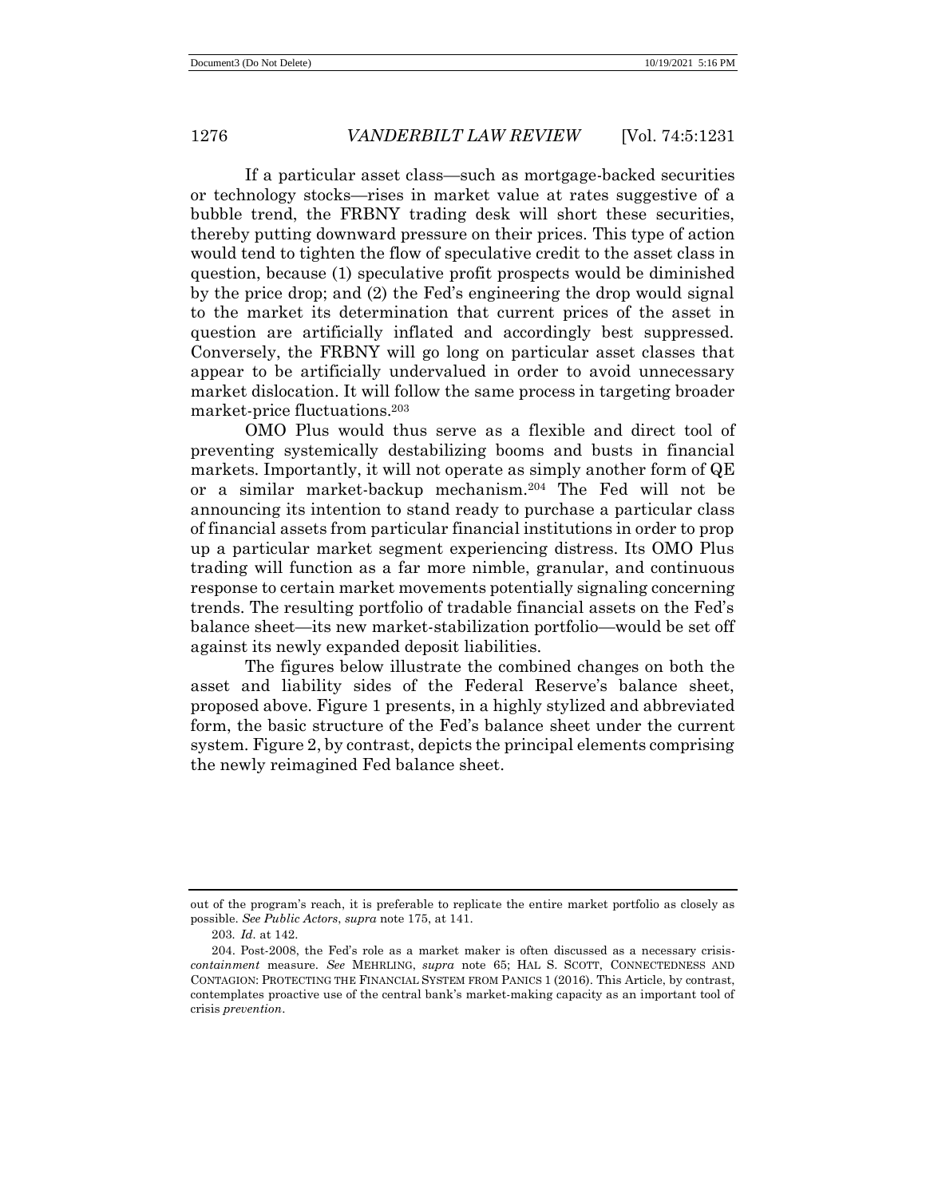If a particular asset class—such as mortgage-backed securities or technology stocks—rises in market value at rates suggestive of a bubble trend, the FRBNY trading desk will short these securities, thereby putting downward pressure on their prices. This type of action would tend to tighten the flow of speculative credit to the asset class in question, because (1) speculative profit prospects would be diminished by the price drop; and (2) the Fed's engineering the drop would signal to the market its determination that current prices of the asset in question are artificially inflated and accordingly best suppressed. Conversely, the FRBNY will go long on particular asset classes that appear to be artificially undervalued in order to avoid unnecessary market dislocation. It will follow the same process in targeting broader market-price fluctuations.[203]

OMO Plus would thus serve as a flexible and direct tool of preventing systemically destabilizing booms and busts in financial markets. Importantly, it will not operate as simply another form of QE or a similar market-backup mechanism.[204] The Fed will not be announcing its intention to stand ready to purchase a particular class of financial assets from particular financial institutions in order to prop up a particular market segment experiencing distress. Its OMO Plus trading will function as a far more nimble, granular, and continuous response to certain market movements potentially signaling concerning trends. The resulting portfolio of tradable financial assets on the Fed's balance sheet—its new market-stabilization portfolio—would be set off against its newly expanded deposit liabilities.

The figures below illustrate the combined changes on both the asset and liability sides of the Federal Reserve's balance sheet, proposed above. Figure 1 presents, in a highly stylized and abbreviated form, the basic structure of the Fed's balance sheet under the current system. Figure 2, by contrast, depicts the principal elements comprising the newly reimagined Fed balance sheet.

---

out of the program's reach, it is preferable to replicate the entire market portfolio as closely as possible. *See Public Actors*, *supra* note 175, at 141.

203. *Id.* at 142.

204. Post-2008, the Fed's role as a market maker is often discussed as a necessary crisis-*containment* measure. *See* MEHRLING, *supra* note 65; HAL S. SCOTT, CONNECTEDNESS AND CONTAGION: PROTECTING THE FINANCIAL SYSTEM FROM PANICS 1 (2016). This Article, by contrast, contemplates proactive use of the central bank's market-making capacity as an important tool of crisis *prevention*.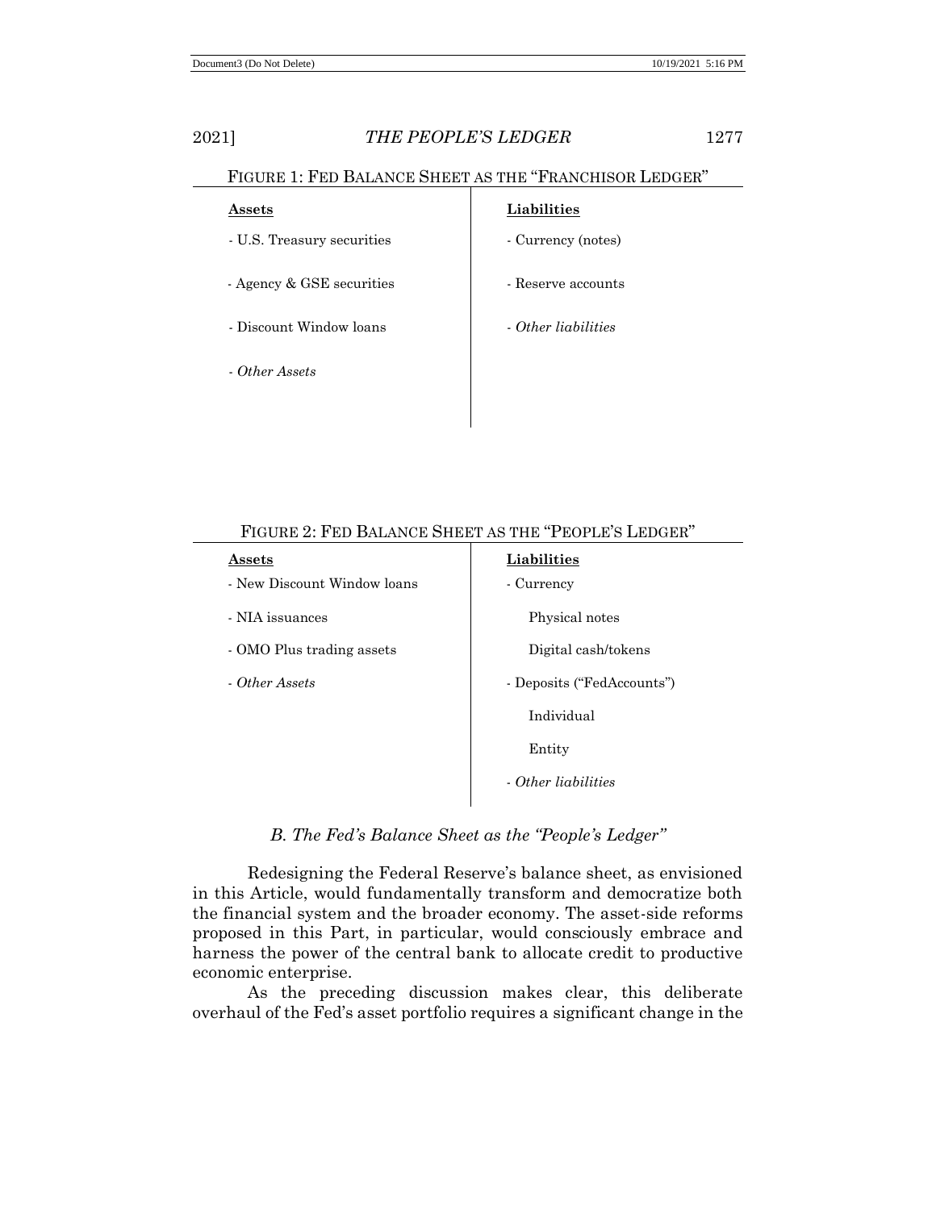FIGURE 1: FED BALANCE SHEET AS THE "FRANCHISOR LEDGER"

| **Assets** | **Liabilities** |
|---|---|
| - U.S. Treasury securities | - Currency (notes) |
| - Agency & GSE securities | - Reserve accounts |
| - Discount Window loans | - *Other liabilities* |
| - *Other Assets* | |

FIGURE 2: FED BALANCE SHEET AS THE "PEOPLE'S LEDGER"

| **Assets** | **Liabilities** |
|---|---|
| - New Discount Window loans | - Currency |
| - NIA issuances | Physical notes |
| - OMO Plus trading assets | Digital cash/tokens |
| - *Other Assets* | - Deposits ("FedAccounts") |
| | Individual |
| | Entity |
| | - *Other liabilities* |

### *B. The Fed's Balance Sheet as the "People's Ledger"*

Redesigning the Federal Reserve's balance sheet, as envisioned in this Article, would fundamentally transform and democratize both the financial system and the broader economy. The asset-side reforms proposed in this Part, in particular, would consciously embrace and harness the power of the central bank to allocate credit to productive economic enterprise.

As the preceding discussion makes clear, this deliberate overhaul of the Fed's asset portfolio requires a significant change in the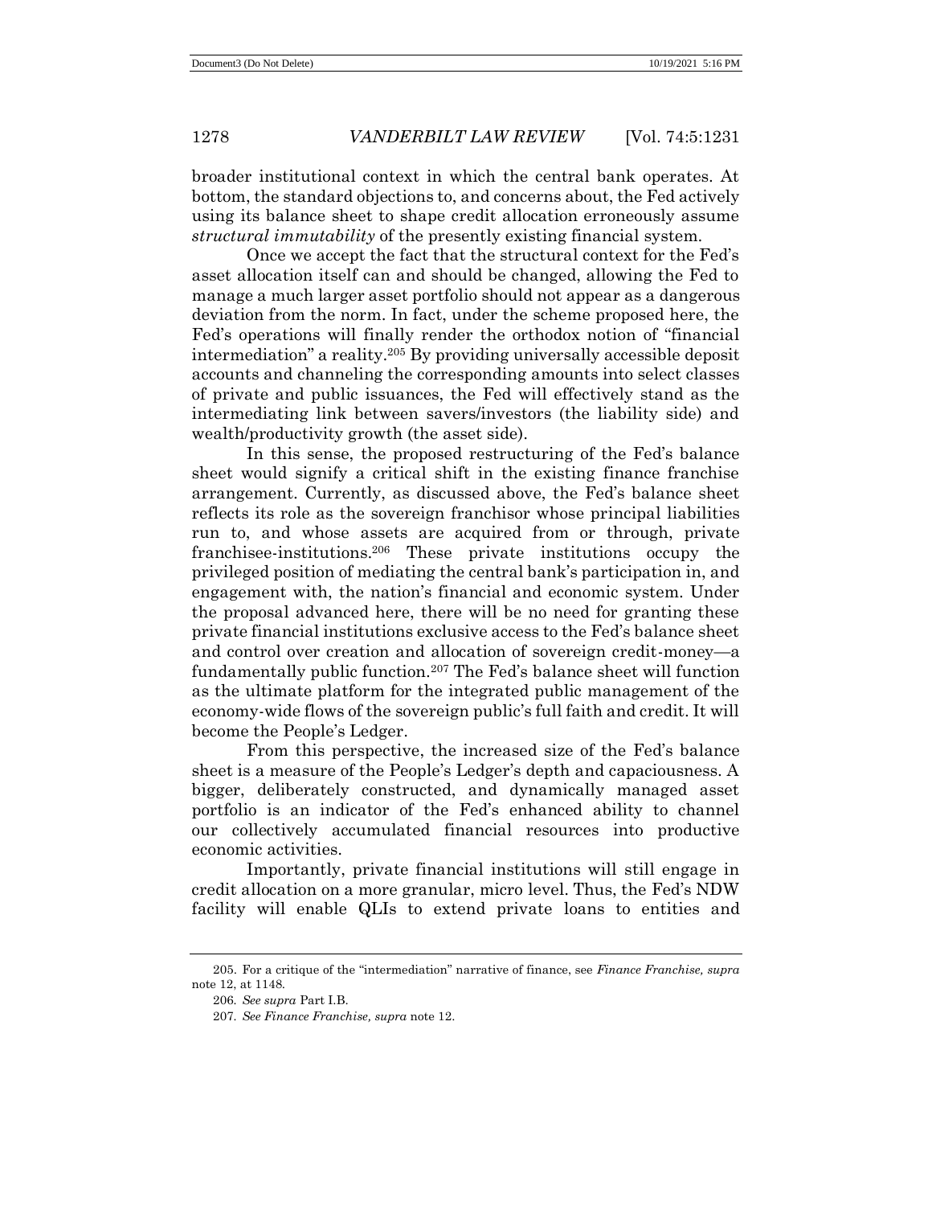broader institutional context in which the central bank operates. At bottom, the standard objections to, and concerns about, the Fed actively using its balance sheet to shape credit allocation erroneously assume *structural immutability* of the presently existing financial system.

Once we accept the fact that the structural context for the Fed's asset allocation itself can and should be changed, allowing the Fed to manage a much larger asset portfolio should not appear as a dangerous deviation from the norm. In fact, under the scheme proposed here, the Fed's operations will finally render the orthodox notion of "financial intermediation" a reality.[205] By providing universally accessible deposit accounts and channeling the corresponding amounts into select classes of private and public issuances, the Fed will effectively stand as the intermediating link between savers/investors (the liability side) and wealth/productivity growth (the asset side).

In this sense, the proposed restructuring of the Fed's balance sheet would signify a critical shift in the existing finance franchise arrangement. Currently, as discussed above, the Fed's balance sheet reflects its role as the sovereign franchisor whose principal liabilities run to, and whose assets are acquired from or through, private franchisee-institutions.[206] These private institutions occupy the privileged position of mediating the central bank's participation in, and engagement with, the nation's financial and economic system. Under the proposal advanced here, there will be no need for granting these private financial institutions exclusive access to the Fed's balance sheet and control over creation and allocation of sovereign credit-money—a fundamentally public function.[207] The Fed's balance sheet will function as the ultimate platform for the integrated public management of the economy-wide flows of the sovereign public's full faith and credit. It will become the People's Ledger.

From this perspective, the increased size of the Fed's balance sheet is a measure of the People's Ledger's depth and capaciousness. A bigger, deliberately constructed, and dynamically managed asset portfolio is an indicator of the Fed's enhanced ability to channel our collectively accumulated financial resources into productive economic activities.

Importantly, private financial institutions will still engage in credit allocation on a more granular, micro level. Thus, the Fed's NDW facility will enable QLIs to extend private loans to entities and

---

205. For a critique of the "intermediation" narrative of finance, see *Finance Franchise, supra* note 12, at 1148.

206. *See supra* Part I.B.

207. *See Finance Franchise, supra* note 12.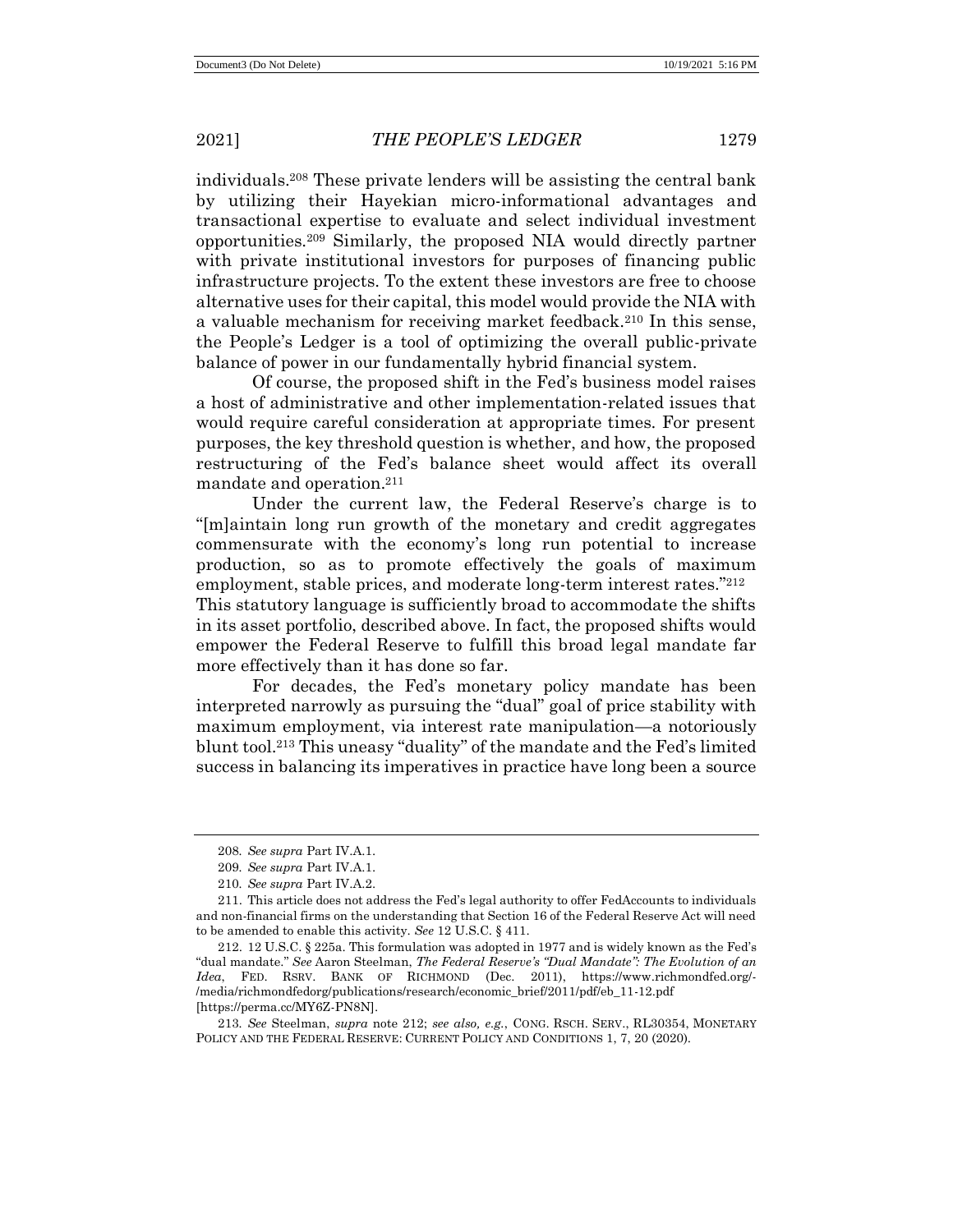individuals.[208] These private lenders will be assisting the central bank by utilizing their Hayekian micro-informational advantages and transactional expertise to evaluate and select individual investment opportunities.[209] Similarly, the proposed NIA would directly partner with private institutional investors for purposes of financing public infrastructure projects. To the extent these investors are free to choose alternative uses for their capital, this model would provide the NIA with a valuable mechanism for receiving market feedback.[210] In this sense, the People's Ledger is a tool of optimizing the overall public-private balance of power in our fundamentally hybrid financial system.

Of course, the proposed shift in the Fed's business model raises a host of administrative and other implementation-related issues that would require careful consideration at appropriate times. For present purposes, the key threshold question is whether, and how, the proposed restructuring of the Fed's balance sheet would affect its overall mandate and operation.[211]

Under the current law, the Federal Reserve's charge is to "[m]aintain long run growth of the monetary and credit aggregates commensurate with the economy's long run potential to increase production, so as to promote effectively the goals of maximum employment, stable prices, and moderate long-term interest rates."[212] This statutory language is sufficiently broad to accommodate the shifts in its asset portfolio, described above. In fact, the proposed shifts would empower the Federal Reserve to fulfill this broad legal mandate far more effectively than it has done so far.

For decades, the Fed's monetary policy mandate has been interpreted narrowly as pursuing the "dual" goal of price stability with maximum employment, via interest rate manipulation—a notoriously blunt tool.[213] This uneasy "duality" of the mandate and the Fed's limited success in balancing its imperatives in practice have long been a source

---

208. *See supra* Part IV.A.1.

209. *See supra* Part IV.A.1.

210. *See supra* Part IV.A.2.

211. This article does not address the Fed's legal authority to offer FedAccounts to individuals and non-financial firms on the understanding that Section 16 of the Federal Reserve Act will need to be amended to enable this activity. *See* 12 U.S.C. § 411.

212. 12 U.S.C. § 225a. This formulation was adopted in 1977 and is widely known as the Fed's "dual mandate." *See* Aaron Steelman, *The Federal Reserve's "Dual Mandate": The Evolution of an Idea*, FED. RSRV. BANK OF RICHMOND (Dec. 2011), https://www.richmondfed.org/-/media/richmondfedorg/publications/research/economic_brief/2011/pdf/eb_11-12.pdf [https://perma.cc/MY6Z-PN8N].

213. *See* Steelman, *supra* note 212; *see also, e.g.*, CONG. RSCH. SERV., RL30354, MONETARY POLICY AND THE FEDERAL RESERVE: CURRENT POLICY AND CONDITIONS 1, 7, 20 (2020).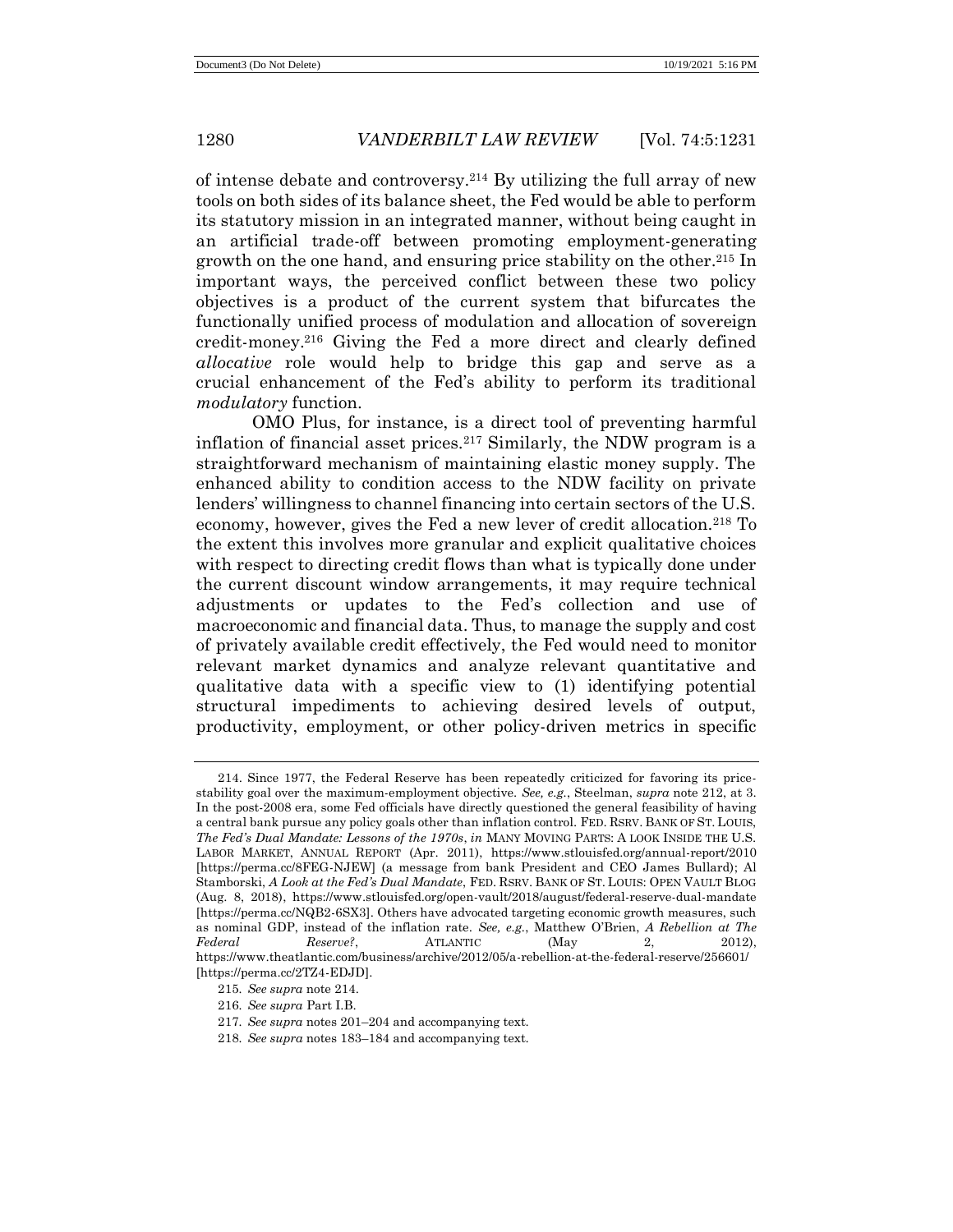of intense debate and controversy.[214] By utilizing the full array of new tools on both sides of its balance sheet, the Fed would be able to perform its statutory mission in an integrated manner, without being caught in an artificial trade-off between promoting employment-generating growth on the one hand, and ensuring price stability on the other.[215] In important ways, the perceived conflict between these two policy objectives is a product of the current system that bifurcates the functionally unified process of modulation and allocation of sovereign credit-money.[216] Giving the Fed a more direct and clearly defined *allocative* role would help to bridge this gap and serve as a crucial enhancement of the Fed's ability to perform its traditional *modulatory* function.

OMO Plus, for instance, is a direct tool of preventing harmful inflation of financial asset prices.[217] Similarly, the NDW program is a straightforward mechanism of maintaining elastic money supply. The enhanced ability to condition access to the NDW facility on private lenders' willingness to channel financing into certain sectors of the U.S. economy, however, gives the Fed a new lever of credit allocation.[218] To the extent this involves more granular and explicit qualitative choices with respect to directing credit flows than what is typically done under the current discount window arrangements, it may require technical adjustments or updates to the Fed's collection and use of macroeconomic and financial data. Thus, to manage the supply and cost of privately available credit effectively, the Fed would need to monitor relevant market dynamics and analyze relevant quantitative and qualitative data with a specific view to (1) identifying potential structural impediments to achieving desired levels of output, productivity, employment, or other policy-driven metrics in specific

---

214. Since 1977, the Federal Reserve has been repeatedly criticized for favoring its price-stability goal over the maximum-employment objective. *See, e.g.*, Steelman, *supra* note 212, at 3. In the post-2008 era, some Fed officials have directly questioned the general feasibility of having a central bank pursue any policy goals other than inflation control. FED. RSRV. BANK OF ST. LOUIS, *The Fed's Dual Mandate: Lessons of the 1970s*, *in* MANY MOVING PARTS: A LOOK INSIDE THE U.S. LABOR MARKET, ANNUAL REPORT (Apr. 2011), https://www.stlouisfed.org/annual-report/2010 [https://perma.cc/8FEG-NJEW] (a message from bank President and CEO James Bullard); Al Stamborski, *A Look at the Fed's Dual Mandate*, FED. RSRV. BANK OF ST. LOUIS: OPEN VAULT BLOG (Aug. 8, 2018), https://www.stlouisfed.org/open-vault/2018/august/federal-reserve-dual-mandate [https://perma.cc/NQB2-6SX3]. Others have advocated targeting economic growth measures, such as nominal GDP, instead of the inflation rate. *See, e.g.*, Matthew O'Brien, *A Rebellion at The Federal Reserve?*, ATLANTIC (May 2, 2012), https://www.theatlantic.com/business/archive/2012/05/a-rebellion-at-the-federal-reserve/256601/ [https://perma.cc/2TZ4-EDJD].

215. *See supra* note 214.

216. *See supra* Part I.B.

217. *See supra* notes 201–204 and accompanying text.

218. *See supra* notes 183–184 and accompanying text.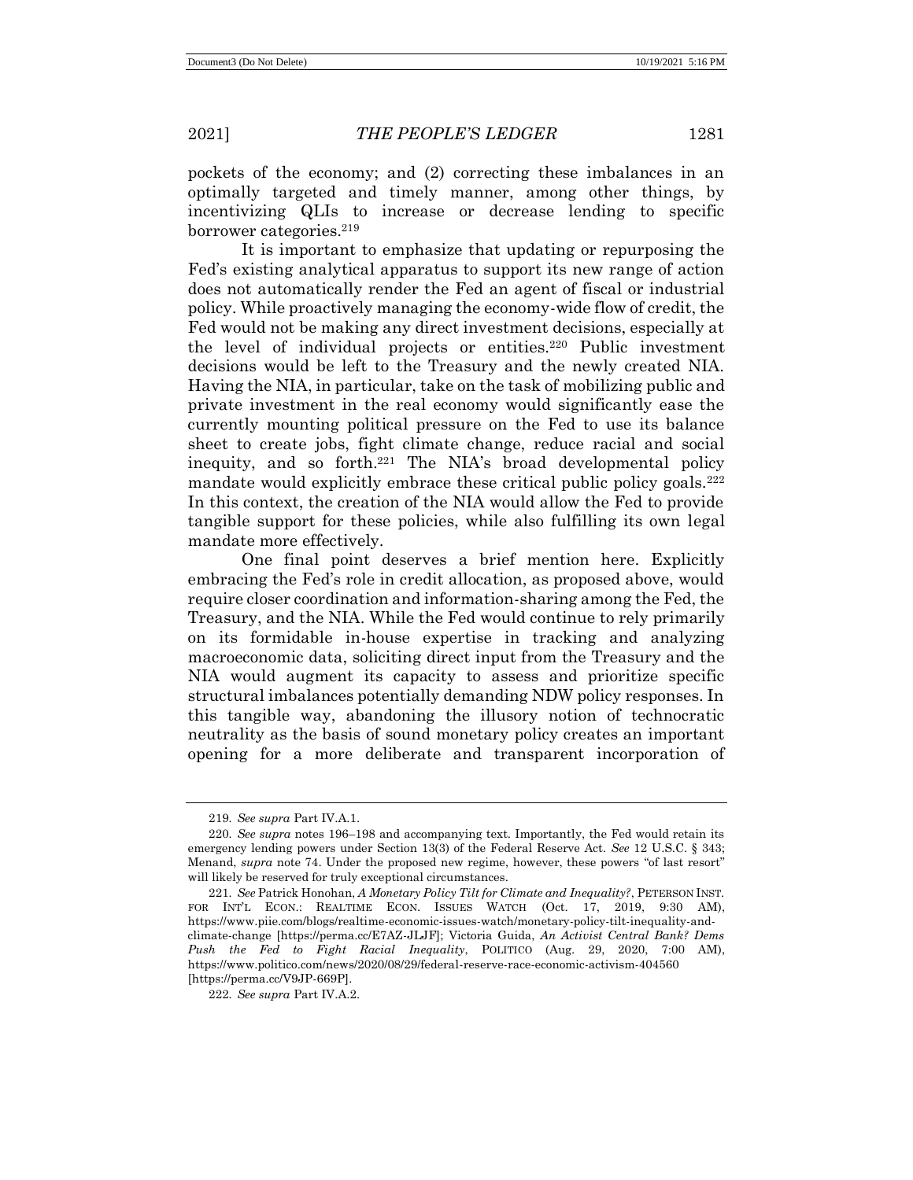pockets of the economy; and (2) correcting these imbalances in an optimally targeted and timely manner, among other things, by incentivizing QLIs to increase or decrease lending to specific borrower categories.[219]

It is important to emphasize that updating or repurposing the Fed's existing analytical apparatus to support its new range of action does not automatically render the Fed an agent of fiscal or industrial policy. While proactively managing the economy-wide flow of credit, the Fed would not be making any direct investment decisions, especially at the level of individual projects or entities.[220] Public investment decisions would be left to the Treasury and the newly created NIA. Having the NIA, in particular, take on the task of mobilizing public and private investment in the real economy would significantly ease the currently mounting political pressure on the Fed to use its balance sheet to create jobs, fight climate change, reduce racial and social inequity, and so forth.[221] The NIA's broad developmental policy mandate would explicitly embrace these critical public policy goals.[222] In this context, the creation of the NIA would allow the Fed to provide tangible support for these policies, while also fulfilling its own legal mandate more effectively.

One final point deserves a brief mention here. Explicitly embracing the Fed's role in credit allocation, as proposed above, would require closer coordination and information-sharing among the Fed, the Treasury, and the NIA. While the Fed would continue to rely primarily on its formidable in-house expertise in tracking and analyzing macroeconomic data, soliciting direct input from the Treasury and the NIA would augment its capacity to assess and prioritize specific structural imbalances potentially demanding NDW policy responses. In this tangible way, abandoning the illusory notion of technocratic neutrality as the basis of sound monetary policy creates an important opening for a more deliberate and transparent incorporation of

---

219. *See supra* Part IV.A.1.

220. *See supra* notes 196–198 and accompanying text. Importantly, the Fed would retain its emergency lending powers under Section 13(3) of the Federal Reserve Act. *See* 12 U.S.C. § 343; Menand, *supra* note 74. Under the proposed new regime, however, these powers "of last resort" will likely be reserved for truly exceptional circumstances.

221. *See* Patrick Honohan, *A Monetary Policy Tilt for Climate and Inequality?*, PETERSON INST. FOR INT'L ECON.: REALTIME ECON. ISSUES WATCH (Oct. 17, 2019, 9:30 AM), https://www.piie.com/blogs/realtime-economic-issues-watch/monetary-policy-tilt-inequality-and-climate-change [https://perma.cc/E7AZ-JLJF]; Victoria Guida, *An Activist Central Bank? Dems Push the Fed to Fight Racial Inequality*, POLITICO (Aug. 29, 2020, 7:00 AM), https://www.politico.com/news/2020/08/29/federal-reserve-race-economic-activism-404560 [https://perma.cc/V9JP-669P].

222. *See supra* Part IV.A.2.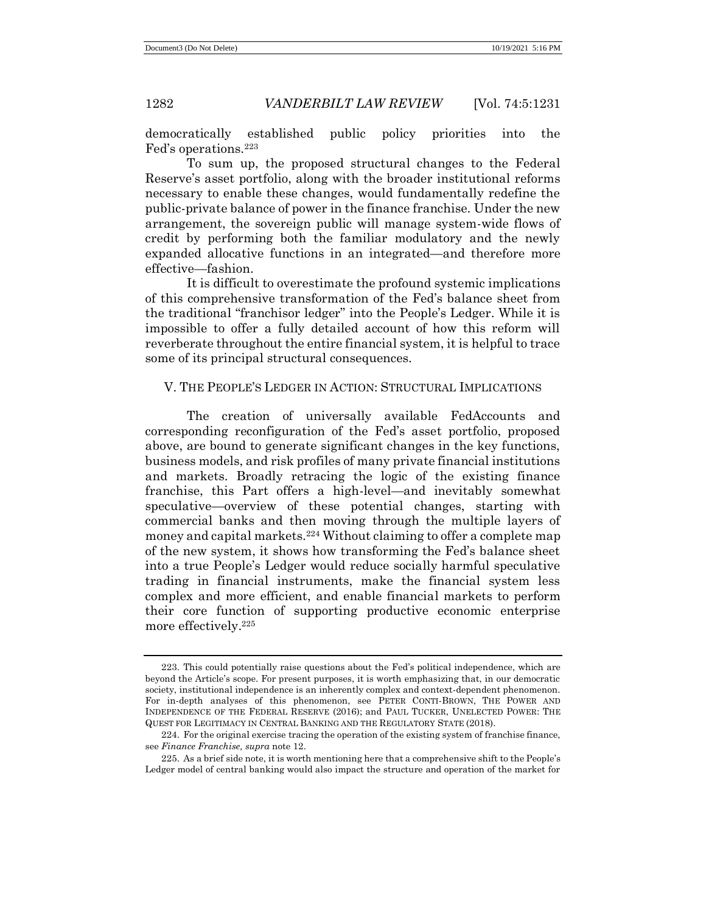democratically established public policy priorities into the Fed's operations.[223]

To sum up, the proposed structural changes to the Federal Reserve's asset portfolio, along with the broader institutional reforms necessary to enable these changes, would fundamentally redefine the public-private balance of power in the finance franchise. Under the new arrangement, the sovereign public will manage system-wide flows of credit by performing both the familiar modulatory and the newly expanded allocative functions in an integrated—and therefore more effective—fashion.

It is difficult to overestimate the profound systemic implications of this comprehensive transformation of the Fed's balance sheet from the traditional "franchisor ledger" into the People's Ledger. While it is impossible to offer a fully detailed account of how this reform will reverberate throughout the entire financial system, it is helpful to trace some of its principal structural consequences.

## V. THE PEOPLE'S LEDGER IN ACTION: STRUCTURAL IMPLICATIONS

The creation of universally available FedAccounts and corresponding reconfiguration of the Fed's asset portfolio, proposed above, are bound to generate significant changes in the key functions, business models, and risk profiles of many private financial institutions and markets. Broadly retracing the logic of the existing finance franchise, this Part offers a high-level—and inevitably somewhat speculative—overview of these potential changes, starting with commercial banks and then moving through the multiple layers of money and capital markets.[224] Without claiming to offer a complete map of the new system, it shows how transforming the Fed's balance sheet into a true People's Ledger would reduce socially harmful speculative trading in financial instruments, make the financial system less complex and more efficient, and enable financial markets to perform their core function of supporting productive economic enterprise more effectively.[225]

---

223. This could potentially raise questions about the Fed's political independence, which are beyond the Article's scope. For present purposes, it is worth emphasizing that, in our democratic society, institutional independence is an inherently complex and context-dependent phenomenon. For in-depth analyses of this phenomenon, see PETER CONTI-BROWN, THE POWER AND INDEPENDENCE OF THE FEDERAL RESERVE (2016); and PAUL TUCKER, UNELECTED POWER: THE QUEST FOR LEGITIMACY IN CENTRAL BANKING AND THE REGULATORY STATE (2018).

224. For the original exercise tracing the operation of the existing system of franchise finance, see *Finance Franchise, supra* note 12.

225. As a brief side note, it is worth mentioning here that a comprehensive shift to the People's Ledger model of central banking would also impact the structure and operation of the market for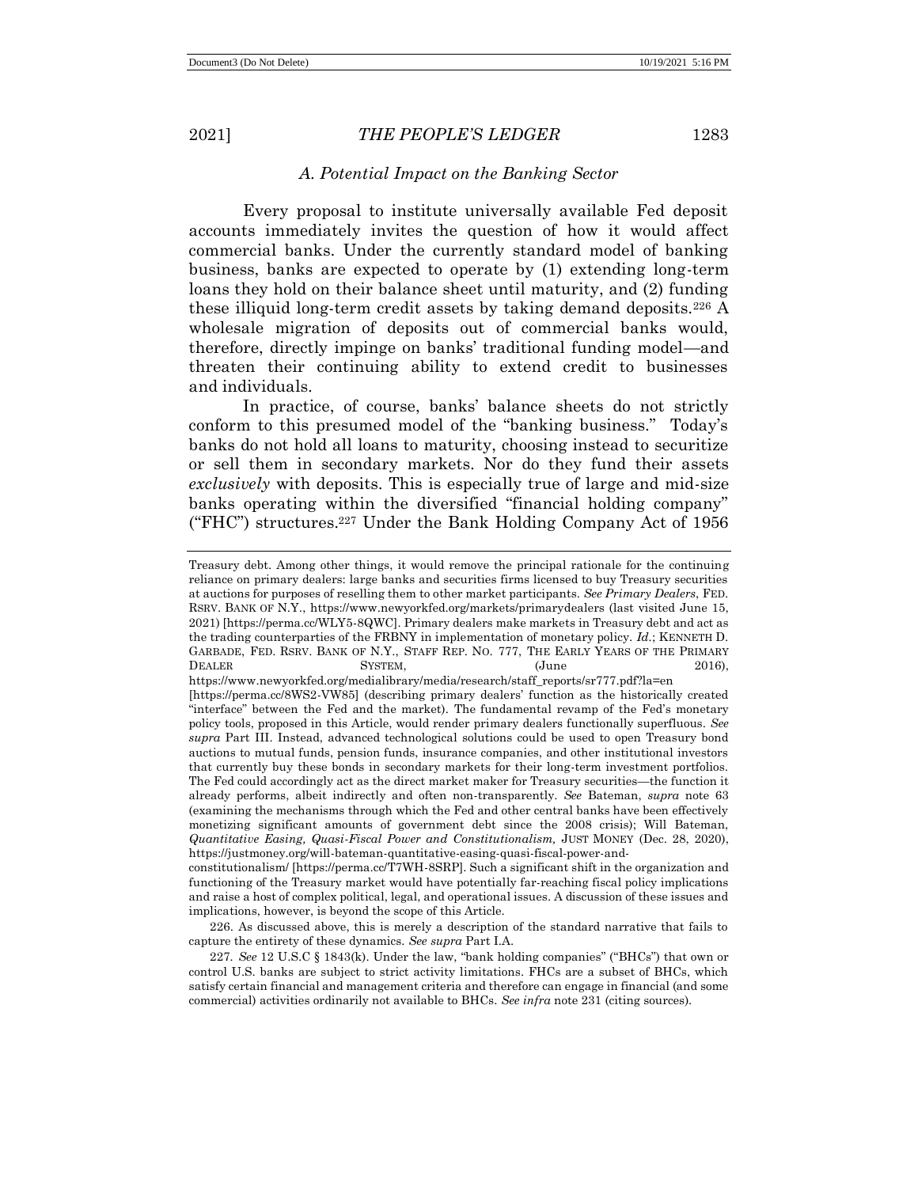### *A. Potential Impact on the Banking Sector*

Every proposal to institute universally available Fed deposit accounts immediately invites the question of how it would affect commercial banks. Under the currently standard model of banking business, banks are expected to operate by (1) extending long-term loans they hold on their balance sheet until maturity, and (2) funding these illiquid long-term credit assets by taking demand deposits.[226] A wholesale migration of deposits out of commercial banks would, therefore, directly impinge on banks' traditional funding model—and threaten their continuing ability to extend credit to businesses and individuals.

In practice, of course, banks' balance sheets do not strictly conform to this presumed model of the "banking business." Today's banks do not hold all loans to maturity, choosing instead to securitize or sell them in secondary markets. Nor do they fund their assets *exclusively* with deposits. This is especially true of large and mid-size banks operating within the diversified "financial holding company" ("FHC") structures.[227] Under the Bank Holding Company Act of 1956

---

Treasury debt. Among other things, it would remove the principal rationale for the continuing reliance on primary dealers: large banks and securities firms licensed to buy Treasury securities at auctions for purposes of reselling them to other market participants. *See Primary Dealers*, FED. RSRV. BANK OF N.Y., https://www.newyorkfed.org/markets/primarydealers (last visited June 15, 2021) [https://perma.cc/WLY5-8QWC]. Primary dealers make markets in Treasury debt and act as the trading counterparties of the FRBNY in implementation of monetary policy. *Id*.; KENNETH D. GARBADE, FED. RSRV. BANK OF N.Y., STAFF REP. NO. 777, THE EARLY YEARS OF THE PRIMARY DEALER SYSTEM, (June 2016), https://www.newyorkfed.org/medialibrary/media/research/staff_reports/sr777.pdf?la=en [https://perma.cc/8WS2-VW85] (describing primary dealers' function as the historically created "interface" between the Fed and the market). The fundamental revamp of the Fed's monetary policy tools, proposed in this Article, would render primary dealers functionally superfluous. *See supra* Part III. Instead, advanced technological solutions could be used to open Treasury bond auctions to mutual funds, pension funds, insurance companies, and other institutional investors that currently buy these bonds in secondary markets for their long-term investment portfolios. The Fed could accordingly act as the direct market maker for Treasury securities—the function it already performs, albeit indirectly and often non-transparently. *See* Bateman, *supra* note 63 (examining the mechanisms through which the Fed and other central banks have been effectively monetizing significant amounts of government debt since the 2008 crisis); Will Bateman, *Quantitative Easing, Quasi-Fiscal Power and Constitutionalism,* JUST MONEY (Dec. 28, 2020), https://justmoney.org/will-bateman-quantitative-easing-quasi-fiscal-power-and-constitutionalism/ [https://perma.cc/T7WH-8SRP]. Such a significant shift in the organization and functioning of the Treasury market would have potentially far-reaching fiscal policy implications and raise a host of complex political, legal, and operational issues. A discussion of these issues and implications, however, is beyond the scope of this Article.

226. As discussed above, this is merely a description of the standard narrative that fails to capture the entirety of these dynamics. *See supra* Part I.A.

227. *See* 12 U.S.C § 1843(k). Under the law, "bank holding companies" ("BHCs") that own or control U.S. banks are subject to strict activity limitations. FHCs are a subset of BHCs, which satisfy certain financial and management criteria and therefore can engage in financial (and some commercial) activities ordinarily not available to BHCs. *See infra* note 231 (citing sources).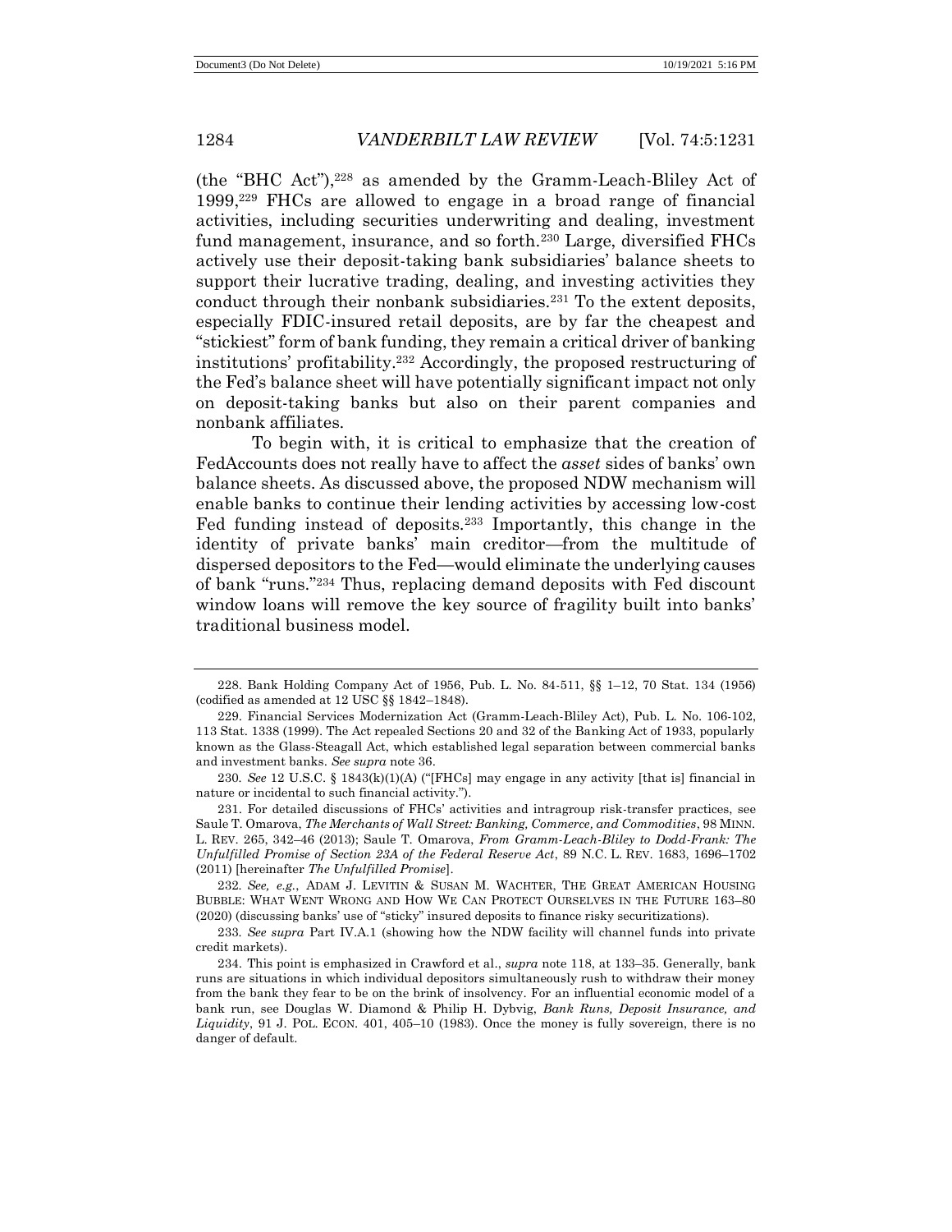(the "BHC Act"),[228] as amended by the Gramm-Leach-Bliley Act of 1999,[229] FHCs are allowed to engage in a broad range of financial activities, including securities underwriting and dealing, investment fund management, insurance, and so forth.[230] Large, diversified FHCs actively use their deposit-taking bank subsidiaries' balance sheets to support their lucrative trading, dealing, and investing activities they conduct through their nonbank subsidiaries.[231] To the extent deposits, especially FDIC-insured retail deposits, are by far the cheapest and "stickiest" form of bank funding, they remain a critical driver of banking institutions' profitability.[232] Accordingly, the proposed restructuring of the Fed's balance sheet will have potentially significant impact not only on deposit-taking banks but also on their parent companies and nonbank affiliates.

To begin with, it is critical to emphasize that the creation of FedAccounts does not really have to affect the *asset* sides of banks' own balance sheets. As discussed above, the proposed NDW mechanism will enable banks to continue their lending activities by accessing low-cost Fed funding instead of deposits.[233] Importantly, this change in the identity of private banks' main creditor—from the multitude of dispersed depositors to the Fed—would eliminate the underlying causes of bank "runs."[234] Thus, replacing demand deposits with Fed discount window loans will remove the key source of fragility built into banks' traditional business model.

---

228. Bank Holding Company Act of 1956, Pub. L. No. 84-511, §§ 1–12, 70 Stat. 134 (1956) (codified as amended at 12 USC §§ 1842–1848).

229. Financial Services Modernization Act (Gramm-Leach-Bliley Act), Pub. L. No. 106-102, 113 Stat. 1338 (1999). The Act repealed Sections 20 and 32 of the Banking Act of 1933, popularly known as the Glass-Steagall Act, which established legal separation between commercial banks and investment banks. *See supra* note 36.

230. *See* 12 U.S.C. § 1843(k)(1)(A) ("[FHCs] may engage in any activity [that is] financial in nature or incidental to such financial activity.").

231. For detailed discussions of FHCs' activities and intragroup risk-transfer practices, see Saule T. Omarova, *The Merchants of Wall Street: Banking, Commerce, and Commodities*, 98 MINN. L. REV. 265, 342–46 (2013); Saule T. Omarova, *From Gramm-Leach-Bliley to Dodd-Frank: The Unfulfilled Promise of Section 23A of the Federal Reserve Act*, 89 N.C. L. REV. 1683, 1696–1702 (2011) [hereinafter *The Unfulfilled Promise*].

232. *See, e.g.*, ADAM J. LEVITIN & SUSAN M. WACHTER, THE GREAT AMERICAN HOUSING BUBBLE: WHAT WENT WRONG AND HOW WE CAN PROTECT OURSELVES IN THE FUTURE 163–80 (2020) (discussing banks' use of "sticky" insured deposits to finance risky securitizations).

233. *See supra* Part IV.A.1 (showing how the NDW facility will channel funds into private credit markets).

234. This point is emphasized in Crawford et al., *supra* note 118, at 133–35. Generally, bank runs are situations in which individual depositors simultaneously rush to withdraw their money from the bank they fear to be on the brink of insolvency. For an influential economic model of a bank run, see Douglas W. Diamond & Philip H. Dybvig, *Bank Runs, Deposit Insurance, and Liquidity*, 91 J. POL. ECON. 401, 405–10 (1983). Once the money is fully sovereign, there is no danger of default.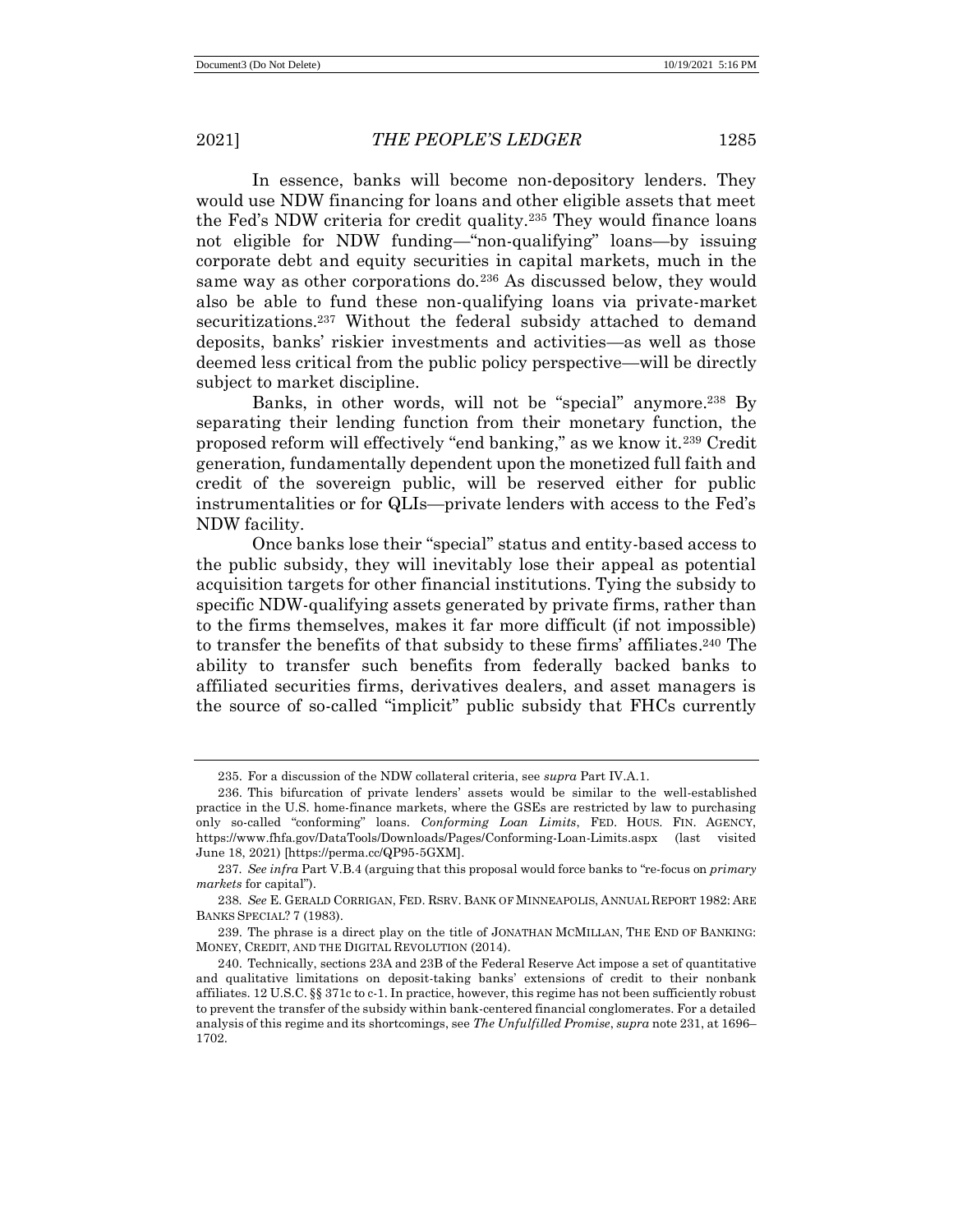In essence, banks will become non-depository lenders. They would use NDW financing for loans and other eligible assets that meet the Fed's NDW criteria for credit quality.[235] They would finance loans not eligible for NDW funding—"non-qualifying" loans—by issuing corporate debt and equity securities in capital markets, much in the same way as other corporations do.[236] As discussed below, they would also be able to fund these non-qualifying loans via private-market securitizations.[237] Without the federal subsidy attached to demand deposits, banks' riskier investments and activities—as well as those deemed less critical from the public policy perspective—will be directly subject to market discipline.

Banks, in other words, will not be "special" anymore.[238] By separating their lending function from their monetary function, the proposed reform will effectively "end banking," as we know it.[239] Credit generation, fundamentally dependent upon the monetized full faith and credit of the sovereign public, will be reserved either for public instrumentalities or for QLIs—private lenders with access to the Fed's NDW facility.

Once banks lose their "special" status and entity-based access to the public subsidy, they will inevitably lose their appeal as potential acquisition targets for other financial institutions. Tying the subsidy to specific NDW-qualifying assets generated by private firms, rather than to the firms themselves, makes it far more difficult (if not impossible) to transfer the benefits of that subsidy to these firms' affiliates.[240] The ability to transfer such benefits from federally backed banks to affiliated securities firms, derivatives dealers, and asset managers is the source of so-called "implicit" public subsidy that FHCs currently

---

235. For a discussion of the NDW collateral criteria, see *supra* Part IV.A.1.

236. This bifurcation of private lenders' assets would be similar to the well-established practice in the U.S. home-finance markets, where the GSEs are restricted by law to purchasing only so-called "conforming" loans. *Conforming Loan Limits*, FED. HOUS. FIN. AGENCY, https://www.fhfa.gov/DataTools/Downloads/Pages/Conforming-Loan-Limits.aspx (last visited June 18, 2021) [https://perma.cc/QP95-5GXM].

237. *See infra* Part V.B.4 (arguing that this proposal would force banks to "re-focus on *primary markets* for capital").

238. *See* E. GERALD CORRIGAN, FED. RSRV. BANK OF MINNEAPOLIS, ANNUAL REPORT 1982: ARE BANKS SPECIAL? 7 (1983).

239. The phrase is a direct play on the title of JONATHAN MCMILLAN, THE END OF BANKING: MONEY, CREDIT, AND THE DIGITAL REVOLUTION (2014).

240. Technically, sections 23A and 23B of the Federal Reserve Act impose a set of quantitative and qualitative limitations on deposit-taking banks' extensions of credit to their nonbank affiliates. 12 U.S.C. §§ 371c to c-1. In practice, however, this regime has not been sufficiently robust to prevent the transfer of the subsidy within bank-centered financial conglomerates. For a detailed analysis of this regime and its shortcomings, see *The Unfulfilled Promise*, *supra* note 231, at 1696–1702.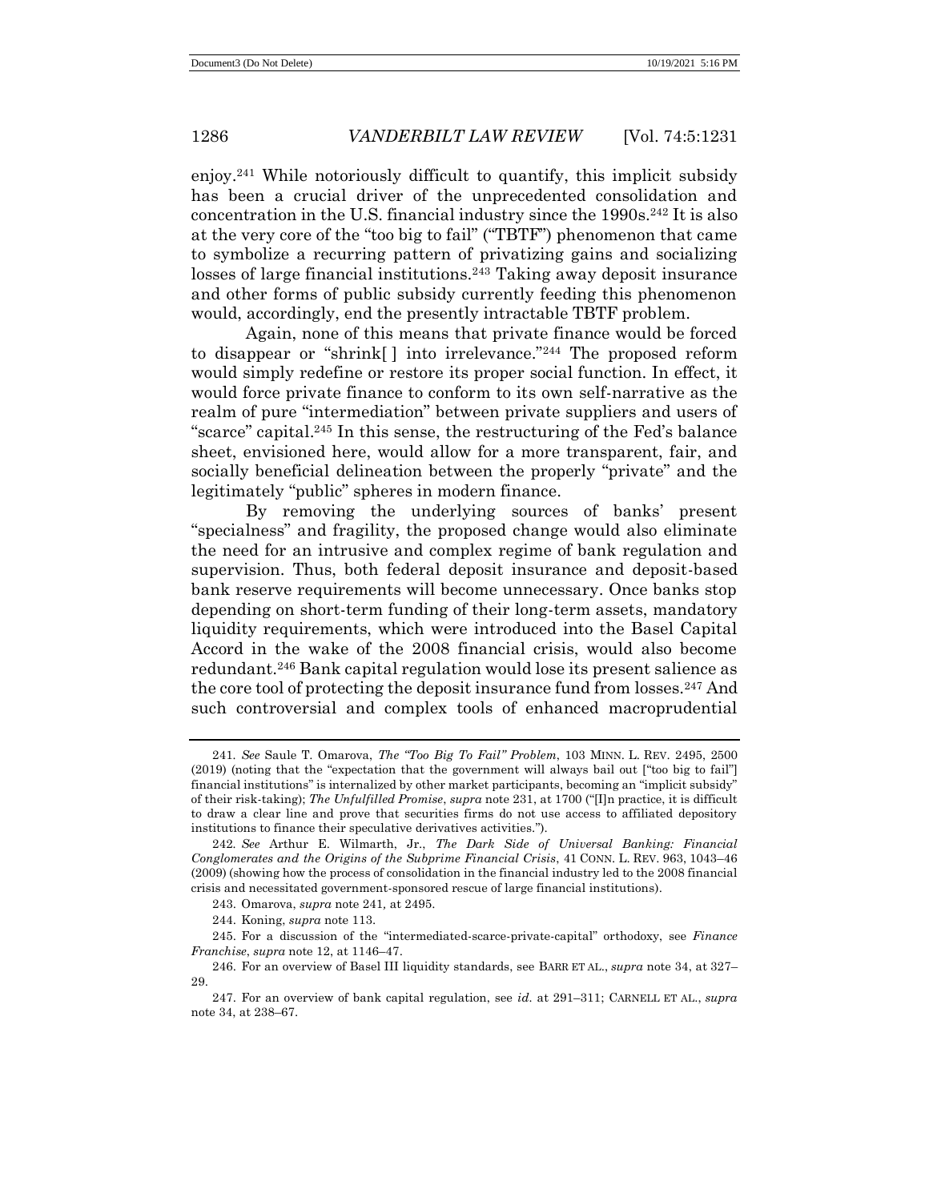enjoy.[241] While notoriously difficult to quantify, this implicit subsidy has been a crucial driver of the unprecedented consolidation and concentration in the U.S. financial industry since the 1990s.[242] It is also at the very core of the "too big to fail" ("TBTF") phenomenon that came to symbolize a recurring pattern of privatizing gains and socializing losses of large financial institutions.[243] Taking away deposit insurance and other forms of public subsidy currently feeding this phenomenon would, accordingly, end the presently intractable TBTF problem.

Again, none of this means that private finance would be forced to disappear or "shrink[ ] into irrelevance."[244] The proposed reform would simply redefine or restore its proper social function. In effect, it would force private finance to conform to its own self-narrative as the realm of pure "intermediation" between private suppliers and users of "scarce" capital.[245] In this sense, the restructuring of the Fed's balance sheet, envisioned here, would allow for a more transparent, fair, and socially beneficial delineation between the properly "private" and the legitimately "public" spheres in modern finance.

By removing the underlying sources of banks' present "specialness" and fragility, the proposed change would also eliminate the need for an intrusive and complex regime of bank regulation and supervision. Thus, both federal deposit insurance and deposit-based bank reserve requirements will become unnecessary. Once banks stop depending on short-term funding of their long-term assets, mandatory liquidity requirements, which were introduced into the Basel Capital Accord in the wake of the 2008 financial crisis, would also become redundant.[246] Bank capital regulation would lose its present salience as the core tool of protecting the deposit insurance fund from losses.[247] And such controversial and complex tools of enhanced macroprudential

---

241. *See* Saule T. Omarova, *The "Too Big To Fail" Problem*, 103 MINN. L. REV. 2495, 2500 (2019) (noting that the "expectation that the government will always bail out ["too big to fail"] financial institutions" is internalized by other market participants, becoming an "implicit subsidy" of their risk-taking); *The Unfulfilled Promise*, *supra* note 231, at 1700 ("[I]n practice, it is difficult to draw a clear line and prove that securities firms do not use access to affiliated depository institutions to finance their speculative derivatives activities.").

242. *See* Arthur E. Wilmarth, Jr., *The Dark Side of Universal Banking: Financial Conglomerates and the Origins of the Subprime Financial Crisis*, 41 CONN. L. REV. 963, 1043–46 (2009) (showing how the process of consolidation in the financial industry led to the 2008 financial crisis and necessitated government-sponsored rescue of large financial institutions).

243. Omarova, *supra* note 241, at 2495.

244. Koning, *supra* note 113.

245. For a discussion of the "intermediated-scarce-private-capital" orthodoxy, see *Finance Franchise*, *supra* note 12, at 1146–47.

246. For an overview of Basel III liquidity standards, see BARR ET AL., *supra* note 34, at 327–29.

247. For an overview of bank capital regulation, see *id.* at 291–311; CARNELL ET AL., *supra* note 34, at 238–67.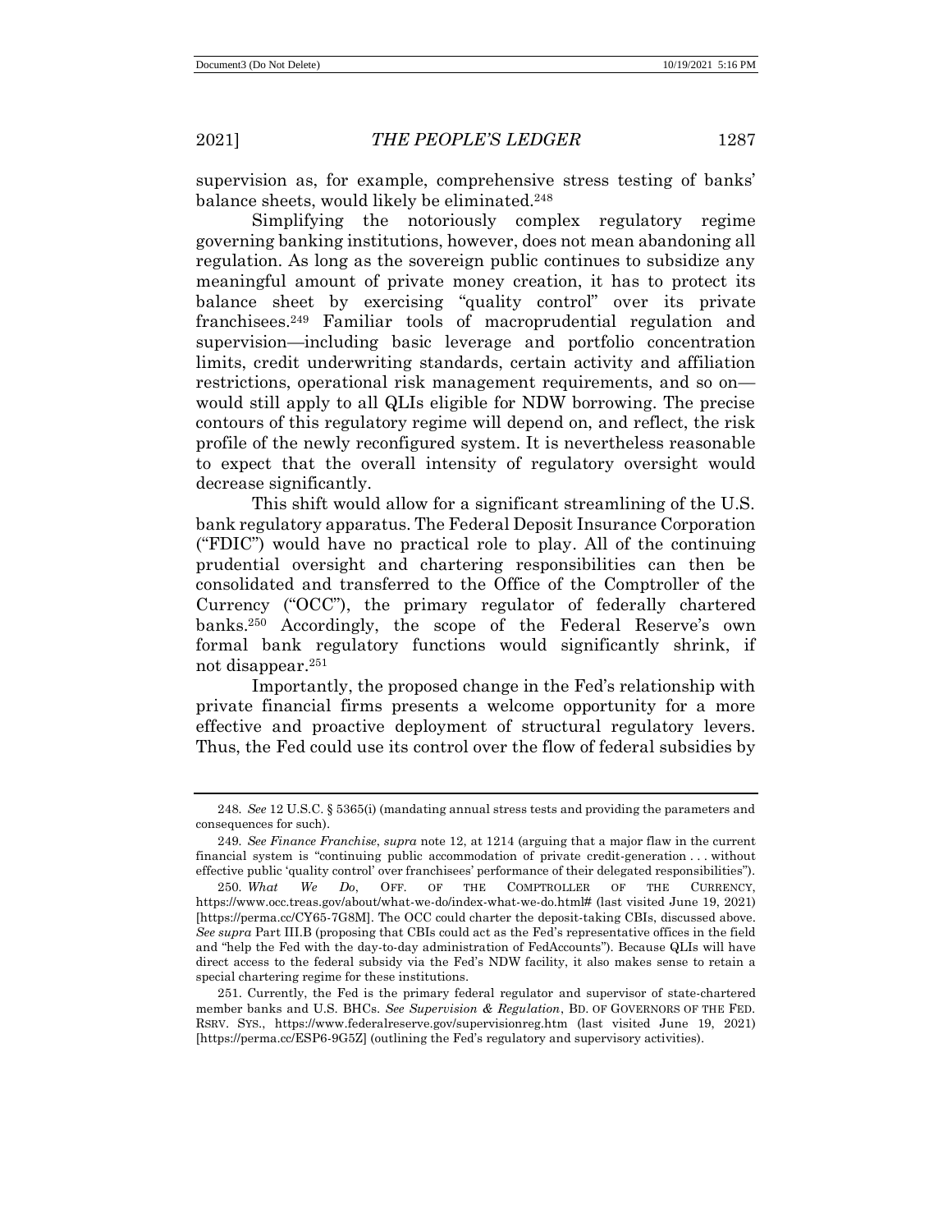supervision as, for example, comprehensive stress testing of banks' balance sheets, would likely be eliminated.[248]

Simplifying the notoriously complex regulatory regime governing banking institutions, however, does not mean abandoning all regulation. As long as the sovereign public continues to subsidize any meaningful amount of private money creation, it has to protect its balance sheet by exercising "quality control" over its private franchisees.[249] Familiar tools of macroprudential regulation and supervision—including basic leverage and portfolio concentration limits, credit underwriting standards, certain activity and affiliation restrictions, operational risk management requirements, and so on—would still apply to all QLIs eligible for NDW borrowing. The precise contours of this regulatory regime will depend on, and reflect, the risk profile of the newly reconfigured system. It is nevertheless reasonable to expect that the overall intensity of regulatory oversight would decrease significantly.

This shift would allow for a significant streamlining of the U.S. bank regulatory apparatus. The Federal Deposit Insurance Corporation ("FDIC") would have no practical role to play. All of the continuing prudential oversight and chartering responsibilities can then be consolidated and transferred to the Office of the Comptroller of the Currency ("OCC"), the primary regulator of federally chartered banks.[250] Accordingly, the scope of the Federal Reserve's own formal bank regulatory functions would significantly shrink, if not disappear.[251]

Importantly, the proposed change in the Fed's relationship with private financial firms presents a welcome opportunity for a more effective and proactive deployment of structural regulatory levers. Thus, the Fed could use its control over the flow of federal subsidies by

---

248. *See* 12 U.S.C. § 5365(i) (mandating annual stress tests and providing the parameters and consequences for such).

249. *See Finance Franchise*, *supra* note 12, at 1214 (arguing that a major flaw in the current financial system is "continuing public accommodation of private credit-generation . . . without effective public 'quality control' over franchisees' performance of their delegated responsibilities").

250. *What We Do*, OFF. OF THE COMPTROLLER OF THE CURRENCY, https://www.occ.treas.gov/about/what-we-do/index-what-we-do.html# (last visited June 19, 2021) [https://perma.cc/CY65-7G8M]. The OCC could charter the deposit-taking CBIs, discussed above. *See supra* Part III.B (proposing that CBIs could act as the Fed's representative offices in the field and "help the Fed with the day-to-day administration of FedAccounts"). Because QLIs will have direct access to the federal subsidy via the Fed's NDW facility, it also makes sense to retain a special chartering regime for these institutions.

251. Currently, the Fed is the primary federal regulator and supervisor of state-chartered member banks and U.S. BHCs. *See Supervision & Regulation*, BD. OF GOVERNORS OF THE FED. RSRV. SYS., https://www.federalreserve.gov/supervisionreg.htm (last visited June 19, 2021) [https://perma.cc/ESP6-9G5Z] (outlining the Fed's regulatory and supervisory activities).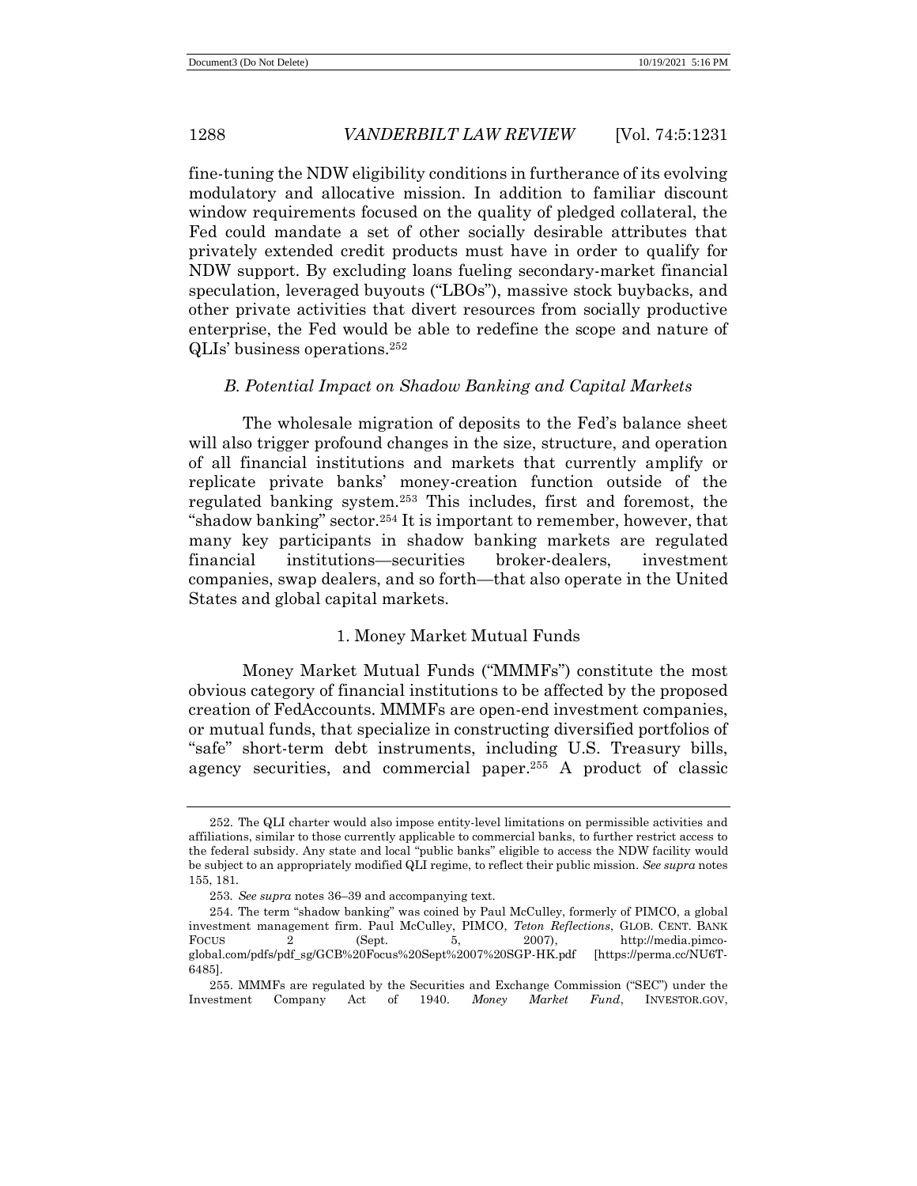fine-tuning the NDW eligibility conditions in furtherance of its evolving modulatory and allocative mission. In addition to familiar discount window requirements focused on the quality of pledged collateral, the Fed could mandate a set of other socially desirable attributes that privately extended credit products must have in order to qualify for NDW support. By excluding loans fueling secondary-market financial speculation, leveraged buyouts ("LBOs"), massive stock buybacks, and other private activities that divert resources from socially productive enterprise, the Fed would be able to redefine the scope and nature of QLIs' business operations.[252]

### *B. Potential Impact on Shadow Banking and Capital Markets*

The wholesale migration of deposits to the Fed's balance sheet will also trigger profound changes in the size, structure, and operation of all financial institutions and markets that currently amplify or replicate private banks' money-creation function outside of the regulated banking system.[253] This includes, first and foremost, the "shadow banking" sector.[254] It is important to remember, however, that many key participants in shadow banking markets are regulated financial institutions—securities broker-dealers, investment companies, swap dealers, and so forth—that also operate in the United States and global capital markets.

#### 1. Money Market Mutual Funds

Money Market Mutual Funds ("MMMFs") constitute the most obvious category of financial institutions to be affected by the proposed creation of FedAccounts. MMMFs are open-end investment companies, or mutual funds, that specialize in constructing diversified portfolios of "safe" short-term debt instruments, including U.S. Treasury bills, agency securities, and commercial paper.[255] A product of classic

---

252. The QLI charter would also impose entity-level limitations on permissible activities and affiliations, similar to those currently applicable to commercial banks, to further restrict access to the federal subsidy. Any state and local "public banks" eligible to access the NDW facility would be subject to an appropriately modified QLI regime, to reflect their public mission. *See supra* notes 155, 181.

253. *See supra* notes 36–39 and accompanying text.

254. The term "shadow banking" was coined by Paul McCulley, formerly of PIMCO, a global investment management firm. Paul McCulley, PIMCO, *Teton Reflections*, GLOB. CENT. BANK FOCUS 2 (Sept. 5, 2007), http://media.pimco-global.com/pdfs/pdf_sg/GCB%20Focus%20Sept%2007%20SGP-HK.pdf [https://perma.cc/NU6T-6485].

255. MMMFs are regulated by the Securities and Exchange Commission ("SEC") under the Investment Company Act of 1940. *Money Market Fund*, INVESTOR.GOV,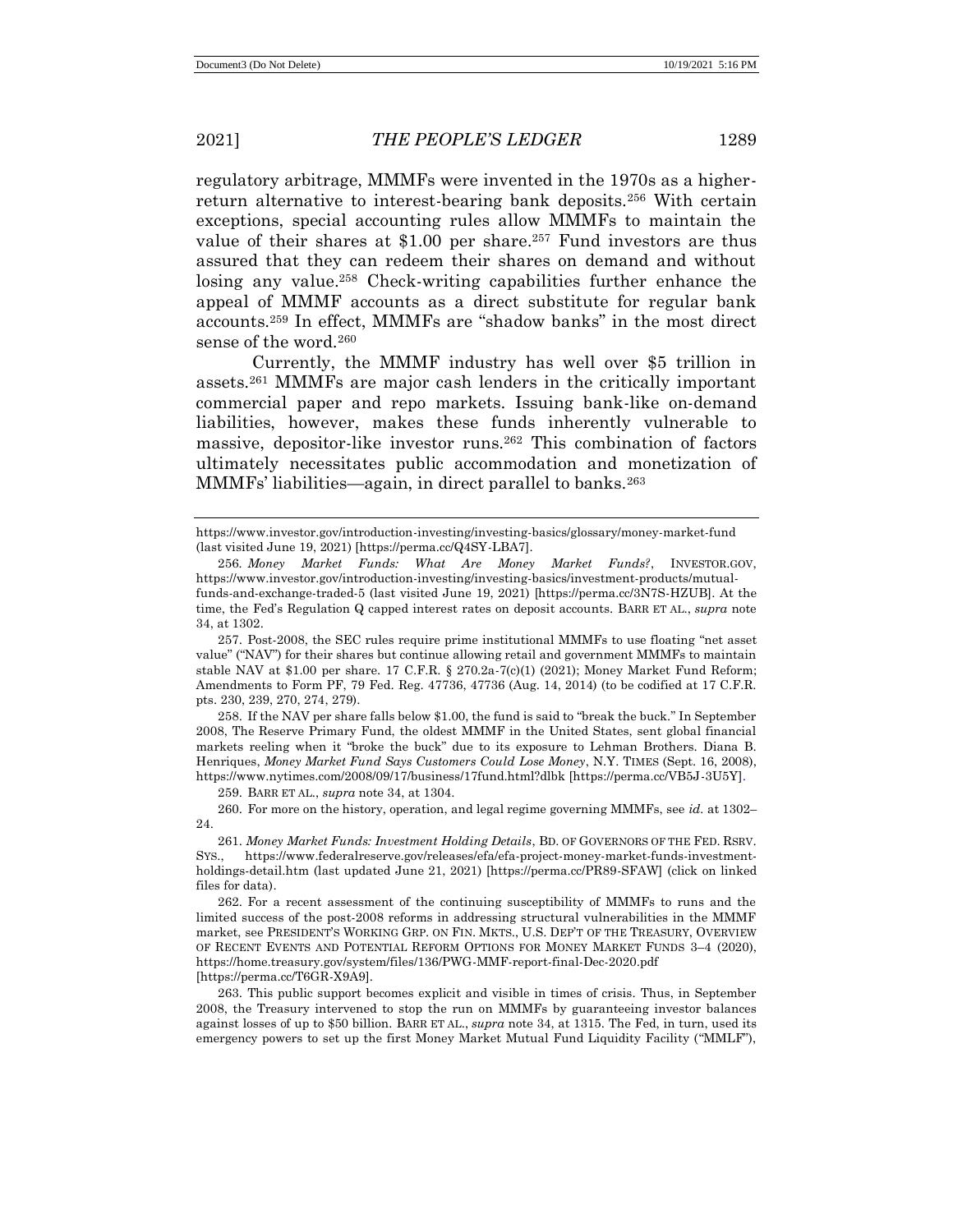regulatory arbitrage, MMMFs were invented in the 1970s as a higher-return alternative to interest-bearing bank deposits.[256] With certain exceptions, special accounting rules allow MMMFs to maintain the value of their shares at $1.00 per share.[257] Fund investors are thus assured that they can redeem their shares on demand and without losing any value.[258] Check-writing capabilities further enhance the appeal of MMMF accounts as a direct substitute for regular bank accounts.[259] In effect, MMMFs are "shadow banks" in the most direct sense of the word.[260]

Currently, the MMMF industry has well over $5 trillion in assets.[261] MMMFs are major cash lenders in the critically important commercial paper and repo markets. Issuing bank-like on-demand liabilities, however, makes these funds inherently vulnerable to massive, depositor-like investor runs.[262] This combination of factors ultimately necessitates public accommodation and monetization of MMMFs' liabilities—again, in direct parallel to banks.[263]

---

https://www.investor.gov/introduction-investing/investing-basics/glossary/money-market-fund (last visited June 19, 2021) [https://perma.cc/Q4SY-LBA7].

256. *Money Market Funds: What Are Money Market Funds?*, INVESTOR.GOV, https://www.investor.gov/introduction-investing/investing-basics/investment-products/mutual-funds-and-exchange-traded-5 (last visited June 19, 2021) [https://perma.cc/3N7S-HZUB]. At the time, the Fed's Regulation Q capped interest rates on deposit accounts. BARR ET AL., *supra* note 34, at 1302.

257. Post-2008, the SEC rules require prime institutional MMMFs to use floating "net asset value" ("NAV") for their shares but continue allowing retail and government MMMFs to maintain stable NAV at $1.00 per share. 17 C.F.R. § 270.2a-7(c)(1) (2021); Money Market Fund Reform; Amendments to Form PF, 79 Fed. Reg. 47736, 47736 (Aug. 14, 2014) (to be codified at 17 C.F.R. pts. 230, 239, 270, 274, 279).

258. If the NAV per share falls below $1.00, the fund is said to "break the buck." In September 2008, The Reserve Primary Fund, the oldest MMMF in the United States, sent global financial markets reeling when it "broke the buck" due to its exposure to Lehman Brothers. Diana B. Henriques, *Money Market Fund Says Customers Could Lose Money*, N.Y. TIMES (Sept. 16, 2008), https://www.nytimes.com/2008/09/17/business/17fund.html?dlbk [https://perma.cc/VB5J-3U5Y].

259. BARR ET AL., *supra* note 34, at 1304.

260. For more on the history, operation, and legal regime governing MMMFs, see *id.* at 1302–24.

261. *Money Market Funds: Investment Holding Details*, BD. OF GOVERNORS OF THE FED. RSRV. SYS., https://www.federalreserve.gov/releases/efa/efa-project-money-market-funds-investment-holdings-detail.htm (last updated June 21, 2021) [https://perma.cc/PR89-SFAW] (click on linked files for data).

262. For a recent assessment of the continuing susceptibility of MMMFs to runs and the limited success of the post-2008 reforms in addressing structural vulnerabilities in the MMMF market, see PRESIDENT'S WORKING GRP. ON FIN. MKTS., U.S. DEP'T OF THE TREASURY, OVERVIEW OF RECENT EVENTS AND POTENTIAL REFORM OPTIONS FOR MONEY MARKET FUNDS 3–4 (2020), https://home.treasury.gov/system/files/136/PWG-MMF-report-final-Dec-2020.pdf [https://perma.cc/T6GR-X9A9].

263. This public support becomes explicit and visible in times of crisis. Thus, in September 2008, the Treasury intervened to stop the run on MMMFs by guaranteeing investor balances against losses of up to $50 billion. BARR ET AL., *supra* note 34, at 1315. The Fed, in turn, used its emergency powers to set up the first Money Market Mutual Fund Liquidity Facility ("MMLF"),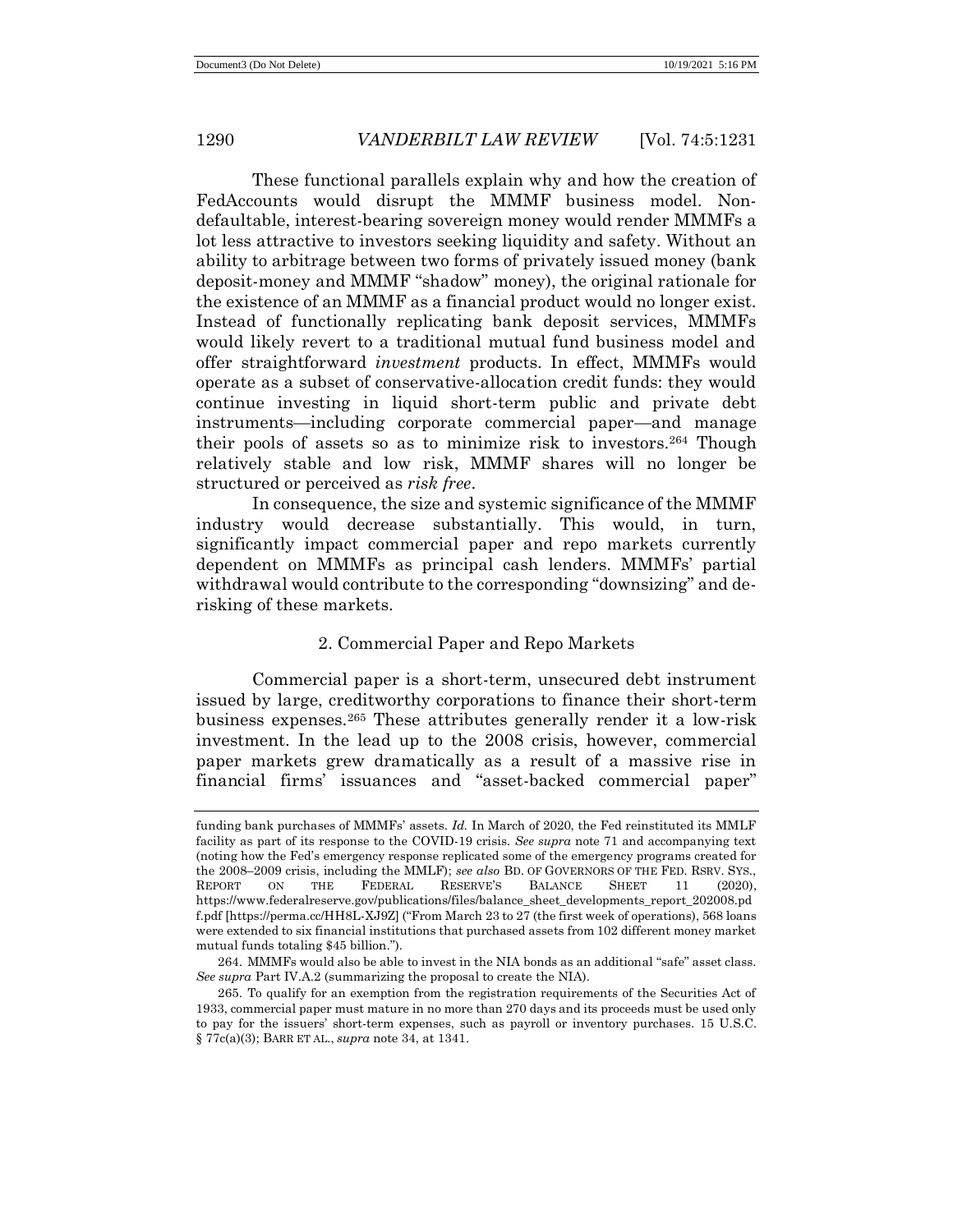These functional parallels explain why and how the creation of FedAccounts would disrupt the MMMF business model. Non-defaultable, interest-bearing sovereign money would render MMMFs a lot less attractive to investors seeking liquidity and safety. Without an ability to arbitrage between two forms of privately issued money (bank deposit-money and MMMF "shadow" money), the original rationale for the existence of an MMMF as a financial product would no longer exist. Instead of functionally replicating bank deposit services, MMMFs would likely revert to a traditional mutual fund business model and offer straightforward *investment* products. In effect, MMMFs would operate as a subset of conservative-allocation credit funds: they would continue investing in liquid short-term public and private debt instruments—including corporate commercial paper—and manage their pools of assets so as to minimize risk to investors.[264] Though relatively stable and low risk, MMMF shares will no longer be structured or perceived as *risk free*.

In consequence, the size and systemic significance of the MMMF industry would decrease substantially. This would, in turn, significantly impact commercial paper and repo markets currently dependent on MMMFs as principal cash lenders. MMMFs' partial withdrawal would contribute to the corresponding "downsizing" and de-risking of these markets.

### 2. Commercial Paper and Repo Markets

Commercial paper is a short-term, unsecured debt instrument issued by large, creditworthy corporations to finance their short-term business expenses.[265] These attributes generally render it a low-risk investment. In the lead up to the 2008 crisis, however, commercial paper markets grew dramatically as a result of a massive rise in financial firms' issuances and "asset-backed commercial paper"

---

funding bank purchases of MMMFs' assets. *Id.* In March of 2020, the Fed reinstituted its MMLF facility as part of its response to the COVID-19 crisis. *See supra* note 71 and accompanying text (noting how the Fed's emergency response replicated some of the emergency programs created for the 2008–2009 crisis, including the MMLF); *see also* BD. OF GOVERNORS OF THE FED. RSRV. SYS., REPORT ON THE FEDERAL RESERVE'S BALANCE SHEET 11 (2020), https://www.federalreserve.gov/publications/files/balance_sheet_developments_report_202008.pdf [https://perma.cc/HH8L-XJ9Z] ("From March 23 to 27 (the first week of operations), 568 loans were extended to six financial institutions that purchased assets from 102 different money market mutual funds totaling $45 billion.").

264. MMMFs would also be able to invest in the NIA bonds as an additional "safe" asset class. *See supra* Part IV.A.2 (summarizing the proposal to create the NIA).

265. To qualify for an exemption from the registration requirements of the Securities Act of 1933, commercial paper must mature in no more than 270 days and its proceeds must be used only to pay for the issuers' short-term expenses, such as payroll or inventory purchases. 15 U.S.C. § 77c(a)(3); BARR ET AL., *supra* note 34, at 1341.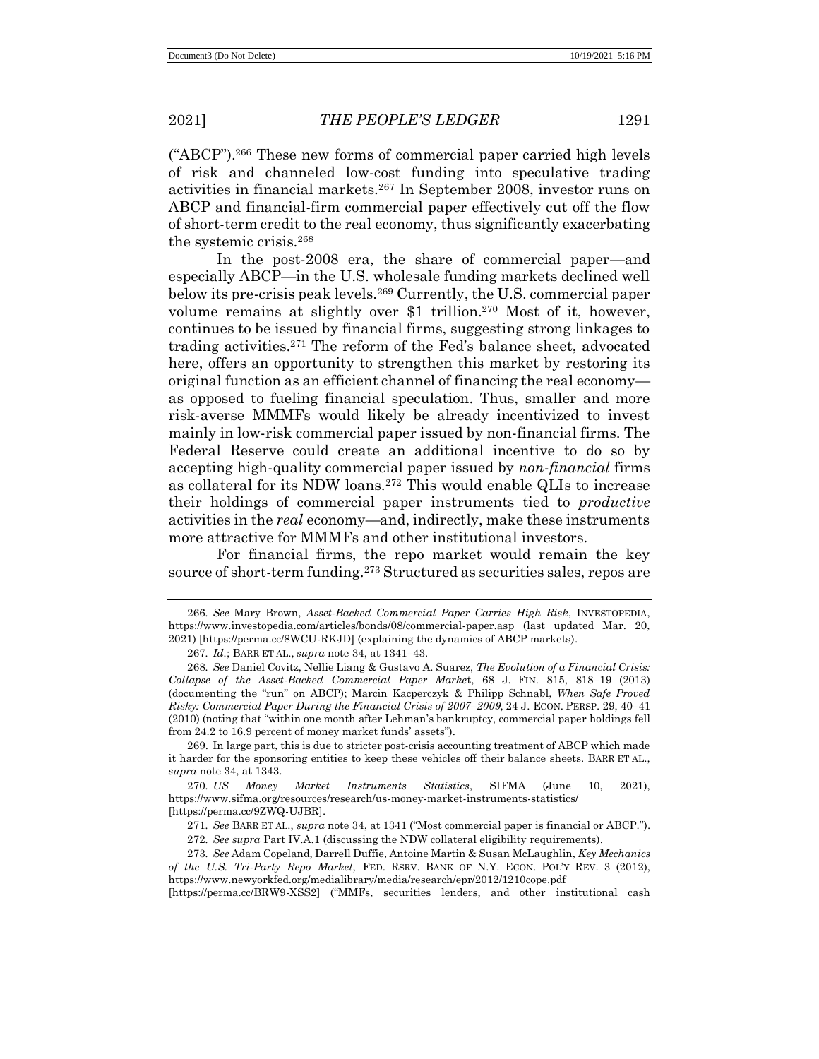("ABCP").[266] These new forms of commercial paper carried high levels of risk and channeled low-cost funding into speculative trading activities in financial markets.[267] In September 2008, investor runs on ABCP and financial-firm commercial paper effectively cut off the flow of short-term credit to the real economy, thus significantly exacerbating the systemic crisis.[268]

In the post-2008 era, the share of commercial paper—and especially ABCP—in the U.S. wholesale funding markets declined well below its pre-crisis peak levels.[269] Currently, the U.S. commercial paper volume remains at slightly over $1 trillion.[270] Most of it, however, continues to be issued by financial firms, suggesting strong linkages to trading activities.[271] The reform of the Fed's balance sheet, advocated here, offers an opportunity to strengthen this market by restoring its original function as an efficient channel of financing the real economy—as opposed to fueling financial speculation. Thus, smaller and more risk-averse MMMFs would likely be already incentivized to invest mainly in low-risk commercial paper issued by non-financial firms. The Federal Reserve could create an additional incentive to do so by accepting high-quality commercial paper issued by *non-financial* firms as collateral for its NDW loans.[272] This would enable QLIs to increase their holdings of commercial paper instruments tied to *productive* activities in the *real* economy—and, indirectly, make these instruments more attractive for MMMFs and other institutional investors.

For financial firms, the repo market would remain the key source of short-term funding.[273] Structured as securities sales, repos are

---

266. *See* Mary Brown, *Asset-Backed Commercial Paper Carries High Risk*, INVESTOPEDIA, https://www.investopedia.com/articles/bonds/08/commercial-paper.asp (last updated Mar. 20, 2021) [https://perma.cc/8WCU-RKJD] (explaining the dynamics of ABCP markets).

267. *Id.*; BARR ET AL., *supra* note 34, at 1341–43.

268. *See* Daniel Covitz, Nellie Liang & Gustavo A. Suarez, *The Evolution of a Financial Crisis: Collapse of the Asset-Backed Commercial Paper Market*, 68 J. FIN. 815, 818–19 (2013) (documenting the "run" on ABCP); Marcin Kacperczyk & Philipp Schnabl, *When Safe Proved Risky: Commercial Paper During the Financial Crisis of 2007–2009*, 24 J. ECON. PERSP. 29, 40–41 (2010) (noting that "within one month after Lehman's bankruptcy, commercial paper holdings fell from 24.2 to 16.9 percent of money market funds' assets").

269. In large part, this is due to stricter post-crisis accounting treatment of ABCP which made it harder for the sponsoring entities to keep these vehicles off their balance sheets. BARR ET AL., *supra* note 34, at 1343.

270. *US Money Market Instruments Statistics*, SIFMA (June 10, 2021), https://www.sifma.org/resources/research/us-money-market-instruments-statistics/ [https://perma.cc/9ZWQ-UJBR].

271. *See* BARR ET AL., *supra* note 34, at 1341 ("Most commercial paper is financial or ABCP.").

272. *See supra* Part IV.A.1 (discussing the NDW collateral eligibility requirements).

273. *See* Adam Copeland, Darrell Duffie, Antoine Martin & Susan McLaughlin, *Key Mechanics of the U.S. Tri-Party Repo Market*, FED. RSRV. BANK OF N.Y. ECON. POL'Y REV. 3 (2012), https://www.newyorkfed.org/medialibrary/media/research/epr/2012/1210cope.pdf [https://perma.cc/BRW9-XSS2] ("MMFs, securities lenders, and other institutional cash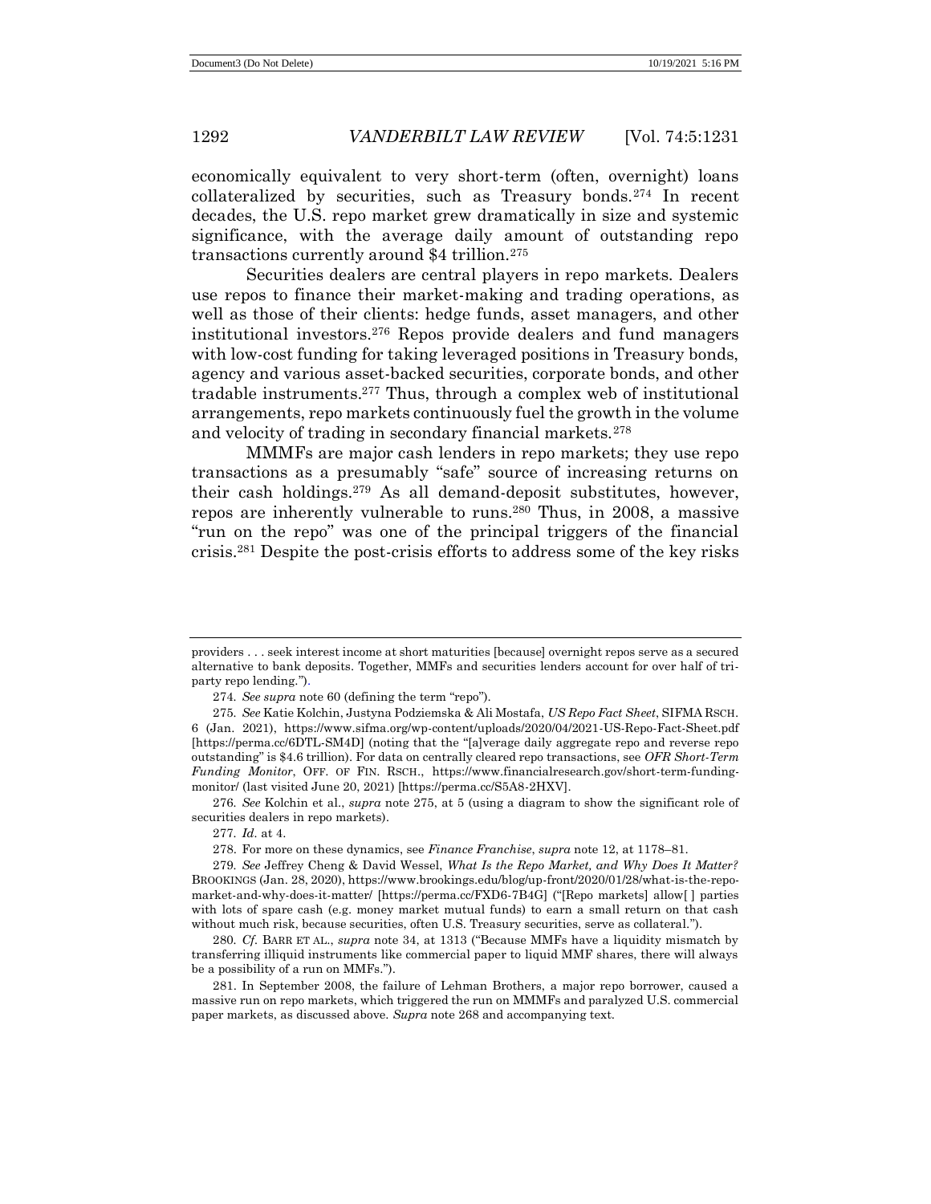economically equivalent to very short-term (often, overnight) loans collateralized by securities, such as Treasury bonds.[274] In recent decades, the U.S. repo market grew dramatically in size and systemic significance, with the average daily amount of outstanding repo transactions currently around $4 trillion.[275]

Securities dealers are central players in repo markets. Dealers use repos to finance their market-making and trading operations, as well as those of their clients: hedge funds, asset managers, and other institutional investors.[276] Repos provide dealers and fund managers with low-cost funding for taking leveraged positions in Treasury bonds, agency and various asset-backed securities, corporate bonds, and other tradable instruments.[277] Thus, through a complex web of institutional arrangements, repo markets continuously fuel the growth in the volume and velocity of trading in secondary financial markets.[278]

MMMFs are major cash lenders in repo markets; they use repo transactions as a presumably "safe" source of increasing returns on their cash holdings.[279] As all demand-deposit substitutes, however, repos are inherently vulnerable to runs.[280] Thus, in 2008, a massive "run on the repo" was one of the principal triggers of the financial crisis.[281] Despite the post-crisis efforts to address some of the key risks

---

providers . . . seek interest income at short maturities [because] overnight repos serve as a secured alternative to bank deposits. Together, MMFs and securities lenders account for over half of tri-party repo lending.").

274. *See supra* note 60 (defining the term "repo").

275. *See* Katie Kolchin, Justyna Podziemska & Ali Mostafa, *US Repo Fact Sheet*, SIFMA RSCH. 6 (Jan. 2021), https://www.sifma.org/wp-content/uploads/2020/04/2021-US-Repo-Fact-Sheet.pdf [https://perma.cc/6DTL-SM4D] (noting that the "[a]verage daily aggregate repo and reverse repo outstanding" is $4.6 trillion). For data on centrally cleared repo transactions, see *OFR Short-Term Funding Monitor*, OFF. OF FIN. RSCH., https://www.financialresearch.gov/short-term-funding-monitor/ (last visited June 20, 2021) [https://perma.cc/S5A8-2HXV].

276. *See* Kolchin et al., *supra* note 275, at 5 (using a diagram to show the significant role of securities dealers in repo markets).

277. *Id.* at 4.

278. For more on these dynamics, see *Finance Franchise*, *supra* note 12, at 1178–81.

279. *See* Jeffrey Cheng & David Wessel, *What Is the Repo Market, and Why Does It Matter?* BROOKINGS (Jan. 28, 2020), https://www.brookings.edu/blog/up-front/2020/01/28/what-is-the-repo-market-and-why-does-it-matter/ [https://perma.cc/FXD6-7B4G] ("[Repo markets] allow[ ] parties with lots of spare cash (e.g. money market mutual funds) to earn a small return on that cash without much risk, because securities, often U.S. Treasury securities, serve as collateral.").

280. *Cf.* BARR ET AL., *supra* note 34, at 1313 ("Because MMFs have a liquidity mismatch by transferring illiquid instruments like commercial paper to liquid MMF shares, there will always be a possibility of a run on MMFs.").

281. In September 2008, the failure of Lehman Brothers, a major repo borrower, caused a massive run on repo markets, which triggered the run on MMMFs and paralyzed U.S. commercial paper markets, as discussed above. *Supra* note 268 and accompanying text.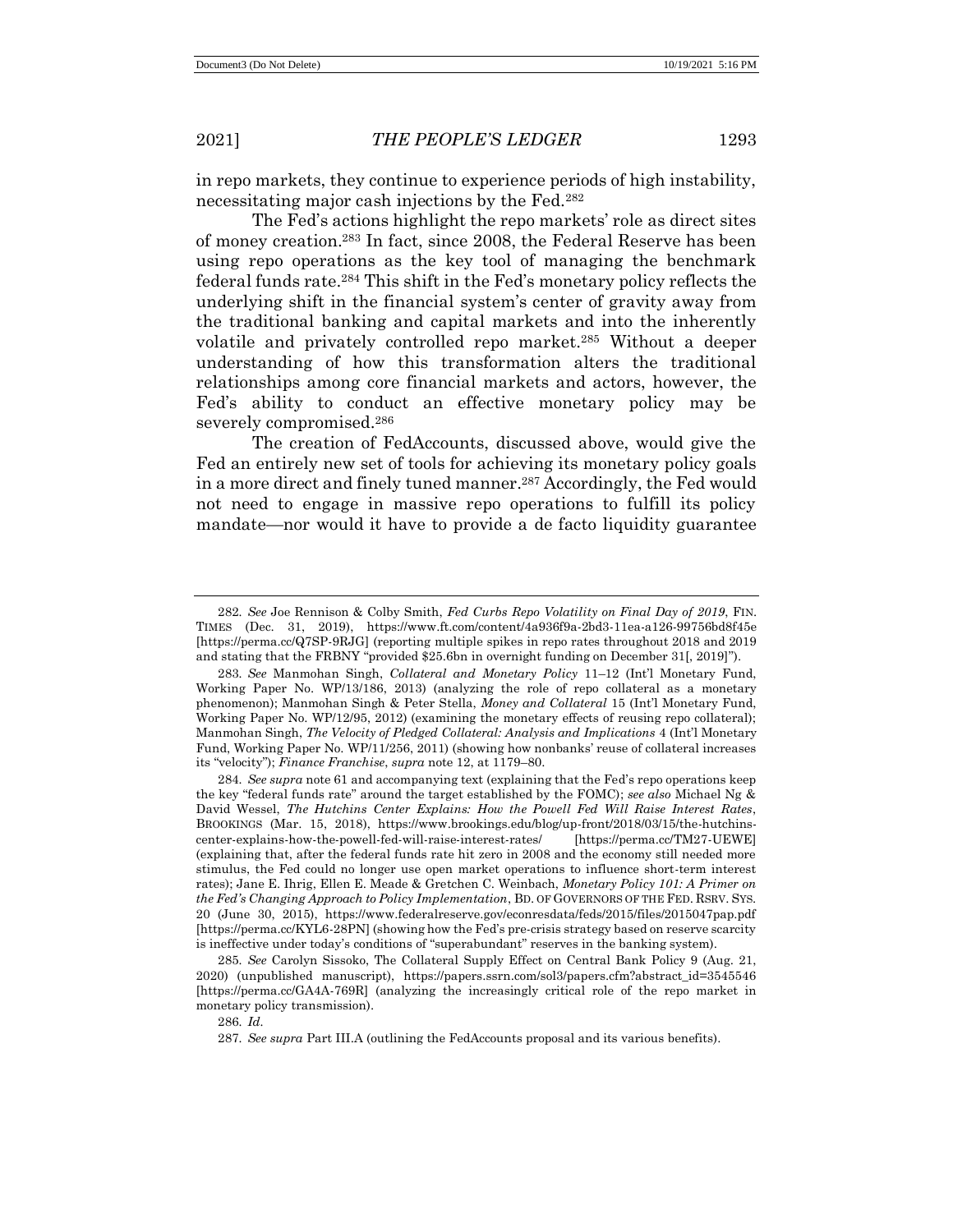in repo markets, they continue to experience periods of high instability, necessitating major cash injections by the Fed.[282]

The Fed's actions highlight the repo markets' role as direct sites of money creation.[283] In fact, since 2008, the Federal Reserve has been using repo operations as the key tool of managing the benchmark federal funds rate.[284] This shift in the Fed's monetary policy reflects the underlying shift in the financial system's center of gravity away from the traditional banking and capital markets and into the inherently volatile and privately controlled repo market.[285] Without a deeper understanding of how this transformation alters the traditional relationships among core financial markets and actors, however, the Fed's ability to conduct an effective monetary policy may be severely compromised.[286]

The creation of FedAccounts, discussed above, would give the Fed an entirely new set of tools for achieving its monetary policy goals in a more direct and finely tuned manner.[287] Accordingly, the Fed would not need to engage in massive repo operations to fulfill its policy mandate—nor would it have to provide a de facto liquidity guarantee

---

282. *See* Joe Rennison & Colby Smith, *Fed Curbs Repo Volatility on Final Day of 2019*, FIN. TIMES (Dec. 31, 2019), https://www.ft.com/content/4a936f9a-2bd3-11ea-a126-99756bd8f45e [https://perma.cc/Q7SP-9RJG] (reporting multiple spikes in repo rates throughout 2018 and 2019 and stating that the FRBNY "provided $25.6bn in overnight funding on December 31[, 2019]").

283. *See* Manmohan Singh, *Collateral and Monetary Policy* 11–12 (Int'l Monetary Fund, Working Paper No. WP/13/186, 2013) (analyzing the role of repo collateral as a monetary phenomenon); Manmohan Singh & Peter Stella, *Money and Collateral* 15 (Int'l Monetary Fund, Working Paper No. WP/12/95, 2012) (examining the monetary effects of reusing repo collateral); Manmohan Singh, *The Velocity of Pledged Collateral: Analysis and Implications* 4 (Int'l Monetary Fund, Working Paper No. WP/11/256, 2011) (showing how nonbanks' reuse of collateral increases its "velocity"); *Finance Franchise*, *supra* note 12, at 1179–80.

284. *See supra* note 61 and accompanying text (explaining that the Fed's repo operations keep the key "federal funds rate" around the target established by the FOMC); *see also* Michael Ng & David Wessel, *The Hutchins Center Explains: How the Powell Fed Will Raise Interest Rates*, BROOKINGS (Mar. 15, 2018), https://www.brookings.edu/blog/up-front/2018/03/15/the-hutchins-center-explains-how-the-powell-fed-will-raise-interest-rates/ [https://perma.cc/TM27-UEWE] (explaining that, after the federal funds rate hit zero in 2008 and the economy still needed more stimulus, the Fed could no longer use open market operations to influence short-term interest rates); Jane E. Ihrig, Ellen E. Meade & Gretchen C. Weinbach, *Monetary Policy 101: A Primer on the Fed's Changing Approach to Policy Implementation*, BD. OF GOVERNORS OF THE FED. RSRV. SYS. 20 (June 30, 2015), https://www.federalreserve.gov/econresdata/feds/2015/files/2015047pap.pdf [https://perma.cc/KYL6-28PN] (showing how the Fed's pre-crisis strategy based on reserve scarcity is ineffective under today's conditions of "superabundant" reserves in the banking system).

285. *See* Carolyn Sissoko, The Collateral Supply Effect on Central Bank Policy 9 (Aug. 21, 2020) (unpublished manuscript), https://papers.ssrn.com/sol3/papers.cfm?abstract_id=3545546 [https://perma.cc/GA4A-769R] (analyzing the increasingly critical role of the repo market in monetary policy transmission).

286. *Id*.

287. *See supra* Part III.A (outlining the FedAccounts proposal and its various benefits).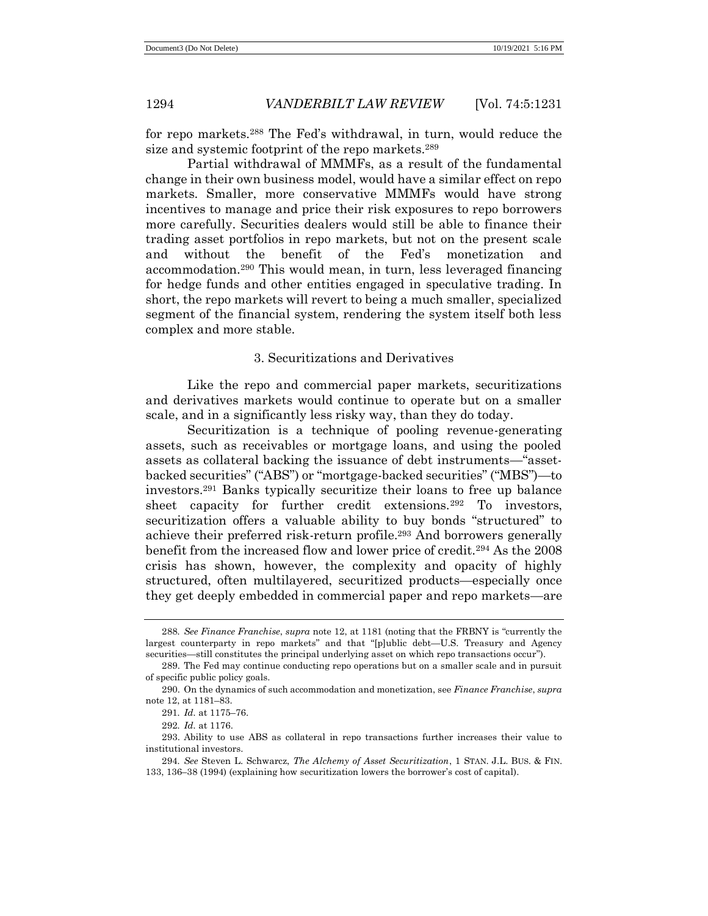for repo markets.[288] The Fed's withdrawal, in turn, would reduce the size and systemic footprint of the repo markets.[289]

Partial withdrawal of MMMFs, as a result of the fundamental change in their own business model, would have a similar effect on repo markets. Smaller, more conservative MMMFs would have strong incentives to manage and price their risk exposures to repo borrowers more carefully. Securities dealers would still be able to finance their trading asset portfolios in repo markets, but not on the present scale and without the benefit of the Fed's monetization and accommodation.[290] This would mean, in turn, less leveraged financing for hedge funds and other entities engaged in speculative trading. In short, the repo markets will revert to being a much smaller, specialized segment of the financial system, rendering the system itself both less complex and more stable.

### 3. Securitizations and Derivatives

Like the repo and commercial paper markets, securitizations and derivatives markets would continue to operate but on a smaller scale, and in a significantly less risky way, than they do today.

Securitization is a technique of pooling revenue-generating assets, such as receivables or mortgage loans, and using the pooled assets as collateral backing the issuance of debt instruments—"asset-backed securities" ("ABS") or "mortgage-backed securities" ("MBS")—to investors.[291] Banks typically securitize their loans to free up balance sheet capacity for further credit extensions.[292] To investors, securitization offers a valuable ability to buy bonds "structured" to achieve their preferred risk-return profile.[293] And borrowers generally benefit from the increased flow and lower price of credit.[294] As the 2008 crisis has shown, however, the complexity and opacity of highly structured, often multilayered, securitized products—especially once they get deeply embedded in commercial paper and repo markets—are

---

288. *See Finance Franchise*, *supra* note 12, at 1181 (noting that the FRBNY is "currently the largest counterparty in repo markets" and that "[p]ublic debt—U.S. Treasury and Agency securities—still constitutes the principal underlying asset on which repo transactions occur").

289. The Fed may continue conducting repo operations but on a smaller scale and in pursuit of specific public policy goals.

290. On the dynamics of such accommodation and monetization, see *Finance Franchise*, *supra* note 12, at 1181–83.

291. *Id.* at 1175–76.

292. *Id.* at 1176.

293. Ability to use ABS as collateral in repo transactions further increases their value to institutional investors.

294. *See* Steven L. Schwarcz, *The Alchemy of Asset Securitization*, 1 STAN. J.L. BUS. & FIN. 133, 136–38 (1994) (explaining how securitization lowers the borrower's cost of capital).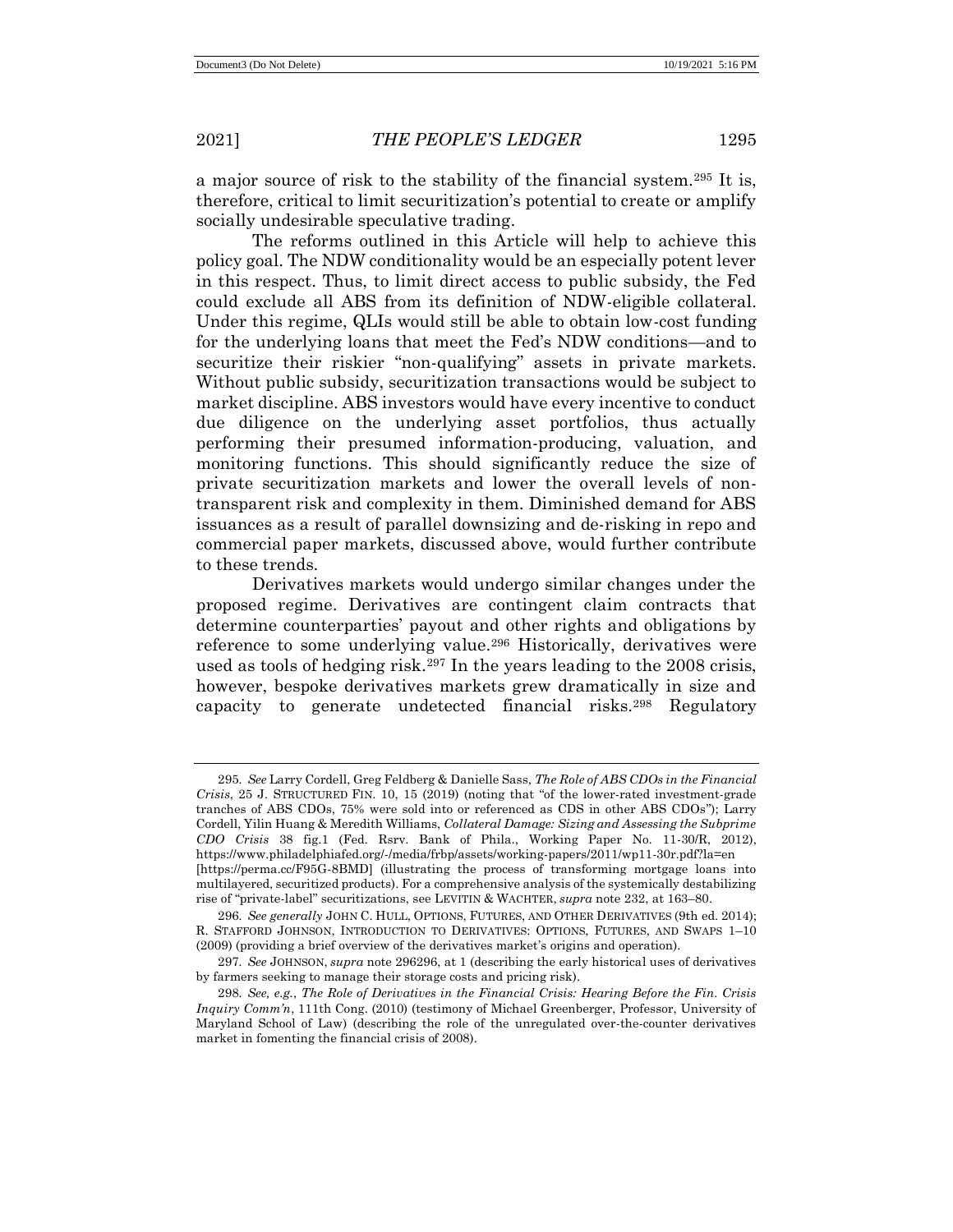a major source of risk to the stability of the financial system.[295] It is, therefore, critical to limit securitization's potential to create or amplify socially undesirable speculative trading.

The reforms outlined in this Article will help to achieve this policy goal. The NDW conditionality would be an especially potent lever in this respect. Thus, to limit direct access to public subsidy, the Fed could exclude all ABS from its definition of NDW-eligible collateral. Under this regime, QLIs would still be able to obtain low-cost funding for the underlying loans that meet the Fed's NDW conditions—and to securitize their riskier "non-qualifying" assets in private markets. Without public subsidy, securitization transactions would be subject to market discipline. ABS investors would have every incentive to conduct due diligence on the underlying asset portfolios, thus actually performing their presumed information-producing, valuation, and monitoring functions. This should significantly reduce the size of private securitization markets and lower the overall levels of non-transparent risk and complexity in them. Diminished demand for ABS issuances as a result of parallel downsizing and de-risking in repo and commercial paper markets, discussed above, would further contribute to these trends.

Derivatives markets would undergo similar changes under the proposed regime. Derivatives are contingent claim contracts that determine counterparties' payout and other rights and obligations by reference to some underlying value.[296] Historically, derivatives were used as tools of hedging risk.[297] In the years leading to the 2008 crisis, however, bespoke derivatives markets grew dramatically in size and capacity to generate undetected financial risks.[298] Regulatory

---

295. *See* Larry Cordell, Greg Feldberg & Danielle Sass, *The Role of ABS CDOs in the Financial Crisis*, 25 J. STRUCTURED FIN. 10, 15 (2019) (noting that "of the lower-rated investment-grade tranches of ABS CDOs, 75% were sold into or referenced as CDS in other ABS CDOs"); Larry Cordell, Yilin Huang & Meredith Williams, *Collateral Damage: Sizing and Assessing the Subprime CDO Crisis* 38 fig.1 (Fed. Rsrv. Bank of Phila., Working Paper No. 11-30/R, 2012), https://www.philadelphiafed.org/-/media/frbp/assets/working-papers/2011/wp11-30r.pdf?la=en [https://perma.cc/F95G-8BMD] (illustrating the process of transforming mortgage loans into multilayered, securitized products). For a comprehensive analysis of the systemically destabilizing rise of "private-label" securitizations, see LEVITIN & WACHTER, *supra* note 232, at 163–80.

296. *See generally* JOHN C. HULL, OPTIONS, FUTURES, AND OTHER DERIVATIVES (9th ed. 2014); R. STAFFORD JOHNSON, INTRODUCTION TO DERIVATIVES: OPTIONS, FUTURES, AND SWAPS 1–10 (2009) (providing a brief overview of the derivatives market's origins and operation).

297. *See* JOHNSON, *supra* note 296296, at 1 (describing the early historical uses of derivatives by farmers seeking to manage their storage costs and pricing risk).

298. *See, e.g.*, *The Role of Derivatives in the Financial Crisis: Hearing Before the Fin. Crisis Inquiry Comm'n*, 111th Cong. (2010) (testimony of Michael Greenberger, Professor, University of Maryland School of Law) (describing the role of the unregulated over-the-counter derivatives market in fomenting the financial crisis of 2008).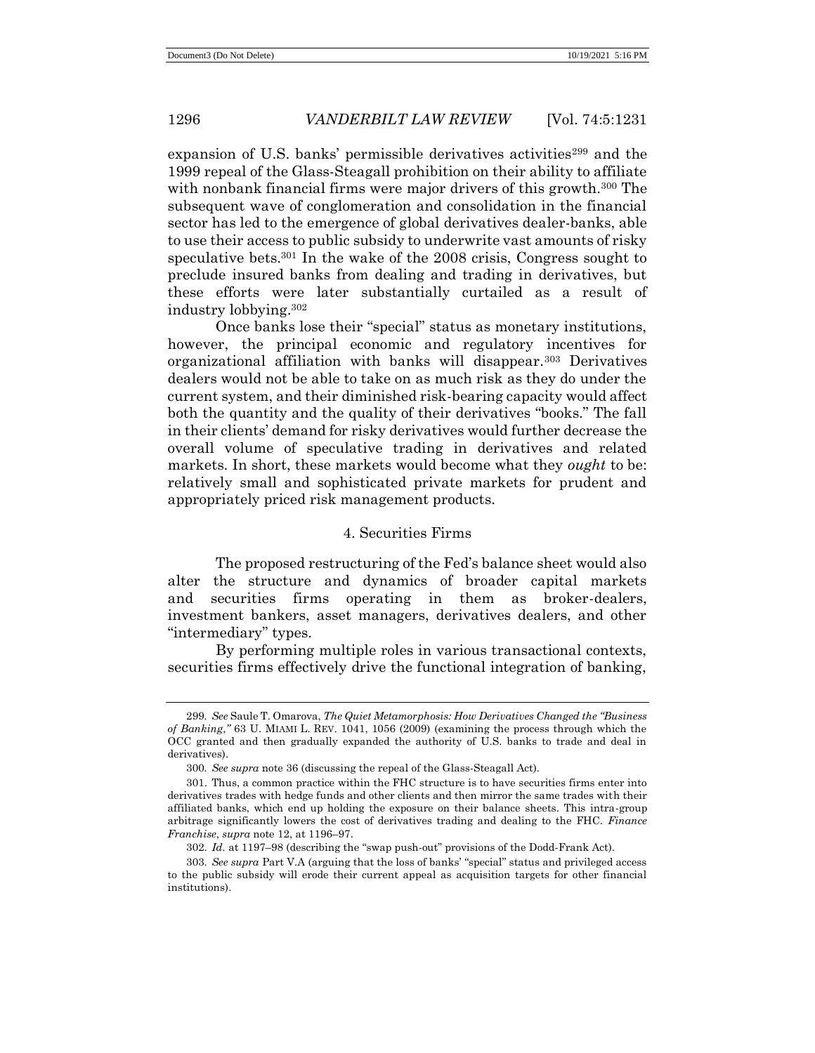expansion of U.S. banks' permissible derivatives activities[299] and the 1999 repeal of the Glass-Steagall prohibition on their ability to affiliate with nonbank financial firms were major drivers of this growth.[300] The subsequent wave of conglomeration and consolidation in the financial sector has led to the emergence of global derivatives dealer-banks, able to use their access to public subsidy to underwrite vast amounts of risky speculative bets.[301] In the wake of the 2008 crisis, Congress sought to preclude insured banks from dealing and trading in derivatives, but these efforts were later substantially curtailed as a result of industry lobbying.[302]

Once banks lose their "special" status as monetary institutions, however, the principal economic and regulatory incentives for organizational affiliation with banks will disappear.[303] Derivatives dealers would not be able to take on as much risk as they do under the current system, and their diminished risk-bearing capacity would affect both the quantity and the quality of their derivatives "books." The fall in their clients' demand for risky derivatives would further decrease the overall volume of speculative trading in derivatives and related markets. In short, these markets would become what they *ought* to be: relatively small and sophisticated private markets for prudent and appropriately priced risk management products.

#### 4. Securities Firms

The proposed restructuring of the Fed's balance sheet would also alter the structure and dynamics of broader capital markets and securities firms operating in them as broker-dealers, investment bankers, asset managers, derivatives dealers, and other "intermediary" types.

By performing multiple roles in various transactional contexts, securities firms effectively drive the functional integration of banking,

---

299. *See* Saule T. Omarova, *The Quiet Metamorphosis: How Derivatives Changed the "Business of Banking*,*"* 63 U. MIAMI L. REV. 1041, 1056 (2009) (examining the process through which the OCC granted and then gradually expanded the authority of U.S. banks to trade and deal in derivatives).

300. *See supra* note 36 (discussing the repeal of the Glass-Steagall Act).

301. Thus, a common practice within the FHC structure is to have securities firms enter into derivatives trades with hedge funds and other clients and then mirror the same trades with their affiliated banks, which end up holding the exposure on their balance sheets. This intra-group arbitrage significantly lowers the cost of derivatives trading and dealing to the FHC. *Finance Franchise*, *supra* note 12, at 1196–97.

302. *Id.* at 1197–98 (describing the "swap push-out" provisions of the Dodd-Frank Act).

303. *See supra* Part V.A (arguing that the loss of banks' "special" status and privileged access to the public subsidy will erode their current appeal as acquisition targets for other financial institutions).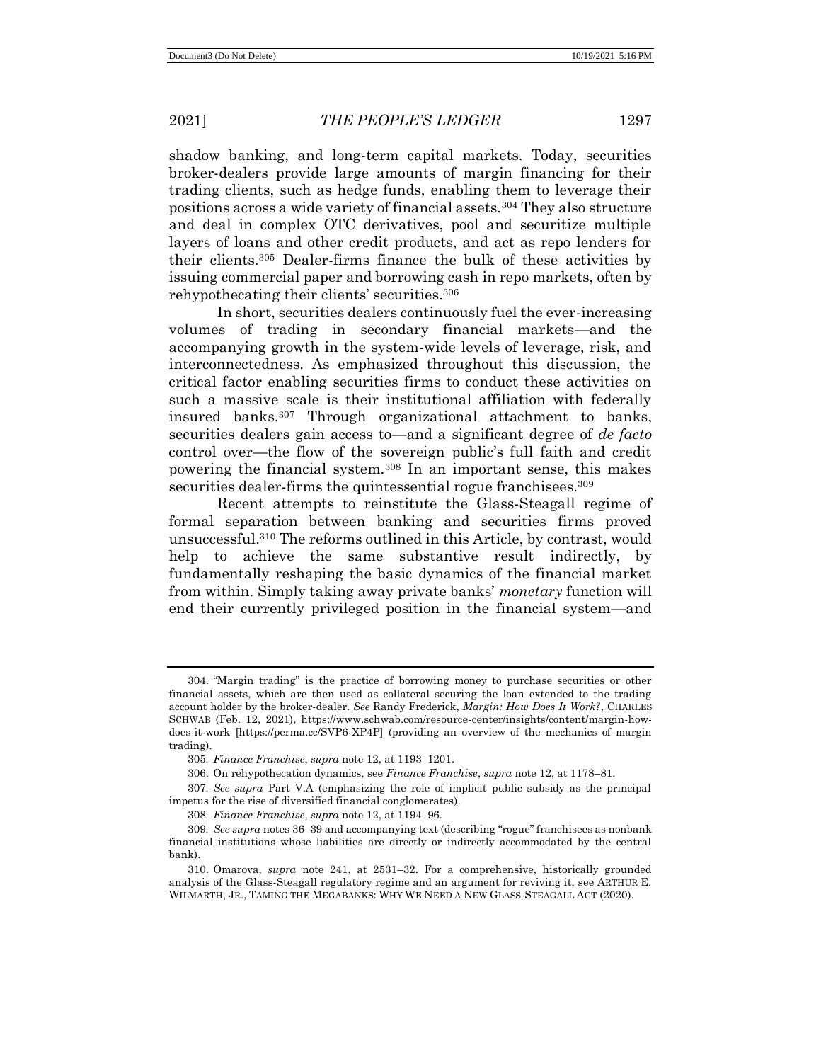shadow banking, and long-term capital markets. Today, securities broker-dealers provide large amounts of margin financing for their trading clients, such as hedge funds, enabling them to leverage their positions across a wide variety of financial assets.[304] They also structure and deal in complex OTC derivatives, pool and securitize multiple layers of loans and other credit products, and act as repo lenders for their clients.[305] Dealer-firms finance the bulk of these activities by issuing commercial paper and borrowing cash in repo markets, often by rehypothecating their clients' securities.[306]

In short, securities dealers continuously fuel the ever-increasing volumes of trading in secondary financial markets—and the accompanying growth in the system-wide levels of leverage, risk, and interconnectedness. As emphasized throughout this discussion, the critical factor enabling securities firms to conduct these activities on such a massive scale is their institutional affiliation with federally insured banks.[307] Through organizational attachment to banks, securities dealers gain access to—and a significant degree of *de facto* control over—the flow of the sovereign public's full faith and credit powering the financial system.[308] In an important sense, this makes securities dealer-firms the quintessential rogue franchisees.[309]

Recent attempts to reinstitute the Glass-Steagall regime of formal separation between banking and securities firms proved unsuccessful.[310] The reforms outlined in this Article, by contrast, would help to achieve the same substantive result indirectly, by fundamentally reshaping the basic dynamics of the financial market from within. Simply taking away private banks' *monetary* function will end their currently privileged position in the financial system—and

---

304. "Margin trading" is the practice of borrowing money to purchase securities or other financial assets, which are then used as collateral securing the loan extended to the trading account holder by the broker-dealer. *See* Randy Frederick, *Margin: How Does It Work?*, CHARLES SCHWAB (Feb. 12, 2021), https://www.schwab.com/resource-center/insights/content/margin-how-does-it-work [https://perma.cc/SVP6-XP4P] (providing an overview of the mechanics of margin trading).

305. *Finance Franchise*, *supra* note 12, at 1193–1201.

306. On rehypothecation dynamics, see *Finance Franchise*, *supra* note 12, at 1178–81.

307. *See supra* Part V.A (emphasizing the role of implicit public subsidy as the principal impetus for the rise of diversified financial conglomerates).

308. *Finance Franchise*, *supra* note 12, at 1194–96.

309. *See supra* notes 36–39 and accompanying text (describing "rogue" franchisees as nonbank financial institutions whose liabilities are directly or indirectly accommodated by the central bank).

310. Omarova, *supra* note 241, at 2531–32. For a comprehensive, historically grounded analysis of the Glass-Steagall regulatory regime and an argument for reviving it, see ARTHUR E. WILMARTH, JR., TAMING THE MEGABANKS: WHY WE NEED A NEW GLASS-STEAGALL ACT (2020).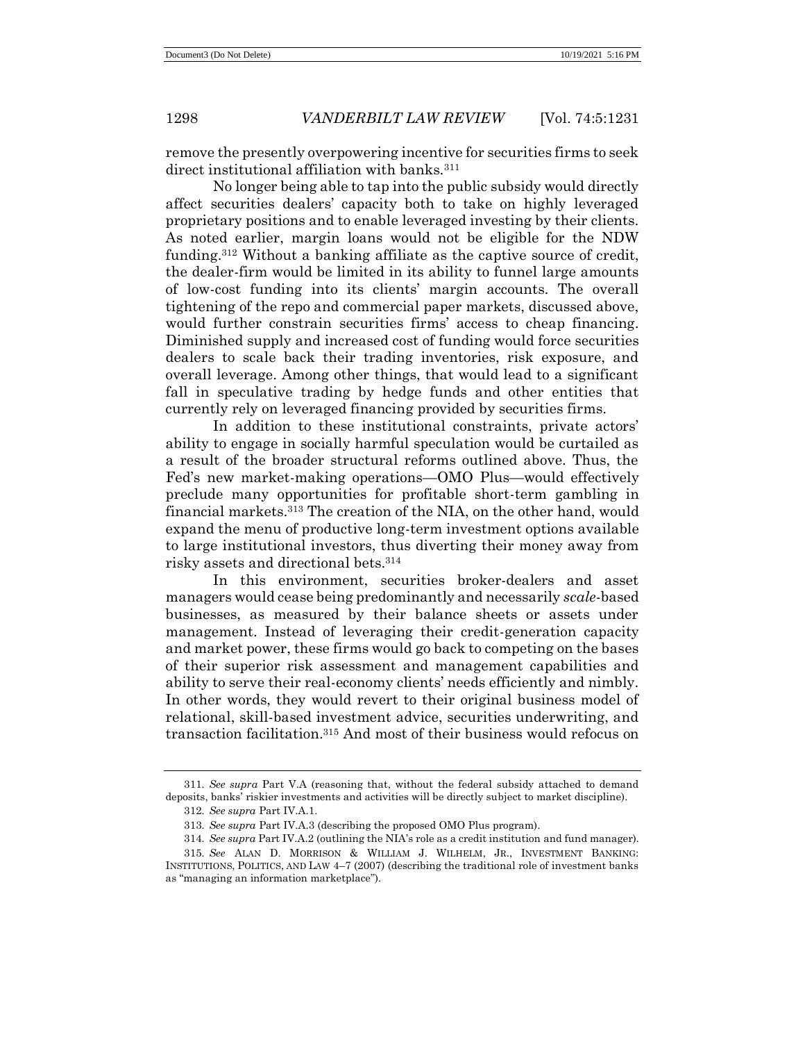remove the presently overpowering incentive for securities firms to seek direct institutional affiliation with banks.[311]

No longer being able to tap into the public subsidy would directly affect securities dealers' capacity both to take on highly leveraged proprietary positions and to enable leveraged investing by their clients. As noted earlier, margin loans would not be eligible for the NDW funding.[312] Without a banking affiliate as the captive source of credit, the dealer-firm would be limited in its ability to funnel large amounts of low-cost funding into its clients' margin accounts. The overall tightening of the repo and commercial paper markets, discussed above, would further constrain securities firms' access to cheap financing. Diminished supply and increased cost of funding would force securities dealers to scale back their trading inventories, risk exposure, and overall leverage. Among other things, that would lead to a significant fall in speculative trading by hedge funds and other entities that currently rely on leveraged financing provided by securities firms.

In addition to these institutional constraints, private actors' ability to engage in socially harmful speculation would be curtailed as a result of the broader structural reforms outlined above. Thus, the Fed's new market-making operations—OMO Plus—would effectively preclude many opportunities for profitable short-term gambling in financial markets.[313] The creation of the NIA, on the other hand, would expand the menu of productive long-term investment options available to large institutional investors, thus diverting their money away from risky assets and directional bets.[314]

In this environment, securities broker-dealers and asset managers would cease being predominantly and necessarily *scale*-based businesses, as measured by their balance sheets or assets under management. Instead of leveraging their credit-generation capacity and market power, these firms would go back to competing on the bases of their superior risk assessment and management capabilities and ability to serve their real-economy clients' needs efficiently and nimbly. In other words, they would revert to their original business model of relational, skill-based investment advice, securities underwriting, and transaction facilitation.[315] And most of their business would refocus on

---

311. *See supra* Part V.A (reasoning that, without the federal subsidy attached to demand deposits, banks' riskier investments and activities will be directly subject to market discipline).

312. *See supra* Part IV.A.1.

313. *See supra* Part IV.A.3 (describing the proposed OMO Plus program).

314. *See supra* Part IV.A.2 (outlining the NIA's role as a credit institution and fund manager).

315. *See* ALAN D. MORRISON & WILLIAM J. WILHELM, JR., INVESTMENT BANKING: INSTITUTIONS, POLITICS, AND LAW 4–7 (2007) (describing the traditional role of investment banks as "managing an information marketplace").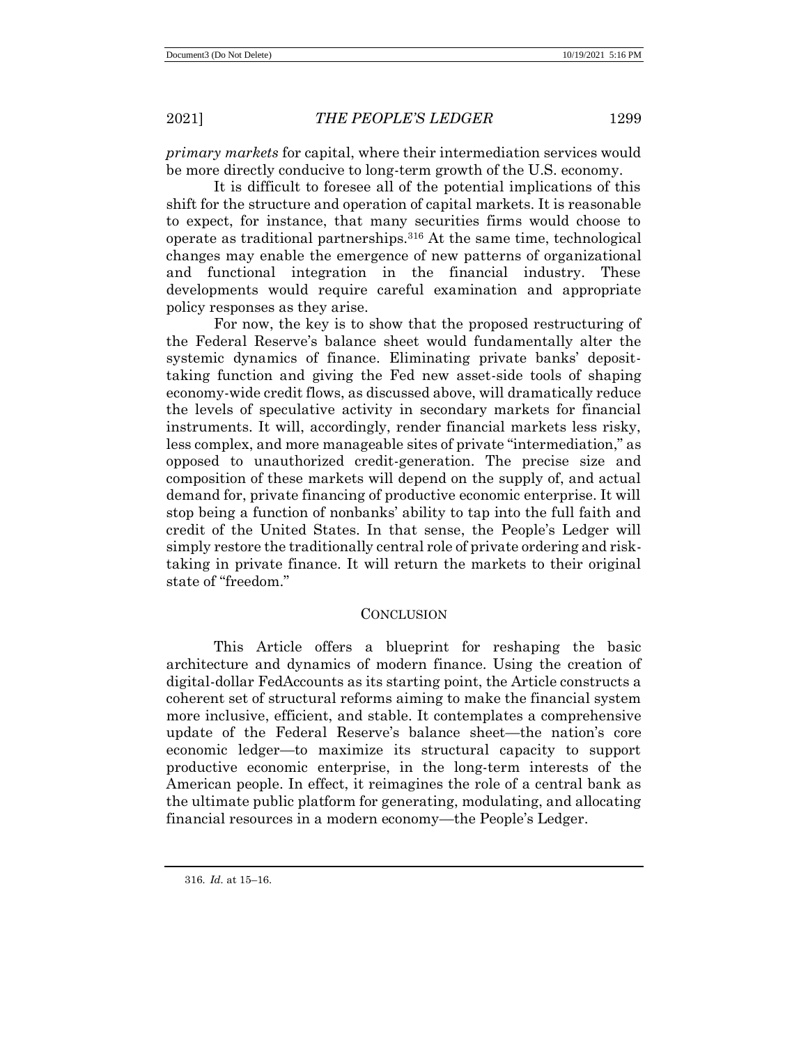*primary markets* for capital, where their intermediation services would be more directly conducive to long-term growth of the U.S. economy.

It is difficult to foresee all of the potential implications of this shift for the structure and operation of capital markets. It is reasonable to expect, for instance, that many securities firms would choose to operate as traditional partnerships.[316] At the same time, technological changes may enable the emergence of new patterns of organizational and functional integration in the financial industry. These developments would require careful examination and appropriate policy responses as they arise.

For now, the key is to show that the proposed restructuring of the Federal Reserve's balance sheet would fundamentally alter the systemic dynamics of finance. Eliminating private banks' deposit-taking function and giving the Fed new asset-side tools of shaping economy-wide credit flows, as discussed above, will dramatically reduce the levels of speculative activity in secondary markets for financial instruments. It will, accordingly, render financial markets less risky, less complex, and more manageable sites of private "intermediation," as opposed to unauthorized credit-generation. The precise size and composition of these markets will depend on the supply of, and actual demand for, private financing of productive economic enterprise. It will stop being a function of nonbanks' ability to tap into the full faith and credit of the United States. In that sense, the People's Ledger will simply restore the traditionally central role of private ordering and risk-taking in private finance. It will return the markets to their original state of "freedom."

## CONCLUSION

This Article offers a blueprint for reshaping the basic architecture and dynamics of modern finance. Using the creation of digital-dollar FedAccounts as its starting point, the Article constructs a coherent set of structural reforms aiming to make the financial system more inclusive, efficient, and stable. It contemplates a comprehensive update of the Federal Reserve's balance sheet—the nation's core economic ledger—to maximize its structural capacity to support productive economic enterprise, in the long-term interests of the American people. In effect, it reimagines the role of a central bank as the ultimate public platform for generating, modulating, and allocating financial resources in a modern economy—the People's Ledger.

---

316. *Id.* at 15–16.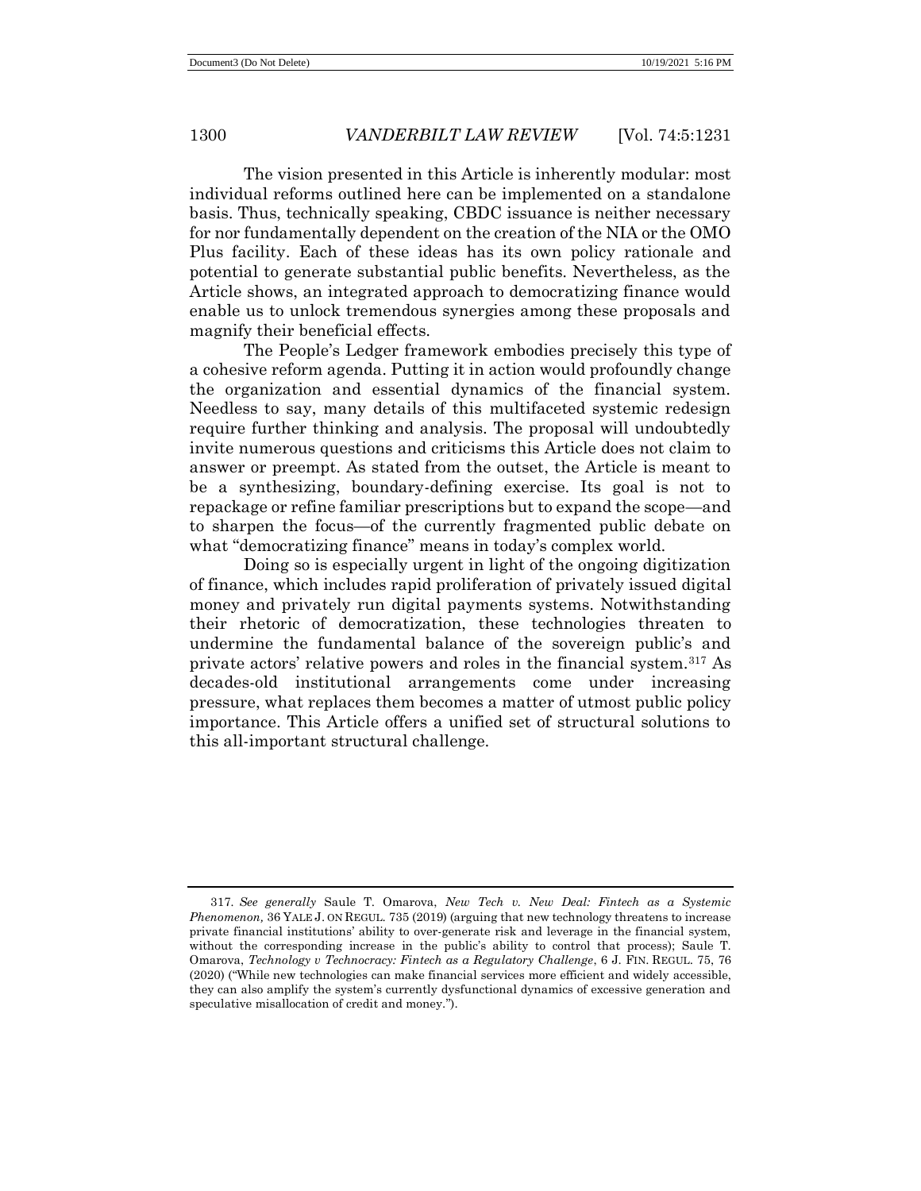The vision presented in this Article is inherently modular: most individual reforms outlined here can be implemented on a standalone basis. Thus, technically speaking, CBDC issuance is neither necessary for nor fundamentally dependent on the creation of the NIA or the OMO Plus facility. Each of these ideas has its own policy rationale and potential to generate substantial public benefits. Nevertheless, as the Article shows, an integrated approach to democratizing finance would enable us to unlock tremendous synergies among these proposals and magnify their beneficial effects.

The People's Ledger framework embodies precisely this type of a cohesive reform agenda. Putting it in action would profoundly change the organization and essential dynamics of the financial system. Needless to say, many details of this multifaceted systemic redesign require further thinking and analysis. The proposal will undoubtedly invite numerous questions and criticisms this Article does not claim to answer or preempt. As stated from the outset, the Article is meant to be a synthesizing, boundary-defining exercise. Its goal is not to repackage or refine familiar prescriptions but to expand the scope—and to sharpen the focus—of the currently fragmented public debate on what "democratizing finance" means in today's complex world.

Doing so is especially urgent in light of the ongoing digitization of finance, which includes rapid proliferation of privately issued digital money and privately run digital payments systems. Notwithstanding their rhetoric of democratization, these technologies threaten to undermine the fundamental balance of the sovereign public's and private actors' relative powers and roles in the financial system.[317] As decades-old institutional arrangements come under increasing pressure, what replaces them becomes a matter of utmost public policy importance. This Article offers a unified set of structural solutions to this all-important structural challenge.

---

317. *See generally* Saule T. Omarova, *New Tech v. New Deal: Fintech as a Systemic Phenomenon,* 36 YALE J. ON REGUL. 735 (2019) (arguing that new technology threatens to increase private financial institutions' ability to over-generate risk and leverage in the financial system, without the corresponding increase in the public's ability to control that process); Saule T. Omarova, *Technology v Technocracy: Fintech as a Regulatory Challenge*, 6 J. FIN. REGUL. 75, 76 (2020) ("While new technologies can make financial services more efficient and widely accessible, they can also amplify the system's currently dysfunctional dynamics of excessive generation and speculative misallocation of credit and money.").